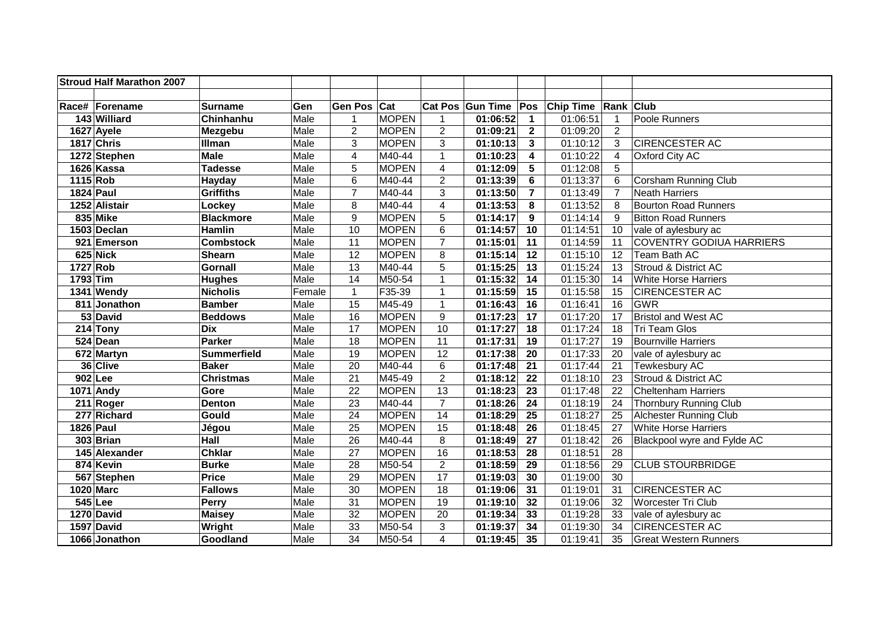**Stroud Half Marathon 2007**

| Race# | Forename | Surname | Gen | Gen Pos | Cat | Cat Pos | Gun Time | Pos | Chip Time | Rank | Club |
|---|---|---|---|---|---|---|---|---|---|---|---|
| 143 | Williard | Chinhanhu | Male | 1 | MOPEN | 1 | 01:06:52 | 1 | 01:06:51 | 1 | Poole Runners |
| 1627 | Ayele | Mezgebu | Male | 2 | MOPEN | 2 | 01:09:21 | 2 | 01:09:20 | 2 | |
| 1817 | Chris | Illman | Male | 3 | MOPEN | 3 | 01:10:13 | 3 | 01:10:12 | 3 | CIRENCESTER AC |
| 1272 | Stephen | Male | Male | 4 | M40-44 | 1 | 01:10:23 | 4 | 01:10:22 | 4 | Oxford City AC |
| 1626 | Kassa | Tadesse | Male | 5 | MOPEN | 4 | 01:12:09 | 5 | 01:12:08 | 5 | |
| 1115 | Rob | Hayday | Male | 6 | M40-44 | 2 | 01:13:39 | 6 | 01:13:37 | 6 | Corsham Running Club |
| 1824 | Paul | Griffiths | Male | 7 | M40-44 | 3 | 01:13:50 | 7 | 01:13:49 | 7 | Neath Harriers |
| 1252 | Alistair | Lockey | Male | 8 | M40-44 | 4 | 01:13:53 | 8 | 01:13:52 | 8 | Bourton Road Runners |
| 835 | Mike | Blackmore | Male | 9 | MOPEN | 5 | 01:14:17 | 9 | 01:14:14 | 9 | Bitton Road Runners |
| 1503 | Declan | Hamlin | Male | 10 | MOPEN | 6 | 01:14:57 | 10 | 01:14:51 | 10 | vale of aylesbury ac |
| 921 | Emerson | Combstock | Male | 11 | MOPEN | 7 | 01:15:01 | 11 | 01:14:59 | 11 | COVENTRY GODIUA HARRIERS |
| 625 | Nick | Shearn | Male | 12 | MOPEN | 8 | 01:15:14 | 12 | 01:15:10 | 12 | Team Bath AC |
| 1727 | Rob | Gornall | Male | 13 | M40-44 | 5 | 01:15:25 | 13 | 01:15:24 | 13 | Stroud & District AC |
| 1793 | Tim | Hughes | Male | 14 | M50-54 | 1 | 01:15:32 | 14 | 01:15:30 | 14 | White Horse Harriers |
| 1341 | Wendy | Nicholis | Female | 1 | F35-39 | 1 | 01:15:59 | 15 | 01:15:58 | 15 | CIRENCESTER AC |
| 811 | Jonathon | Bamber | Male | 15 | M45-49 | 1 | 01:16:43 | 16 | 01:16:41 | 16 | GWR |
| 53 | David | Beddows | Male | 16 | MOPEN | 9 | 01:17:23 | 17 | 01:17:20 | 17 | Bristol and West AC |
| 214 | Tony | Dix | Male | 17 | MOPEN | 10 | 01:17:27 | 18 | 01:17:24 | 18 | Tri Team Glos |
| 524 | Dean | Parker | Male | 18 | MOPEN | 11 | 01:17:31 | 19 | 01:17:27 | 19 | Bournville Harriers |
| 672 | Martyn | Summerfield | Male | 19 | MOPEN | 12 | 01:17:38 | 20 | 01:17:33 | 20 | vale of aylesbury ac |
| 36 | Clive | Baker | Male | 20 | M40-44 | 6 | 01:17:48 | 21 | 01:17:44 | 21 | Tewkesbury AC |
| 902 | Lee | Christmas | Male | 21 | M45-49 | 2 | 01:18:12 | 22 | 01:18:10 | 23 | Stroud & District AC |
| 1071 | Andy | Gore | Male | 22 | MOPEN | 13 | 01:18:23 | 23 | 01:17:48 | 22 | Cheltenham Harriers |
| 211 | Roger | Denton | Male | 23 | M40-44 | 7 | 01:18:26 | 24 | 01:18:19 | 24 | Thornbury Running Club |
| 277 | Richard | Gould | Male | 24 | MOPEN | 14 | 01:18:29 | 25 | 01:18:27 | 25 | Alchester Running Club |
| 1826 | Paul | Jégou | Male | 25 | MOPEN | 15 | 01:18:48 | 26 | 01:18:45 | 27 | White Horse Harriers |
| 303 | Brian | Hall | Male | 26 | M40-44 | 8 | 01:18:49 | 27 | 01:18:42 | 26 | Blackpool wyre and Fylde AC |
| 145 | Alexander | Chklar | Male | 27 | MOPEN | 16 | 01:18:53 | 28 | 01:18:51 | 28 | |
| 874 | Kevin | Burke | Male | 28 | M50-54 | 2 | 01:18:59 | 29 | 01:18:56 | 29 | CLUB STOURBRIDGE |
| 567 | Stephen | Price | Male | 29 | MOPEN | 17 | 01:19:03 | 30 | 01:19:00 | 30 | |
| 1020 | Marc | Fallows | Male | 30 | MOPEN | 18 | 01:19:06 | 31 | 01:19:01 | 31 | CIRENCESTER AC |
| 545 | Lee | Perry | Male | 31 | MOPEN | 19 | 01:19:10 | 32 | 01:19:06 | 32 | Worcester Tri Club |
| 1270 | David | Maisey | Male | 32 | MOPEN | 20 | 01:19:34 | 33 | 01:19:28 | 33 | vale of aylesbury ac |
| 1597 | David | Wright | Male | 33 | M50-54 | 3 | 01:19:37 | 34 | 01:19:30 | 34 | CIRENCESTER AC |
| 1066 | Jonathon | Goodland | Male | 34 | M50-54 | 4 | 01:19:45 | 35 | 01:19:41 | 35 | Great Western Runners |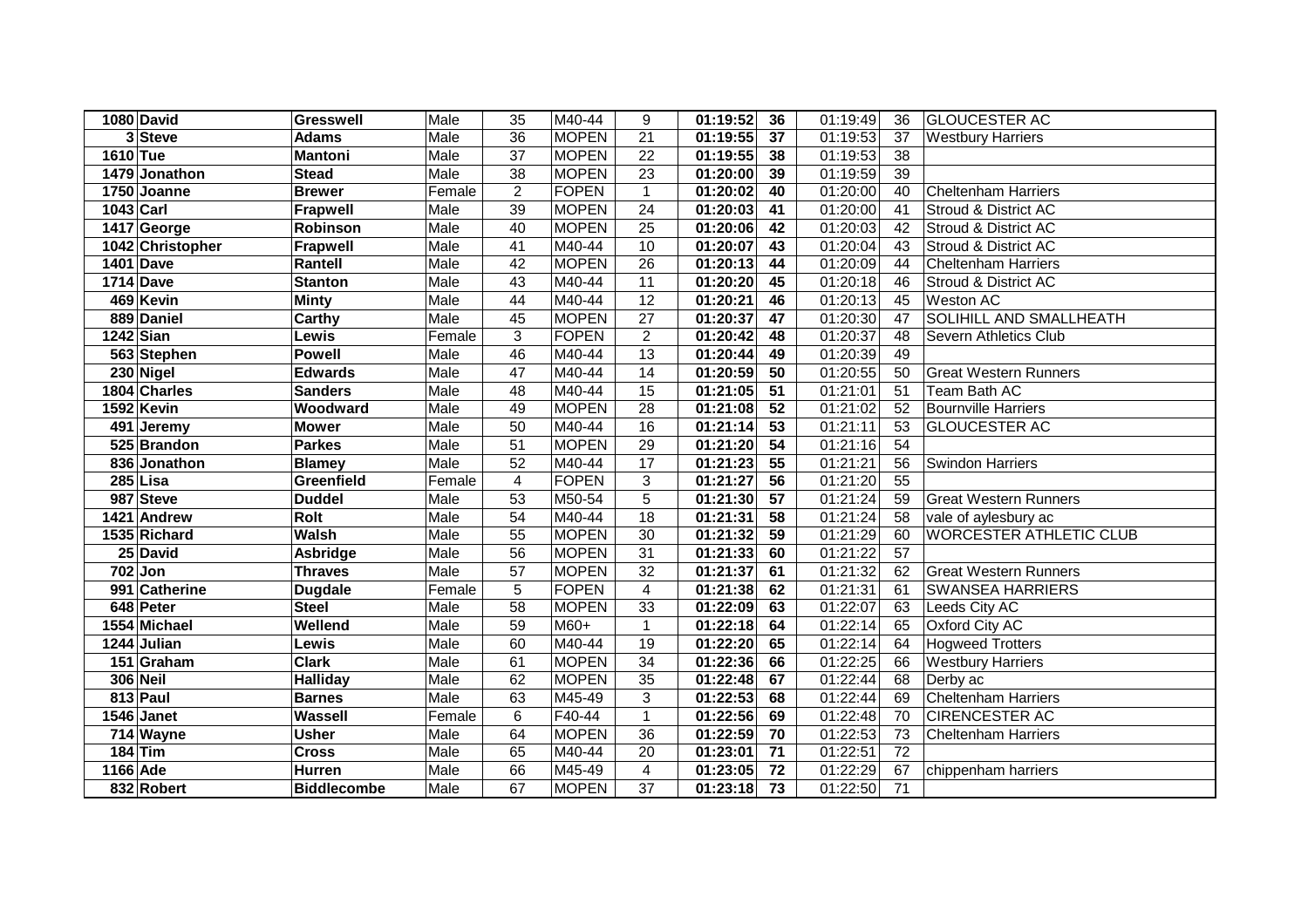| | | | | | | | | | | | |
|---|---|---|---|---|---|---|---|---|---|---|---|
| 1080 | David | Gresswell | Male | 35 | M40-44 | 9 | 01:19:52 | 36 | 01:19:49 | 36 | GLOUCESTER AC |
| 3 | Steve | Adams | Male | 36 | MOPEN | 21 | 01:19:55 | 37 | 01:19:53 | 37 | Westbury Harriers |
| 1610 | Tue | Mantoni | Male | 37 | MOPEN | 22 | 01:19:55 | 38 | 01:19:53 | 38 | |
| 1479 | Jonathon | Stead | Male | 38 | MOPEN | 23 | 01:20:00 | 39 | 01:19:59 | 39 | |
| 1750 | Joanne | Brewer | Female | 2 | FOPEN | 1 | 01:20:02 | 40 | 01:20:00 | 40 | Cheltenham Harriers |
| 1043 | Carl | Frapwell | Male | 39 | MOPEN | 24 | 01:20:03 | 41 | 01:20:00 | 41 | Stroud & District AC |
| 1417 | George | Robinson | Male | 40 | MOPEN | 25 | 01:20:06 | 42 | 01:20:03 | 42 | Stroud & District AC |
| 1042 | Christopher | Frapwell | Male | 41 | M40-44 | 10 | 01:20:07 | 43 | 01:20:04 | 43 | Stroud & District AC |
| 1401 | Dave | Rantell | Male | 42 | MOPEN | 26 | 01:20:13 | 44 | 01:20:09 | 44 | Cheltenham Harriers |
| 1714 | Dave | Stanton | Male | 43 | M40-44 | 11 | 01:20:20 | 45 | 01:20:18 | 46 | Stroud & District AC |
| 469 | Kevin | Minty | Male | 44 | M40-44 | 12 | 01:20:21 | 46 | 01:20:13 | 45 | Weston AC |
| 889 | Daniel | Carthy | Male | 45 | MOPEN | 27 | 01:20:37 | 47 | 01:20:30 | 47 | SOLIHILL AND SMALLHEATH |
| 1242 | Sian | Lewis | Female | 3 | FOPEN | 2 | 01:20:42 | 48 | 01:20:37 | 48 | Severn Athletics Club |
| 563 | Stephen | Powell | Male | 46 | M40-44 | 13 | 01:20:44 | 49 | 01:20:39 | 49 | |
| 230 | Nigel | Edwards | Male | 47 | M40-44 | 14 | 01:20:59 | 50 | 01:20:55 | 50 | Great Western Runners |
| 1804 | Charles | Sanders | Male | 48 | M40-44 | 15 | 01:21:05 | 51 | 01:21:01 | 51 | Team Bath AC |
| 1592 | Kevin | Woodward | Male | 49 | MOPEN | 28 | 01:21:08 | 52 | 01:21:02 | 52 | Bournville Harriers |
| 491 | Jeremy | Mower | Male | 50 | M40-44 | 16 | 01:21:14 | 53 | 01:21:11 | 53 | GLOUCESTER AC |
| 525 | Brandon | Parkes | Male | 51 | MOPEN | 29 | 01:21:20 | 54 | 01:21:16 | 54 | |
| 836 | Jonathon | Blamey | Male | 52 | M40-44 | 17 | 01:21:23 | 55 | 01:21:21 | 56 | Swindon Harriers |
| 285 | Lisa | Greenfield | Female | 4 | FOPEN | 3 | 01:21:27 | 56 | 01:21:20 | 55 | |
| 987 | Steve | Duddel | Male | 53 | M50-54 | 5 | 01:21:30 | 57 | 01:21:24 | 59 | Great Western Runners |
| 1421 | Andrew | Rolt | Male | 54 | M40-44 | 18 | 01:21:31 | 58 | 01:21:24 | 58 | vale of aylesbury ac |
| 1535 | Richard | Walsh | Male | 55 | MOPEN | 30 | 01:21:32 | 59 | 01:21:29 | 60 | WORCESTER ATHLETIC CLUB |
| 25 | David | Asbridge | Male | 56 | MOPEN | 31 | 01:21:33 | 60 | 01:21:22 | 57 | |
| 702 | Jon | Thraves | Male | 57 | MOPEN | 32 | 01:21:37 | 61 | 01:21:32 | 62 | Great Western Runners |
| 991 | Catherine | Dugdale | Female | 5 | FOPEN | 4 | 01:21:38 | 62 | 01:21:31 | 61 | SWANSEA HARRIERS |
| 648 | Peter | Steel | Male | 58 | MOPEN | 33 | 01:22:09 | 63 | 01:22:07 | 63 | Leeds City AC |
| 1554 | Michael | Wellend | Male | 59 | M60+ | 1 | 01:22:18 | 64 | 01:22:14 | 65 | Oxford City AC |
| 1244 | Julian | Lewis | Male | 60 | M40-44 | 19 | 01:22:20 | 65 | 01:22:14 | 64 | Hogweed Trotters |
| 151 | Graham | Clark | Male | 61 | MOPEN | 34 | 01:22:36 | 66 | 01:22:25 | 66 | Westbury Harriers |
| 306 | Neil | Halliday | Male | 62 | MOPEN | 35 | 01:22:48 | 67 | 01:22:44 | 68 | Derby ac |
| 813 | Paul | Barnes | Male | 63 | M45-49 | 3 | 01:22:53 | 68 | 01:22:44 | 69 | Cheltenham Harriers |
| 1546 | Janet | Wassell | Female | 6 | F40-44 | 1 | 01:22:56 | 69 | 01:22:48 | 70 | CIRENCESTER AC |
| 714 | Wayne | Usher | Male | 64 | MOPEN | 36 | 01:22:59 | 70 | 01:22:53 | 73 | Cheltenham Harriers |
| 184 | Tim | Cross | Male | 65 | M40-44 | 20 | 01:23:01 | 71 | 01:22:51 | 72 | |
| 1166 | Ade | Hurren | Male | 66 | M45-49 | 4 | 01:23:05 | 72 | 01:22:29 | 67 | chippenham harriers |
| 832 | Robert | Biddlecombe | Male | 67 | MOPEN | 37 | 01:23:18 | 73 | 01:22:50 | 71 | |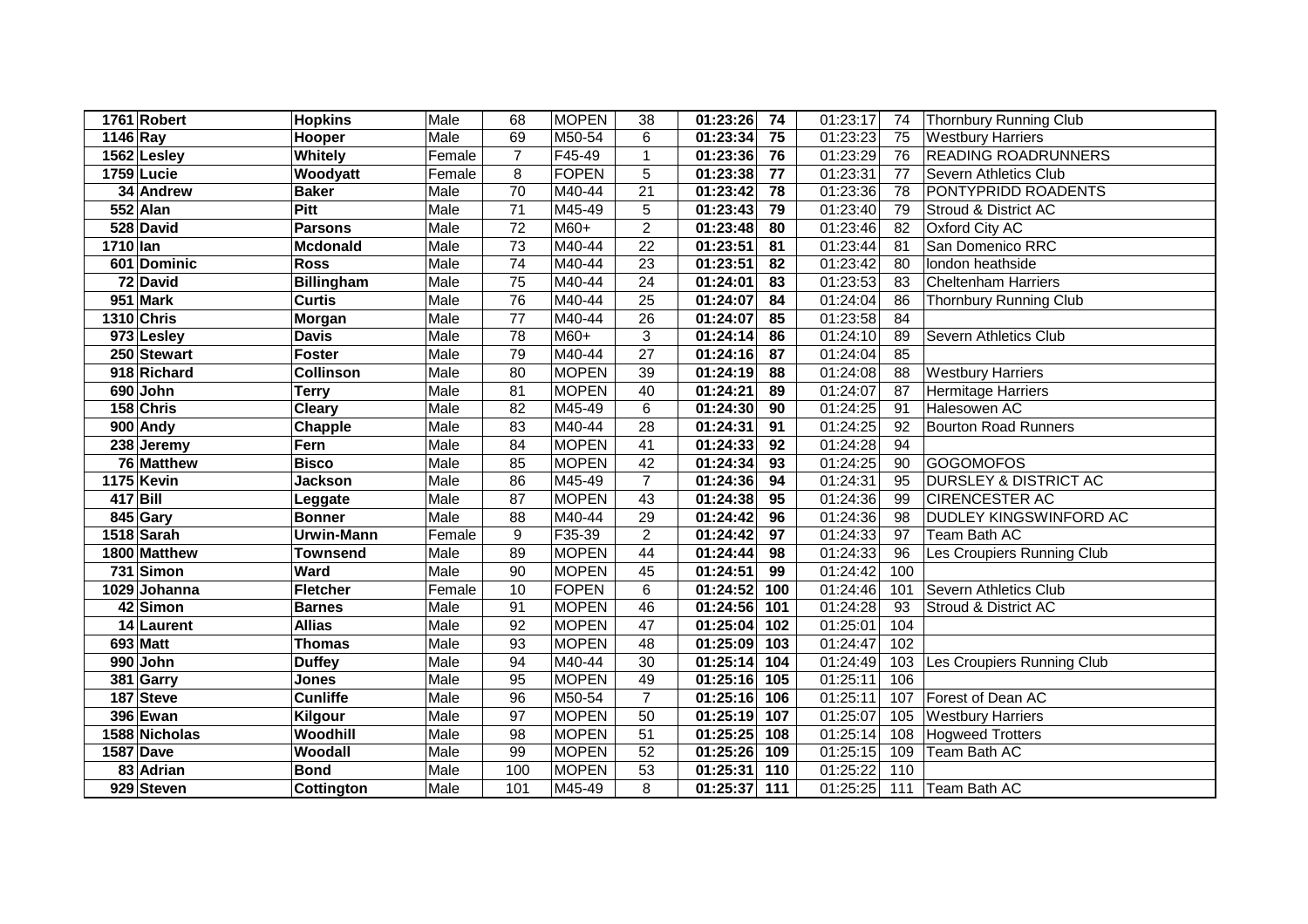| | | | | | | | | | | | |
|---|---|---|---|---|---|---|---|---|---|---|---|
| **1761** | **Robert** | **Hopkins** | Male | 68 | MOPEN | 38 | **01:23:26** | **74** | 01:23:17 | 74 | Thornbury Running Club |
| **1146** | **Ray** | **Hooper** | Male | 69 | M50-54 | 6 | **01:23:34** | **75** | 01:23:23 | 75 | Westbury Harriers |
| **1562** | **Lesley** | **Whitely** | Female | 7 | F45-49 | 1 | **01:23:36** | **76** | 01:23:29 | 76 | READING ROADRUNNERS |
| **1759** | **Lucie** | **Woodyatt** | Female | 8 | FOPEN | 5 | **01:23:38** | **77** | 01:23:31 | 77 | Severn Athletics Club |
| **34** | **Andrew** | **Baker** | Male | 70 | M40-44 | 21 | **01:23:42** | **78** | 01:23:36 | 78 | PONTYPRIDD ROADENTS |
| **552** | **Alan** | **Pitt** | Male | 71 | M45-49 | 5 | **01:23:43** | **79** | 01:23:40 | 79 | Stroud & District AC |
| **528** | **David** | **Parsons** | Male | 72 | M60+ | 2 | **01:23:48** | **80** | 01:23:46 | 82 | Oxford City AC |
| **1710** | **Ian** | **Mcdonald** | Male | 73 | M40-44 | 22 | **01:23:51** | **81** | 01:23:44 | 81 | San Domenico RRC |
| **601** | **Dominic** | **Ross** | Male | 74 | M40-44 | 23 | **01:23:51** | **82** | 01:23:42 | 80 | london heathside |
| **72** | **David** | **Billingham** | Male | 75 | M40-44 | 24 | **01:24:01** | **83** | 01:23:53 | 83 | Cheltenham Harriers |
| **951** | **Mark** | **Curtis** | Male | 76 | M40-44 | 25 | **01:24:07** | **84** | 01:24:04 | 86 | Thornbury Running Club |
| **1310** | **Chris** | **Morgan** | Male | 77 | M40-44 | 26 | **01:24:07** | **85** | 01:23:58 | 84 | |
| **973** | **Lesley** | **Davis** | Male | 78 | M60+ | 3 | **01:24:14** | **86** | 01:24:10 | 89 | Severn Athletics Club |
| **250** | **Stewart** | **Foster** | Male | 79 | M40-44 | 27 | **01:24:16** | **87** | 01:24:04 | 85 | |
| **918** | **Richard** | **Collinson** | Male | 80 | MOPEN | 39 | **01:24:19** | **88** | 01:24:08 | 88 | Westbury Harriers |
| **690** | **John** | **Terry** | Male | 81 | MOPEN | 40 | **01:24:21** | **89** | 01:24:07 | 87 | Hermitage Harriers |
| **158** | **Chris** | **Cleary** | Male | 82 | M45-49 | 6 | **01:24:30** | **90** | 01:24:25 | 91 | Halesowen AC |
| **900** | **Andy** | **Chapple** | Male | 83 | M40-44 | 28 | **01:24:31** | **91** | 01:24:25 | 92 | Bourton Road Runners |
| **238** | **Jeremy** | **Fern** | Male | 84 | MOPEN | 41 | **01:24:33** | **92** | 01:24:28 | 94 | |
| **76** | **Matthew** | **Bisco** | Male | 85 | MOPEN | 42 | **01:24:34** | **93** | 01:24:25 | 90 | GOGOMOFOS |
| **1175** | **Kevin** | **Jackson** | Male | 86 | M45-49 | 7 | **01:24:36** | **94** | 01:24:31 | 95 | DURSLEY & DISTRICT AC |
| **417** | **Bill** | **Leggate** | Male | 87 | MOPEN | 43 | **01:24:38** | **95** | 01:24:36 | 99 | CIRENCESTER AC |
| **845** | **Gary** | **Bonner** | Male | 88 | M40-44 | 29 | **01:24:42** | **96** | 01:24:36 | 98 | DUDLEY KINGSWINFORD AC |
| **1518** | **Sarah** | **Urwin-Mann** | Female | 9 | F35-39 | 2 | **01:24:42** | **97** | 01:24:33 | 97 | Team Bath AC |
| **1800** | **Matthew** | **Townsend** | Male | 89 | MOPEN | 44 | **01:24:44** | **98** | 01:24:33 | 96 | Les Croupiers Running Club |
| **731** | **Simon** | **Ward** | Male | 90 | MOPEN | 45 | **01:24:51** | **99** | 01:24:42 | 100 | |
| **1029** | **Johanna** | **Fletcher** | Female | 10 | FOPEN | 6 | **01:24:52** | **100** | 01:24:46 | 101 | Severn Athletics Club |
| **42** | **Simon** | **Barnes** | Male | 91 | MOPEN | 46 | **01:24:56** | **101** | 01:24:28 | 93 | Stroud & District AC |
| **14** | **Laurent** | **Allias** | Male | 92 | MOPEN | 47 | **01:25:04** | **102** | 01:25:01 | 104 | |
| **693** | **Matt** | **Thomas** | Male | 93 | MOPEN | 48 | **01:25:09** | **103** | 01:24:47 | 102 | |
| **990** | **John** | **Duffey** | Male | 94 | M40-44 | 30 | **01:25:14** | **104** | 01:24:49 | 103 | Les Croupiers Running Club |
| **381** | **Garry** | **Jones** | Male | 95 | MOPEN | 49 | **01:25:16** | **105** | 01:25:11 | 106 | |
| **187** | **Steve** | **Cunliffe** | Male | 96 | M50-54 | 7 | **01:25:16** | **106** | 01:25:11 | 107 | Forest of Dean AC |
| **396** | **Ewan** | **Kilgour** | Male | 97 | MOPEN | 50 | **01:25:19** | **107** | 01:25:07 | 105 | Westbury Harriers |
| **1588** | **Nicholas** | **Woodhill** | Male | 98 | MOPEN | 51 | **01:25:25** | **108** | 01:25:14 | 108 | Hogweed Trotters |
| **1587** | **Dave** | **Woodall** | Male | 99 | MOPEN | 52 | **01:25:26** | **109** | 01:25:15 | 109 | Team Bath AC |
| **83** | **Adrian** | **Bond** | Male | 100 | MOPEN | 53 | **01:25:31** | **110** | 01:25:22 | 110 | |
| **929** | **Steven** | **Cottington** | Male | 101 | M45-49 | 8 | **01:25:37** | **111** | 01:25:25 | 111 | Team Bath AC |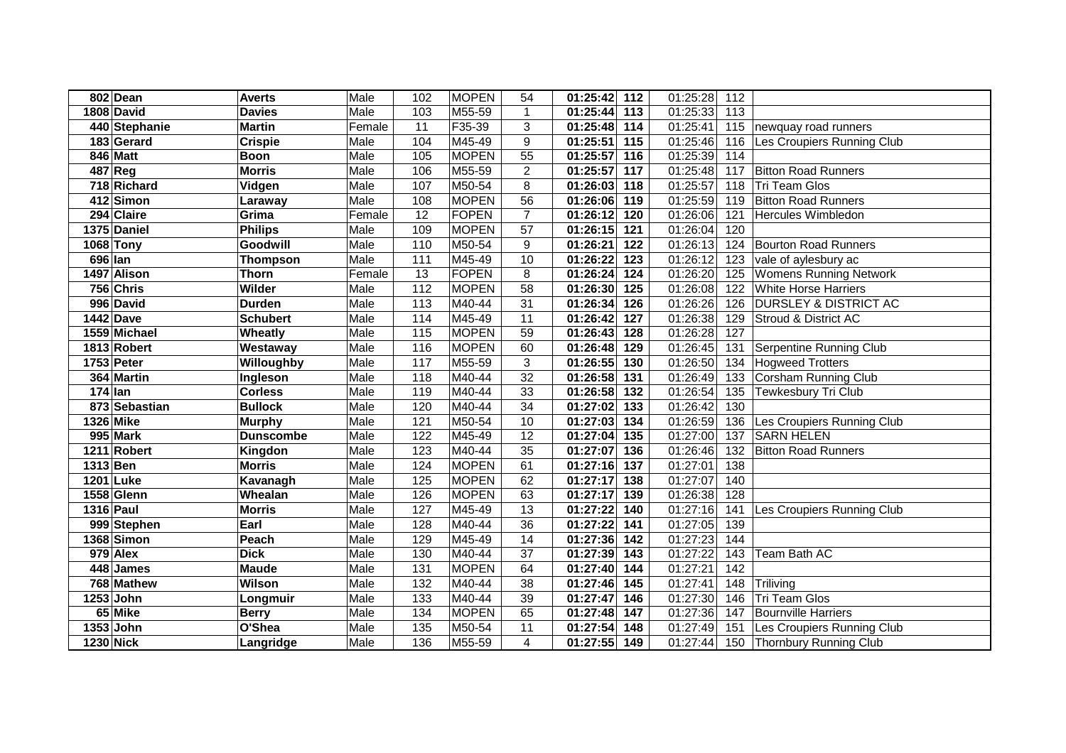| | | | | | | | | | | | |
|---|---|---|---|---|---|---|---|---|---|---|---|
| **802** | **Dean** | **Averts** | Male | 102 | MOPEN | 54 | **01:25:42** | **112** | 01:25:28 | 112 | |
| **1808** | **David** | **Davies** | Male | 103 | M55-59 | 1 | **01:25:44** | **113** | 01:25:33 | 113 | |
| **440** | **Stephanie** | **Martin** | Female | 11 | F35-39 | 3 | **01:25:48** | **114** | 01:25:41 | 115 | newquay road runners |
| **183** | **Gerard** | **Crispie** | Male | 104 | M45-49 | 9 | **01:25:51** | **115** | 01:25:46 | 116 | Les Croupiers Running Club |
| **846** | **Matt** | **Boon** | Male | 105 | MOPEN | 55 | **01:25:57** | **116** | 01:25:39 | 114 | |
| **487** | **Reg** | **Morris** | Male | 106 | M55-59 | 2 | **01:25:57** | **117** | 01:25:48 | 117 | Bitton Road Runners |
| **718** | **Richard** | **Vidgen** | Male | 107 | M50-54 | 8 | **01:26:03** | **118** | 01:25:57 | 118 | Tri Team Glos |
| **412** | **Simon** | **Laraway** | Male | 108 | MOPEN | 56 | **01:26:06** | **119** | 01:25:59 | 119 | Bitton Road Runners |
| **294** | **Claire** | **Grima** | Female | 12 | FOPEN | 7 | **01:26:12** | **120** | 01:26:06 | 121 | Hercules Wimbledon |
| **1375** | **Daniel** | **Philips** | Male | 109 | MOPEN | 57 | **01:26:15** | **121** | 01:26:04 | 120 | |
| **1068** | **Tony** | **Goodwill** | Male | 110 | M50-54 | 9 | **01:26:21** | **122** | 01:26:13 | 124 | Bourton Road Runners |
| **696** | **Ian** | **Thompson** | Male | 111 | M45-49 | 10 | **01:26:22** | **123** | 01:26:12 | 123 | vale of aylesbury ac |
| **1497** | **Alison** | **Thorn** | Female | 13 | FOPEN | 8 | **01:26:24** | **124** | 01:26:20 | 125 | Womens Running Network |
| **756** | **Chris** | **Wilder** | Male | 112 | MOPEN | 58 | **01:26:30** | **125** | 01:26:08 | 122 | White Horse Harriers |
| **996** | **David** | **Durden** | Male | 113 | M40-44 | 31 | **01:26:34** | **126** | 01:26:26 | 126 | DURSLEY & DISTRICT AC |
| **1442** | **Dave** | **Schubert** | Male | 114 | M45-49 | 11 | **01:26:42** | **127** | 01:26:38 | 129 | Stroud & District AC |
| **1559** | **Michael** | **Wheatly** | Male | 115 | MOPEN | 59 | **01:26:43** | **128** | 01:26:28 | 127 | |
| **1813** | **Robert** | **Westaway** | Male | 116 | MOPEN | 60 | **01:26:48** | **129** | 01:26:45 | 131 | Serpentine Running Club |
| **1753** | **Peter** | **Willoughby** | Male | 117 | M55-59 | 3 | **01:26:55** | **130** | 01:26:50 | 134 | Hogweed Trotters |
| **364** | **Martin** | **Ingleson** | Male | 118 | M40-44 | 32 | **01:26:58** | **131** | 01:26:49 | 133 | Corsham Running Club |
| **174** | **Ian** | **Corless** | Male | 119 | M40-44 | 33 | **01:26:58** | **132** | 01:26:54 | 135 | Tewkesbury Tri Club |
| **873** | **Sebastian** | **Bullock** | Male | 120 | M40-44 | 34 | **01:27:02** | **133** | 01:26:42 | 130 | |
| **1326** | **Mike** | **Murphy** | Male | 121 | M50-54 | 10 | **01:27:03** | **134** | 01:26:59 | 136 | Les Croupiers Running Club |
| **995** | **Mark** | **Dunscombe** | Male | 122 | M45-49 | 12 | **01:27:04** | **135** | 01:27:00 | 137 | SARN HELEN |
| **1211** | **Robert** | **Kingdon** | Male | 123 | M40-44 | 35 | **01:27:07** | **136** | 01:26:46 | 132 | Bitton Road Runners |
| **1313** | **Ben** | **Morris** | Male | 124 | MOPEN | 61 | **01:27:16** | **137** | 01:27:01 | 138 | |
| **1201** | **Luke** | **Kavanagh** | Male | 125 | MOPEN | 62 | **01:27:17** | **138** | 01:27:07 | 140 | |
| **1558** | **Glenn** | **Whealan** | Male | 126 | MOPEN | 63 | **01:27:17** | **139** | 01:26:38 | 128 | |
| **1316** | **Paul** | **Morris** | Male | 127 | M45-49 | 13 | **01:27:22** | **140** | 01:27:16 | 141 | Les Croupiers Running Club |
| **999** | **Stephen** | **Earl** | Male | 128 | M40-44 | 36 | **01:27:22** | **141** | 01:27:05 | 139 | |
| **1368** | **Simon** | **Peach** | Male | 129 | M45-49 | 14 | **01:27:36** | **142** | 01:27:23 | 144 | |
| **979** | **Alex** | **Dick** | Male | 130 | M40-44 | 37 | **01:27:39** | **143** | 01:27:22 | 143 | Team Bath AC |
| **448** | **James** | **Maude** | Male | 131 | MOPEN | 64 | **01:27:40** | **144** | 01:27:21 | 142 | |
| **768** | **Mathew** | **Wilson** | Male | 132 | M40-44 | 38 | **01:27:46** | **145** | 01:27:41 | 148 | Triliving |
| **1253** | **John** | **Longmuir** | Male | 133 | M40-44 | 39 | **01:27:47** | **146** | 01:27:30 | 146 | Tri Team Glos |
| **65** | **Mike** | **Berry** | Male | 134 | MOPEN | 65 | **01:27:48** | **147** | 01:27:36 | 147 | Bournville Harriers |
| **1353** | **John** | **O'Shea** | Male | 135 | M50-54 | 11 | **01:27:54** | **148** | 01:27:49 | 151 | Les Croupiers Running Club |
| **1230** | **Nick** | **Langridge** | Male | 136 | M55-59 | 4 | **01:27:55** | **149** | 01:27:44 | 150 | Thornbury Running Club |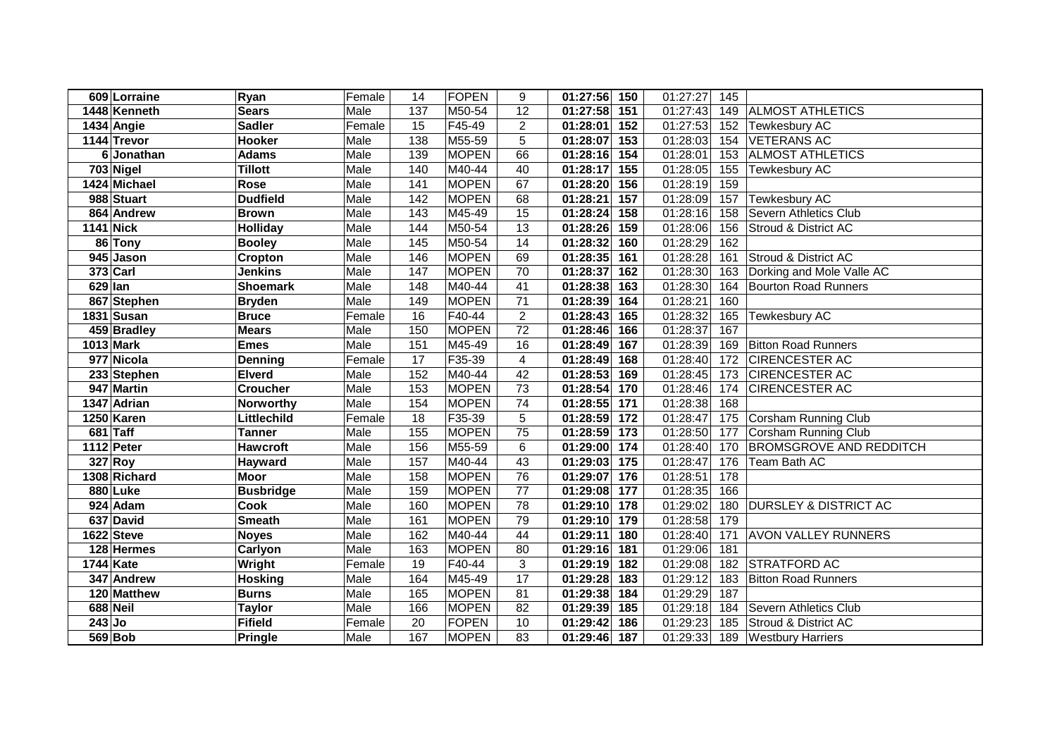| | | | | | | | | | | | |
|---|---|---|---|---|---|---|---|---|---|---|---|
| 609 | Lorraine | Ryan | Female | 14 | FOPEN | 9 | **01:27:56** | **150** | 01:27:27 | 145 | |
| 1448 | Kenneth | Sears | Male | 137 | M50-54 | 12 | **01:27:58** | **151** | 01:27:43 | 149 | ALMOST ATHLETICS |
| 1434 | Angie | Sadler | Female | 15 | F45-49 | 2 | **01:28:01** | **152** | 01:27:53 | 152 | Tewkesbury AC |
| 1144 | Trevor | Hooker | Male | 138 | M55-59 | 5 | **01:28:07** | **153** | 01:28:03 | 154 | VETERANS AC |
| 6 | Jonathan | Adams | Male | 139 | MOPEN | 66 | **01:28:16** | **154** | 01:28:01 | 153 | ALMOST ATHLETICS |
| 703 | Nigel | Tillott | Male | 140 | M40-44 | 40 | **01:28:17** | **155** | 01:28:05 | 155 | Tewkesbury AC |
| 1424 | Michael | Rose | Male | 141 | MOPEN | 67 | **01:28:20** | **156** | 01:28:19 | 159 | |
| 988 | Stuart | Dudfield | Male | 142 | MOPEN | 68 | **01:28:21** | **157** | 01:28:09 | 157 | Tewkesbury AC |
| 864 | Andrew | Brown | Male | 143 | M45-49 | 15 | **01:28:24** | **158** | 01:28:16 | 158 | Severn Athletics Club |
| 1141 | Nick | Holliday | Male | 144 | M50-54 | 13 | **01:28:26** | **159** | 01:28:06 | 156 | Stroud & District AC |
| 86 | Tony | Booley | Male | 145 | M50-54 | 14 | **01:28:32** | **160** | 01:28:29 | 162 | |
| 945 | Jason | Cropton | Male | 146 | MOPEN | 69 | **01:28:35** | **161** | 01:28:28 | 161 | Stroud & District AC |
| 373 | Carl | Jenkins | Male | 147 | MOPEN | 70 | **01:28:37** | **162** | 01:28:30 | 163 | Dorking and Mole Valle AC |
| 629 | Ian | Shoemark | Male | 148 | M40-44 | 41 | **01:28:38** | **163** | 01:28:30 | 164 | Bourton Road Runners |
| 867 | Stephen | Bryden | Male | 149 | MOPEN | 71 | **01:28:39** | **164** | 01:28:21 | 160 | |
| 1831 | Susan | Bruce | Female | 16 | F40-44 | 2 | **01:28:43** | **165** | 01:28:32 | 165 | Tewkesbury AC |
| 459 | Bradley | Mears | Male | 150 | MOPEN | 72 | **01:28:46** | **166** | 01:28:37 | 167 | |
| 1013 | Mark | Emes | Male | 151 | M45-49 | 16 | **01:28:49** | **167** | 01:28:39 | 169 | Bitton Road Runners |
| 977 | Nicola | Denning | Female | 17 | F35-39 | 4 | **01:28:49** | **168** | 01:28:40 | 172 | CIRENCESTER AC |
| 233 | Stephen | Elverd | Male | 152 | M40-44 | 42 | **01:28:53** | **169** | 01:28:45 | 173 | CIRENCESTER AC |
| 947 | Martin | Croucher | Male | 153 | MOPEN | 73 | **01:28:54** | **170** | 01:28:46 | 174 | CIRENCESTER AC |
| 1347 | Adrian | Norworthy | Male | 154 | MOPEN | 74 | **01:28:55** | **171** | 01:28:38 | 168 | |
| 1250 | Karen | Littlechild | Female | 18 | F35-39 | 5 | **01:28:59** | **172** | 01:28:47 | 175 | Corsham Running Club |
| 681 | Taff | Tanner | Male | 155 | MOPEN | 75 | **01:28:59** | **173** | 01:28:50 | 177 | Corsham Running Club |
| 1112 | Peter | Hawcroft | Male | 156 | M55-59 | 6 | **01:29:00** | **174** | 01:28:40 | 170 | BROMSGROVE AND REDDITCH |
| 327 | Roy | Hayward | Male | 157 | M40-44 | 43 | **01:29:03** | **175** | 01:28:47 | 176 | Team Bath AC |
| 1308 | Richard | Moor | Male | 158 | MOPEN | 76 | **01:29:07** | **176** | 01:28:51 | 178 | |
| 880 | Luke | Busbridge | Male | 159 | MOPEN | 77 | **01:29:08** | **177** | 01:28:35 | 166 | |
| 924 | Adam | Cook | Male | 160 | MOPEN | 78 | **01:29:10** | **178** | 01:29:02 | 180 | DURSLEY & DISTRICT AC |
| 637 | David | Smeath | Male | 161 | MOPEN | 79 | **01:29:10** | **179** | 01:28:58 | 179 | |
| 1622 | Steve | Noyes | Male | 162 | M40-44 | 44 | **01:29:11** | **180** | 01:28:40 | 171 | AVON VALLEY RUNNERS |
| 128 | Hermes | Carlyon | Male | 163 | MOPEN | 80 | **01:29:16** | **181** | 01:29:06 | 181 | |
| 1744 | Kate | Wright | Female | 19 | F40-44 | 3 | **01:29:19** | **182** | 01:29:08 | 182 | STRATFORD AC |
| 347 | Andrew | Hosking | Male | 164 | M45-49 | 17 | **01:29:28** | **183** | 01:29:12 | 183 | Bitton Road Runners |
| 120 | Matthew | Burns | Male | 165 | MOPEN | 81 | **01:29:38** | **184** | 01:29:29 | 187 | |
| 688 | Neil | Taylor | Male | 166 | MOPEN | 82 | **01:29:39** | **185** | 01:29:18 | 184 | Severn Athletics Club |
| 243 | Jo | Fifield | Female | 20 | FOPEN | 10 | **01:29:42** | **186** | 01:29:23 | 185 | Stroud & District AC |
| 569 | Bob | Pringle | Male | 167 | MOPEN | 83 | **01:29:46** | **187** | 01:29:33 | 189 | Westbury Harriers |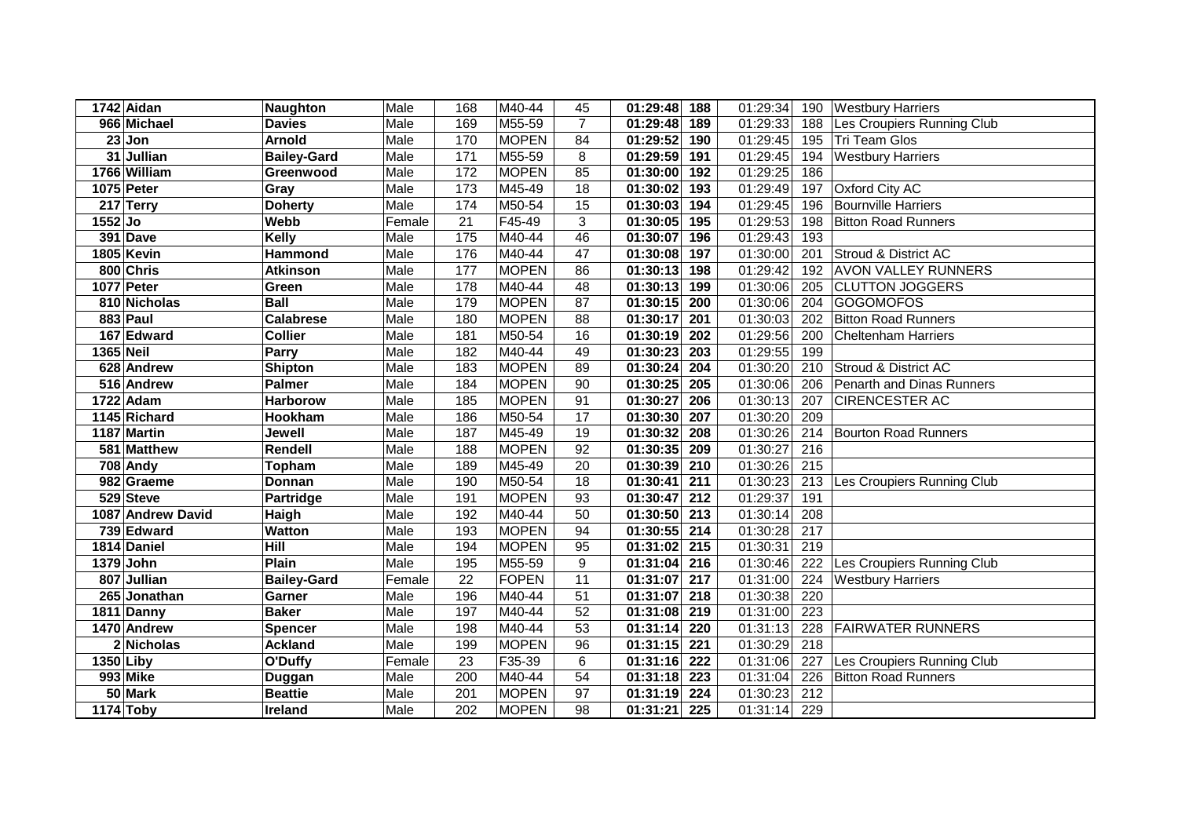| | | | | | | | | | | | |
|---|---|---|---|---|---|---|---|---|---|---|---|
| 1742 | Aidan | Naughton | Male | 168 | M40-44 | 45 | 01:29:48 | 188 | 01:29:34 | 190 | Westbury Harriers |
| 966 | Michael | Davies | Male | 169 | M55-59 | 7 | 01:29:48 | 189 | 01:29:33 | 188 | Les Croupiers Running Club |
| 23 | Jon | Arnold | Male | 170 | MOPEN | 84 | 01:29:52 | 190 | 01:29:45 | 195 | Tri Team Glos |
| 31 | Jullian | Bailey-Gard | Male | 171 | M55-59 | 8 | 01:29:59 | 191 | 01:29:45 | 194 | Westbury Harriers |
| 1766 | William | Greenwood | Male | 172 | MOPEN | 85 | 01:30:00 | 192 | 01:29:25 | 186 | |
| 1075 | Peter | Gray | Male | 173 | M45-49 | 18 | 01:30:02 | 193 | 01:29:49 | 197 | Oxford City AC |
| 217 | Terry | Doherty | Male | 174 | M50-54 | 15 | 01:30:03 | 194 | 01:29:45 | 196 | Bournville Harriers |
| 1552 | Jo | Webb | Female | 21 | F45-49 | 3 | 01:30:05 | 195 | 01:29:53 | 198 | Bitton Road Runners |
| 391 | Dave | Kelly | Male | 175 | M40-44 | 46 | 01:30:07 | 196 | 01:29:43 | 193 | |
| 1805 | Kevin | Hammond | Male | 176 | M40-44 | 47 | 01:30:08 | 197 | 01:30:00 | 201 | Stroud & District AC |
| 800 | Chris | Atkinson | Male | 177 | MOPEN | 86 | 01:30:13 | 198 | 01:29:42 | 192 | AVON VALLEY RUNNERS |
| 1077 | Peter | Green | Male | 178 | M40-44 | 48 | 01:30:13 | 199 | 01:30:06 | 205 | CLUTTON JOGGERS |
| 810 | Nicholas | Ball | Male | 179 | MOPEN | 87 | 01:30:15 | 200 | 01:30:06 | 204 | GOGOMOFOS |
| 883 | Paul | Calabrese | Male | 180 | MOPEN | 88 | 01:30:17 | 201 | 01:30:03 | 202 | Bitton Road Runners |
| 167 | Edward | Collier | Male | 181 | M50-54 | 16 | 01:30:19 | 202 | 01:29:56 | 200 | Cheltenham Harriers |
| 1365 | Neil | Parry | Male | 182 | M40-44 | 49 | 01:30:23 | 203 | 01:29:55 | 199 | |
| 628 | Andrew | Shipton | Male | 183 | MOPEN | 89 | 01:30:24 | 204 | 01:30:20 | 210 | Stroud & District AC |
| 516 | Andrew | Palmer | Male | 184 | MOPEN | 90 | 01:30:25 | 205 | 01:30:06 | 206 | Penarth and Dinas Runners |
| 1722 | Adam | Harborow | Male | 185 | MOPEN | 91 | 01:30:27 | 206 | 01:30:13 | 207 | CIRENCESTER AC |
| 1145 | Richard | Hookham | Male | 186 | M50-54 | 17 | 01:30:30 | 207 | 01:30:20 | 209 | |
| 1187 | Martin | Jewell | Male | 187 | M45-49 | 19 | 01:30:32 | 208 | 01:30:26 | 214 | Bourton Road Runners |
| 581 | Matthew | Rendell | Male | 188 | MOPEN | 92 | 01:30:35 | 209 | 01:30:27 | 216 | |
| 708 | Andy | Topham | Male | 189 | M45-49 | 20 | 01:30:39 | 210 | 01:30:26 | 215 | |
| 982 | Graeme | Donnan | Male | 190 | M50-54 | 18 | 01:30:41 | 211 | 01:30:23 | 213 | Les Croupiers Running Club |
| 529 | Steve | Partridge | Male | 191 | MOPEN | 93 | 01:30:47 | 212 | 01:29:37 | 191 | |
| 1087 | Andrew David | Haigh | Male | 192 | M40-44 | 50 | 01:30:50 | 213 | 01:30:14 | 208 | |
| 739 | Edward | Watton | Male | 193 | MOPEN | 94 | 01:30:55 | 214 | 01:30:28 | 217 | |
| 1814 | Daniel | Hill | Male | 194 | MOPEN | 95 | 01:31:02 | 215 | 01:30:31 | 219 | |
| 1379 | John | Plain | Male | 195 | M55-59 | 9 | 01:31:04 | 216 | 01:30:46 | 222 | Les Croupiers Running Club |
| 807 | Jullian | Bailey-Gard | Female | 22 | FOPEN | 11 | 01:31:07 | 217 | 01:31:00 | 224 | Westbury Harriers |
| 265 | Jonathan | Garner | Male | 196 | M40-44 | 51 | 01:31:07 | 218 | 01:30:38 | 220 | |
| 1811 | Danny | Baker | Male | 197 | M40-44 | 52 | 01:31:08 | 219 | 01:31:00 | 223 | |
| 1470 | Andrew | Spencer | Male | 198 | M40-44 | 53 | 01:31:14 | 220 | 01:31:13 | 228 | FAIRWATER RUNNERS |
| 2 | Nicholas | Ackland | Male | 199 | MOPEN | 96 | 01:31:15 | 221 | 01:30:29 | 218 | |
| 1350 | Liby | O'Duffy | Female | 23 | F35-39 | 6 | 01:31:16 | 222 | 01:31:06 | 227 | Les Croupiers Running Club |
| 993 | Mike | Duggan | Male | 200 | M40-44 | 54 | 01:31:18 | 223 | 01:31:04 | 226 | Bitton Road Runners |
| 50 | Mark | Beattie | Male | 201 | MOPEN | 97 | 01:31:19 | 224 | 01:30:23 | 212 | |
| 1174 | Toby | Ireland | Male | 202 | MOPEN | 98 | 01:31:21 | 225 | 01:31:14 | 229 | |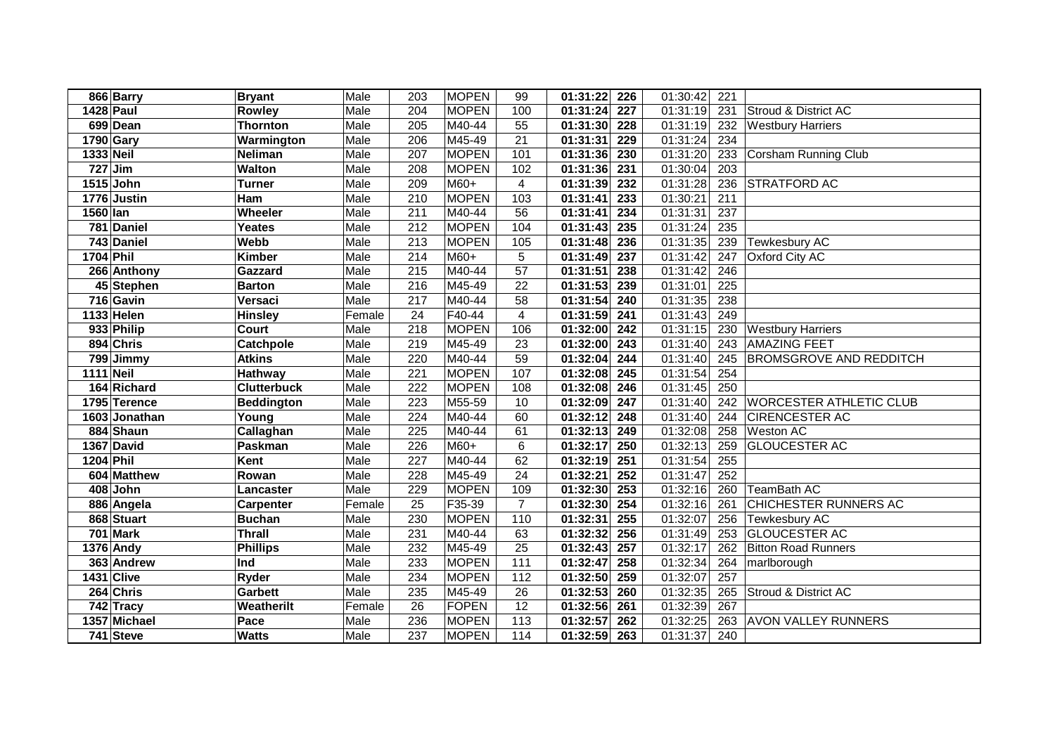| | | | | | | | | | | | |
|---|---|---|---|---|---|---|---|---|---|---|---|
| 866 | Barry | Bryant | Male | 203 | MOPEN | 99 | 01:31:22 | 226 | 01:30:42 | 221 | |
| 1428 | Paul | Rowley | Male | 204 | MOPEN | 100 | 01:31:24 | 227 | 01:31:19 | 231 | Stroud & District AC |
| 699 | Dean | Thornton | Male | 205 | M40-44 | 55 | 01:31:30 | 228 | 01:31:19 | 232 | Westbury Harriers |
| 1790 | Gary | Warmington | Male | 206 | M45-49 | 21 | 01:31:31 | 229 | 01:31:24 | 234 | |
| 1333 | Neil | Neliman | Male | 207 | MOPEN | 101 | 01:31:36 | 230 | 01:31:20 | 233 | Corsham Running Club |
| 727 | Jim | Walton | Male | 208 | MOPEN | 102 | 01:31:36 | 231 | 01:30:04 | 203 | |
| 1515 | John | Turner | Male | 209 | M60+ | 4 | 01:31:39 | 232 | 01:31:28 | 236 | STRATFORD AC |
| 1776 | Justin | Ham | Male | 210 | MOPEN | 103 | 01:31:41 | 233 | 01:30:21 | 211 | |
| 1560 | Ian | Wheeler | Male | 211 | M40-44 | 56 | 01:31:41 | 234 | 01:31:31 | 237 | |
| 781 | Daniel | Yeates | Male | 212 | MOPEN | 104 | 01:31:43 | 235 | 01:31:24 | 235 | |
| 743 | Daniel | Webb | Male | 213 | MOPEN | 105 | 01:31:48 | 236 | 01:31:35 | 239 | Tewkesbury AC |
| 1704 | Phil | Kimber | Male | 214 | M60+ | 5 | 01:31:49 | 237 | 01:31:42 | 247 | Oxford City AC |
| 266 | Anthony | Gazzard | Male | 215 | M40-44 | 57 | 01:31:51 | 238 | 01:31:42 | 246 | |
| 45 | Stephen | Barton | Male | 216 | M45-49 | 22 | 01:31:53 | 239 | 01:31:01 | 225 | |
| 716 | Gavin | Versaci | Male | 217 | M40-44 | 58 | 01:31:54 | 240 | 01:31:35 | 238 | |
| 1133 | Helen | Hinsley | Female | 24 | F40-44 | 4 | 01:31:59 | 241 | 01:31:43 | 249 | |
| 933 | Philip | Court | Male | 218 | MOPEN | 106 | 01:32:00 | 242 | 01:31:15 | 230 | Westbury Harriers |
| 894 | Chris | Catchpole | Male | 219 | M45-49 | 23 | 01:32:00 | 243 | 01:31:40 | 243 | AMAZING FEET |
| 799 | Jimmy | Atkins | Male | 220 | M40-44 | 59 | 01:32:04 | 244 | 01:31:40 | 245 | BROMSGROVE AND REDDITCH |
| 1111 | Neil | Hathway | Male | 221 | MOPEN | 107 | 01:32:08 | 245 | 01:31:54 | 254 | |
| 164 | Richard | Clutterbuck | Male | 222 | MOPEN | 108 | 01:32:08 | 246 | 01:31:45 | 250 | |
| 1795 | Terence | Beddington | Male | 223 | M55-59 | 10 | 01:32:09 | 247 | 01:31:40 | 242 | WORCESTER ATHLETIC CLUB |
| 1603 | Jonathan | Young | Male | 224 | M40-44 | 60 | 01:32:12 | 248 | 01:31:40 | 244 | CIRENCESTER AC |
| 884 | Shaun | Callaghan | Male | 225 | M40-44 | 61 | 01:32:13 | 249 | 01:32:08 | 258 | Weston AC |
| 1367 | David | Paskman | Male | 226 | M60+ | 6 | 01:32:17 | 250 | 01:32:13 | 259 | GLOUCESTER AC |
| 1204 | Phil | Kent | Male | 227 | M40-44 | 62 | 01:32:19 | 251 | 01:31:54 | 255 | |
| 604 | Matthew | Rowan | Male | 228 | M45-49 | 24 | 01:32:21 | 252 | 01:31:47 | 252 | |
| 408 | John | Lancaster | Male | 229 | MOPEN | 109 | 01:32:30 | 253 | 01:32:16 | 260 | TeamBath AC |
| 886 | Angela | Carpenter | Female | 25 | F35-39 | 7 | 01:32:30 | 254 | 01:32:16 | 261 | CHICHESTER RUNNERS AC |
| 868 | Stuart | Buchan | Male | 230 | MOPEN | 110 | 01:32:31 | 255 | 01:32:07 | 256 | Tewkesbury AC |
| 701 | Mark | Thrall | Male | 231 | M40-44 | 63 | 01:32:32 | 256 | 01:31:49 | 253 | GLOUCESTER AC |
| 1376 | Andy | Phillips | Male | 232 | M45-49 | 25 | 01:32:43 | 257 | 01:32:17 | 262 | Bitton Road Runners |
| 363 | Andrew | Ind | Male | 233 | MOPEN | 111 | 01:32:47 | 258 | 01:32:34 | 264 | marlborough |
| 1431 | Clive | Ryder | Male | 234 | MOPEN | 112 | 01:32:50 | 259 | 01:32:07 | 257 | |
| 264 | Chris | Garbett | Male | 235 | M45-49 | 26 | 01:32:53 | 260 | 01:32:35 | 265 | Stroud & District AC |
| 742 | Tracy | Weatherilt | Female | 26 | FOPEN | 12 | 01:32:56 | 261 | 01:32:39 | 267 | |
| 1357 | Michael | Pace | Male | 236 | MOPEN | 113 | 01:32:57 | 262 | 01:32:25 | 263 | AVON VALLEY RUNNERS |
| 741 | Steve | Watts | Male | 237 | MOPEN | 114 | 01:32:59 | 263 | 01:31:37 | 240 | |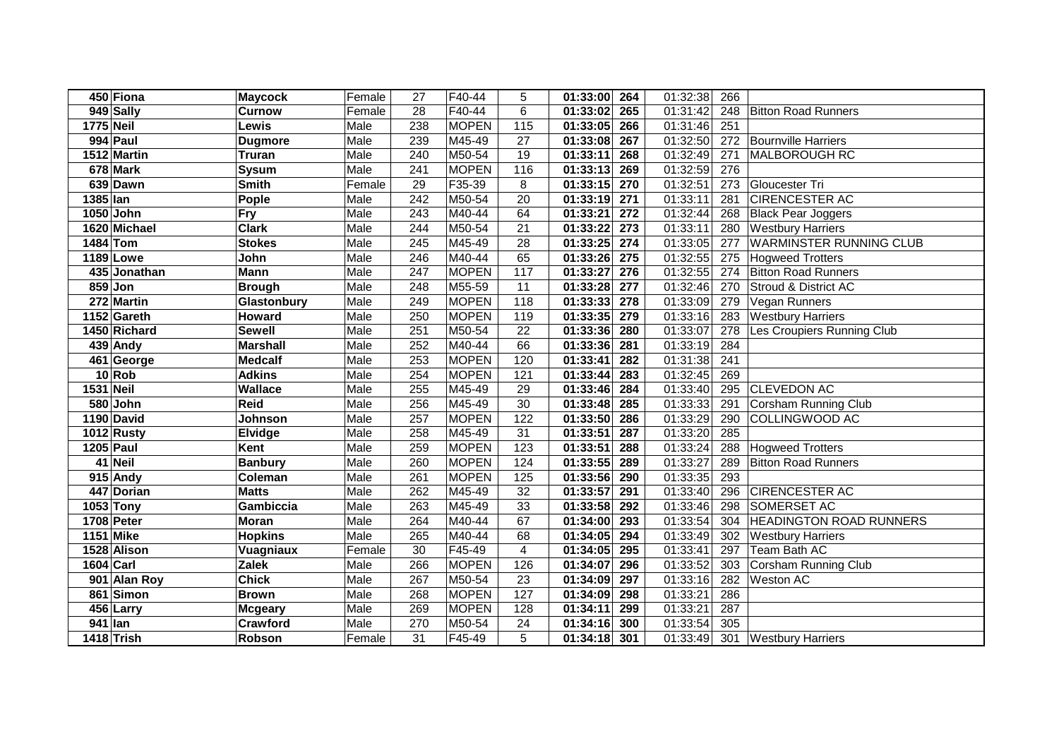| | | | | | | | | | | | |
|---|---|---|---|---|---|---|---|---|---|---|---|
| 450 | **Fiona** | **Maycock** | Female | 27 | F40-44 | 5 | **01:33:00** | **264** | 01:32:38 | 266 | |
| 949 | **Sally** | **Curnow** | Female | 28 | F40-44 | 6 | **01:33:02** | **265** | 01:31:42 | 248 | Bitton Road Runners |
| 1775 | **Neil** | **Lewis** | Male | 238 | MOPEN | 115 | **01:33:05** | **266** | 01:31:46 | 251 | |
| 994 | **Paul** | **Dugmore** | Male | 239 | M45-49 | 27 | **01:33:08** | **267** | 01:32:50 | 272 | Bournville Harriers |
| 1512 | **Martin** | **Truran** | Male | 240 | M50-54 | 19 | **01:33:11** | **268** | 01:32:49 | 271 | MALBOROUGH RC |
| 678 | **Mark** | **Sysum** | Male | 241 | MOPEN | 116 | **01:33:13** | **269** | 01:32:59 | 276 | |
| 639 | **Dawn** | **Smith** | Female | 29 | F35-39 | 8 | **01:33:15** | **270** | 01:32:51 | 273 | Gloucester Tri |
| 1385 | **Ian** | **Pople** | Male | 242 | M50-54 | 20 | **01:33:19** | **271** | 01:33:11 | 281 | CIRENCESTER AC |
| 1050 | **John** | **Fry** | Male | 243 | M40-44 | 64 | **01:33:21** | **272** | 01:32:44 | 268 | Black Pear Joggers |
| 1620 | **Michael** | **Clark** | Male | 244 | M50-54 | 21 | **01:33:22** | **273** | 01:33:11 | 280 | Westbury Harriers |
| 1484 | **Tom** | **Stokes** | Male | 245 | M45-49 | 28 | **01:33:25** | **274** | 01:33:05 | 277 | WARMINSTER RUNNING CLUB |
| 1189 | **Lowe** | **John** | Male | 246 | M40-44 | 65 | **01:33:26** | **275** | 01:32:55 | 275 | Hogweed Trotters |
| 435 | **Jonathan** | **Mann** | Male | 247 | MOPEN | 117 | **01:33:27** | **276** | 01:32:55 | 274 | Bitton Road Runners |
| 859 | **Jon** | **Brough** | Male | 248 | M55-59 | 11 | **01:33:28** | **277** | 01:32:46 | 270 | Stroud & District AC |
| 272 | **Martin** | **Glastonbury** | Male | 249 | MOPEN | 118 | **01:33:33** | **278** | 01:33:09 | 279 | Vegan Runners |
| 1152 | **Gareth** | **Howard** | Male | 250 | MOPEN | 119 | **01:33:35** | **279** | 01:33:16 | 283 | Westbury Harriers |
| 1450 | **Richard** | **Sewell** | Male | 251 | M50-54 | 22 | **01:33:36** | **280** | 01:33:07 | 278 | Les Croupiers Running Club |
| 439 | **Andy** | **Marshall** | Male | 252 | M40-44 | 66 | **01:33:36** | **281** | 01:33:19 | 284 | |
| 461 | **George** | **Medcalf** | Male | 253 | MOPEN | 120 | **01:33:41** | **282** | 01:31:38 | 241 | |
| 10 | **Rob** | **Adkins** | Male | 254 | MOPEN | 121 | **01:33:44** | **283** | 01:32:45 | 269 | |
| 1531 | **Neil** | **Wallace** | Male | 255 | M45-49 | 29 | **01:33:46** | **284** | 01:33:40 | 295 | CLEVEDON AC |
| 580 | **John** | **Reid** | Male | 256 | M45-49 | 30 | **01:33:48** | **285** | 01:33:33 | 291 | Corsham Running Club |
| 1190 | **David** | **Johnson** | Male | 257 | MOPEN | 122 | **01:33:50** | **286** | 01:33:29 | 290 | COLLINGWOOD AC |
| 1012 | **Rusty** | **Elvidge** | Male | 258 | M45-49 | 31 | **01:33:51** | **287** | 01:33:20 | 285 | |
| 1205 | **Paul** | **Kent** | Male | 259 | MOPEN | 123 | **01:33:51** | **288** | 01:33:24 | 288 | Hogweed Trotters |
| 41 | **Neil** | **Banbury** | Male | 260 | MOPEN | 124 | **01:33:55** | **289** | 01:33:27 | 289 | Bitton Road Runners |
| 915 | **Andy** | **Coleman** | Male | 261 | MOPEN | 125 | **01:33:56** | **290** | 01:33:35 | 293 | |
| 447 | **Dorian** | **Matts** | Male | 262 | M45-49 | 32 | **01:33:57** | **291** | 01:33:40 | 296 | CIRENCESTER AC |
| 1053 | **Tony** | **Gambiccia** | Male | 263 | M45-49 | 33 | **01:33:58** | **292** | 01:33:46 | 298 | SOMERSET AC |
| 1708 | **Peter** | **Moran** | Male | 264 | M40-44 | 67 | **01:34:00** | **293** | 01:33:54 | 304 | HEADINGTON ROAD RUNNERS |
| 1151 | **Mike** | **Hopkins** | Male | 265 | M40-44 | 68 | **01:34:05** | **294** | 01:33:49 | 302 | Westbury Harriers |
| 1528 | **Alison** | **Vuagniaux** | Female | 30 | F45-49 | 4 | **01:34:05** | **295** | 01:33:41 | 297 | Team Bath AC |
| 1604 | **Carl** | **Zalek** | Male | 266 | MOPEN | 126 | **01:34:07** | **296** | 01:33:52 | 303 | Corsham Running Club |
| 901 | **Alan Roy** | **Chick** | Male | 267 | M50-54 | 23 | **01:34:09** | **297** | 01:33:16 | 282 | Weston AC |
| 861 | **Simon** | **Brown** | Male | 268 | MOPEN | 127 | **01:34:09** | **298** | 01:33:21 | 286 | |
| 456 | **Larry** | **Mcgeary** | Male | 269 | MOPEN | 128 | **01:34:11** | **299** | 01:33:21 | 287 | |
| 941 | **Ian** | **Crawford** | Male | 270 | M50-54 | 24 | **01:34:16** | **300** | 01:33:54 | 305 | |
| 1418 | **Trish** | **Robson** | Female | 31 | F45-49 | 5 | **01:34:18** | **301** | 01:33:49 | 301 | Westbury Harriers |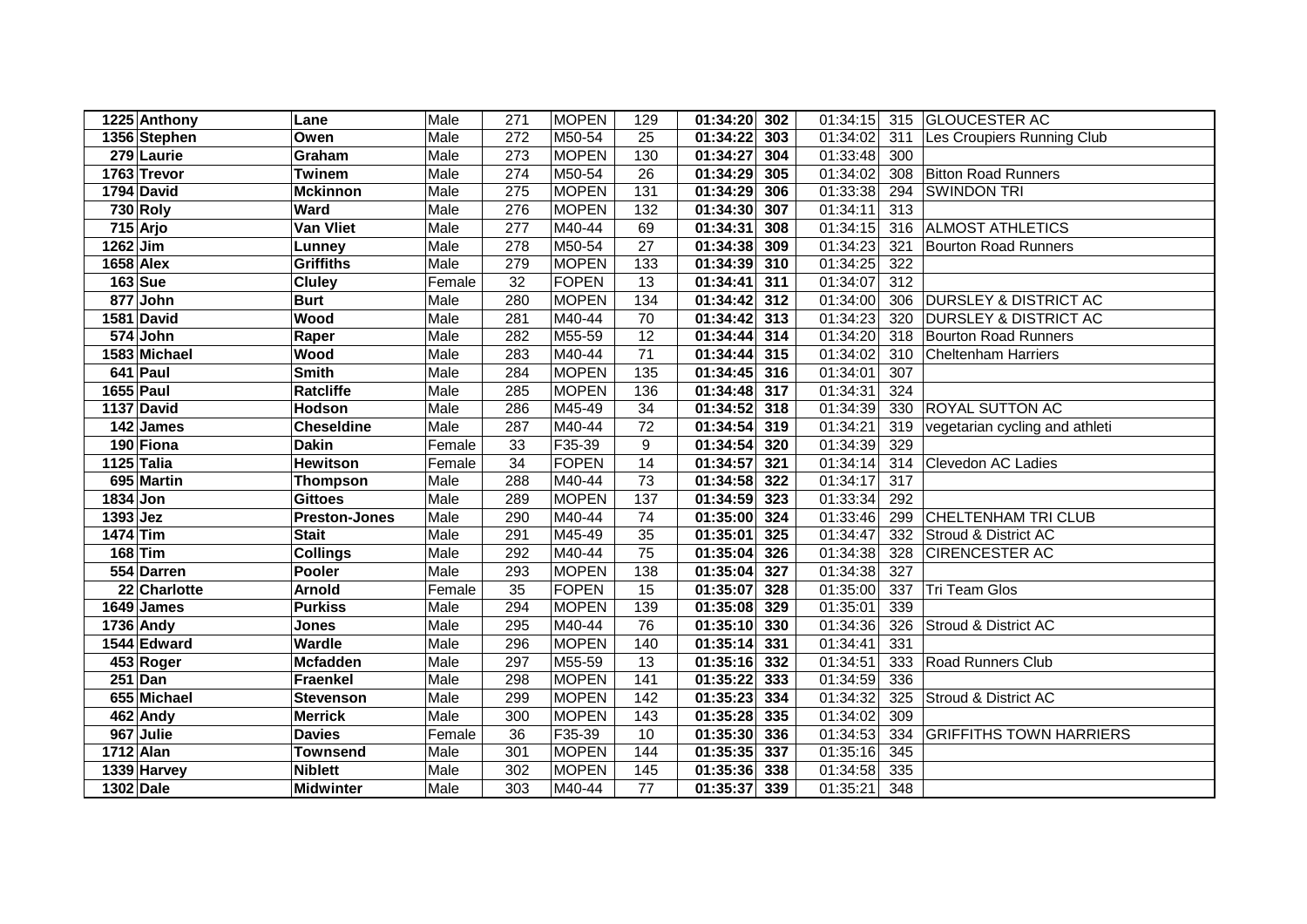| | | | | | | | | | | | |
|---|---|---|---|---|---|---|---|---|---|---|---|
| 1225 | Anthony | Lane | Male | 271 | MOPEN | 129 | 01:34:20 | 302 | 01:34:15 | 315 | GLOUCESTER AC |
| 1356 | Stephen | Owen | Male | 272 | M50-54 | 25 | 01:34:22 | 303 | 01:34:02 | 311 | Les Croupiers Running Club |
| 279 | Laurie | Graham | Male | 273 | MOPEN | 130 | 01:34:27 | 304 | 01:33:48 | 300 | |
| 1763 | Trevor | Twinem | Male | 274 | M50-54 | 26 | 01:34:29 | 305 | 01:34:02 | 308 | Bitton Road Runners |
| 1794 | David | Mckinnon | Male | 275 | MOPEN | 131 | 01:34:29 | 306 | 01:33:38 | 294 | SWINDON TRI |
| 730 | Roly | Ward | Male | 276 | MOPEN | 132 | 01:34:30 | 307 | 01:34:11 | 313 | |
| 715 | Arjo | Van Vliet | Male | 277 | M40-44 | 69 | 01:34:31 | 308 | 01:34:15 | 316 | ALMOST ATHLETICS |
| 1262 | Jim | Lunney | Male | 278 | M50-54 | 27 | 01:34:38 | 309 | 01:34:23 | 321 | Bourton Road Runners |
| 1658 | Alex | Griffiths | Male | 279 | MOPEN | 133 | 01:34:39 | 310 | 01:34:25 | 322 | |
| 163 | Sue | Cluley | Female | 32 | FOPEN | 13 | 01:34:41 | 311 | 01:34:07 | 312 | |
| 877 | John | Burt | Male | 280 | MOPEN | 134 | 01:34:42 | 312 | 01:34:00 | 306 | DURSLEY & DISTRICT AC |
| 1581 | David | Wood | Male | 281 | M40-44 | 70 | 01:34:42 | 313 | 01:34:23 | 320 | DURSLEY & DISTRICT AC |
| 574 | John | Raper | Male | 282 | M55-59 | 12 | 01:34:44 | 314 | 01:34:20 | 318 | Bourton Road Runners |
| 1583 | Michael | Wood | Male | 283 | M40-44 | 71 | 01:34:44 | 315 | 01:34:02 | 310 | Cheltenham Harriers |
| 641 | Paul | Smith | Male | 284 | MOPEN | 135 | 01:34:45 | 316 | 01:34:01 | 307 | |
| 1655 | Paul | Ratcliffe | Male | 285 | MOPEN | 136 | 01:34:48 | 317 | 01:34:31 | 324 | |
| 1137 | David | Hodson | Male | 286 | M45-49 | 34 | 01:34:52 | 318 | 01:34:39 | 330 | ROYAL SUTTON AC |
| 142 | James | Cheseldine | Male | 287 | M40-44 | 72 | 01:34:54 | 319 | 01:34:21 | 319 | vegetarian cycling and athleti |
| 190 | Fiona | Dakin | Female | 33 | F35-39 | 9 | 01:34:54 | 320 | 01:34:39 | 329 | |
| 1125 | Talia | Hewitson | Female | 34 | FOPEN | 14 | 01:34:57 | 321 | 01:34:14 | 314 | Clevedon AC Ladies |
| 695 | Martin | Thompson | Male | 288 | M40-44 | 73 | 01:34:58 | 322 | 01:34:17 | 317 | |
| 1834 | Jon | Gittoes | Male | 289 | MOPEN | 137 | 01:34:59 | 323 | 01:33:34 | 292 | |
| 1393 | Jez | Preston-Jones | Male | 290 | M40-44 | 74 | 01:35:00 | 324 | 01:33:46 | 299 | CHELTENHAM TRI CLUB |
| 1474 | Tim | Stait | Male | 291 | M45-49 | 35 | 01:35:01 | 325 | 01:34:47 | 332 | Stroud & District AC |
| 168 | Tim | Collings | Male | 292 | M40-44 | 75 | 01:35:04 | 326 | 01:34:38 | 328 | CIRENCESTER AC |
| 554 | Darren | Pooler | Male | 293 | MOPEN | 138 | 01:35:04 | 327 | 01:34:38 | 327 | |
| 22 | Charlotte | Arnold | Female | 35 | FOPEN | 15 | 01:35:07 | 328 | 01:35:00 | 337 | Tri Team Glos |
| 1649 | James | Purkiss | Male | 294 | MOPEN | 139 | 01:35:08 | 329 | 01:35:01 | 339 | |
| 1736 | Andy | Jones | Male | 295 | M40-44 | 76 | 01:35:10 | 330 | 01:34:36 | 326 | Stroud & District AC |
| 1544 | Edward | Wardle | Male | 296 | MOPEN | 140 | 01:35:14 | 331 | 01:34:41 | 331 | |
| 453 | Roger | Mcfadden | Male | 297 | M55-59 | 13 | 01:35:16 | 332 | 01:34:51 | 333 | Road Runners Club |
| 251 | Dan | Fraenkel | Male | 298 | MOPEN | 141 | 01:35:22 | 333 | 01:34:59 | 336 | |
| 655 | Michael | Stevenson | Male | 299 | MOPEN | 142 | 01:35:23 | 334 | 01:34:32 | 325 | Stroud & District AC |
| 462 | Andy | Merrick | Male | 300 | MOPEN | 143 | 01:35:28 | 335 | 01:34:02 | 309 | |
| 967 | Julie | Davies | Female | 36 | F35-39 | 10 | 01:35:30 | 336 | 01:34:53 | 334 | GRIFFITHS TOWN HARRIERS |
| 1712 | Alan | Townsend | Male | 301 | MOPEN | 144 | 01:35:35 | 337 | 01:35:16 | 345 | |
| 1339 | Harvey | Niblett | Male | 302 | MOPEN | 145 | 01:35:36 | 338 | 01:34:58 | 335 | |
| 1302 | Dale | Midwinter | Male | 303 | M40-44 | 77 | 01:35:37 | 339 | 01:35:21 | 348 | |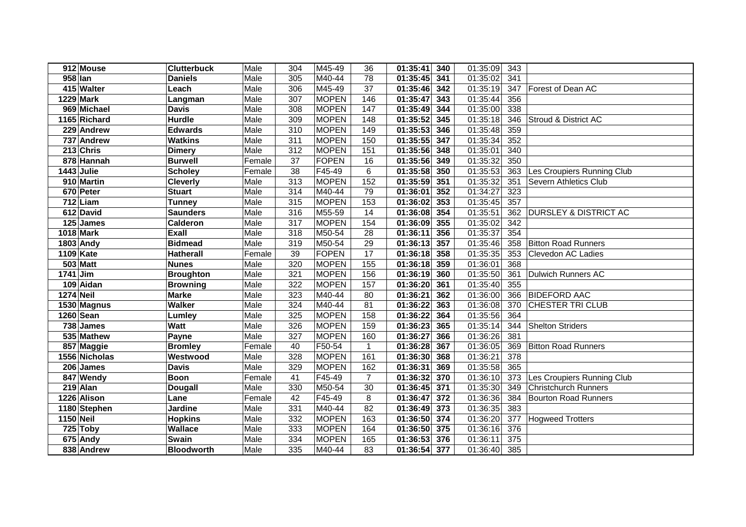| | | | | | | | | | | | |
|---|---|---|---|---|---|---|---|---|---|---|---|
| 912 | **Mouse** | **Clutterbuck** | Male | 304 | M45-49 | 36 | **01:35:41** | **340** | 01:35:09 | 343 | |
| 958 | **Ian** | **Daniels** | Male | 305 | M40-44 | 78 | **01:35:45** | **341** | 01:35:02 | 341 | |
| 415 | **Walter** | **Leach** | Male | 306 | M45-49 | 37 | **01:35:46** | **342** | 01:35:19 | 347 | Forest of Dean AC |
| 1229 | **Mark** | **Langman** | Male | 307 | MOPEN | 146 | **01:35:47** | **343** | 01:35:44 | 356 | |
| 969 | **Michael** | **Davis** | Male | 308 | MOPEN | 147 | **01:35:49** | **344** | 01:35:00 | 338 | |
| 1165 | **Richard** | **Hurdle** | Male | 309 | MOPEN | 148 | **01:35:52** | **345** | 01:35:18 | 346 | Stroud & District AC |
| 229 | **Andrew** | **Edwards** | Male | 310 | MOPEN | 149 | **01:35:53** | **346** | 01:35:48 | 359 | |
| 737 | **Andrew** | **Watkins** | Male | 311 | MOPEN | 150 | **01:35:55** | **347** | 01:35:34 | 352 | |
| 213 | **Chris** | **Dimery** | Male | 312 | MOPEN | 151 | **01:35:56** | **348** | 01:35:01 | 340 | |
| 878 | **Hannah** | **Burwell** | Female | 37 | FOPEN | 16 | **01:35:56** | **349** | 01:35:32 | 350 | |
| 1443 | **Julie** | **Scholey** | Female | 38 | F45-49 | 6 | **01:35:58** | **350** | 01:35:53 | 363 | Les Croupiers Running Club |
| 910 | **Martin** | **Cleverly** | Male | 313 | MOPEN | 152 | **01:35:59** | **351** | 01:35:32 | 351 | Severn Athletics Club |
| 670 | **Peter** | **Stuart** | Male | 314 | M40-44 | 79 | **01:36:01** | **352** | 01:34:27 | 323 | |
| 712 | **Liam** | **Tunney** | Male | 315 | MOPEN | 153 | **01:36:02** | **353** | 01:35:45 | 357 | |
| 612 | **David** | **Saunders** | Male | 316 | M55-59 | 14 | **01:36:08** | **354** | 01:35:51 | 362 | DURSLEY & DISTRICT AC |
| 125 | **James** | **Calderon** | Male | 317 | MOPEN | 154 | **01:36:09** | **355** | 01:35:02 | 342 | |
| 1018 | **Mark** | **Exall** | Male | 318 | M50-54 | 28 | **01:36:11** | **356** | 01:35:37 | 354 | |
| 1803 | **Andy** | **Bidmead** | Male | 319 | M50-54 | 29 | **01:36:13** | **357** | 01:35:46 | 358 | Bitton Road Runners |
| 1109 | **Kate** | **Hatherall** | Female | 39 | FOPEN | 17 | **01:36:18** | **358** | 01:35:35 | 353 | Clevedon AC Ladies |
| 503 | **Matt** | **Nunes** | Male | 320 | MOPEN | 155 | **01:36:18** | **359** | 01:36:01 | 368 | |
| 1741 | **Jim** | **Broughton** | Male | 321 | MOPEN | 156 | **01:36:19** | **360** | 01:35:50 | 361 | Dulwich Runners AC |
| 109 | **Aidan** | **Browning** | Male | 322 | MOPEN | 157 | **01:36:20** | **361** | 01:35:40 | 355 | |
| 1274 | **Neil** | **Marke** | Male | 323 | M40-44 | 80 | **01:36:21** | **362** | 01:36:00 | 366 | BIDEFORD AAC |
| 1530 | **Magnus** | **Walker** | Male | 324 | M40-44 | 81 | **01:36:22** | **363** | 01:36:08 | 370 | CHESTER TRI CLUB |
| 1260 | **Sean** | **Lumley** | Male | 325 | MOPEN | 158 | **01:36:22** | **364** | 01:35:56 | 364 | |
| 738 | **James** | **Watt** | Male | 326 | MOPEN | 159 | **01:36:23** | **365** | 01:35:14 | 344 | Shelton Striders |
| 535 | **Mathew** | **Payne** | Male | 327 | MOPEN | 160 | **01:36:27** | **366** | 01:36:26 | 381 | |
| 857 | **Maggie** | **Bromley** | Female | 40 | F50-54 | 1 | **01:36:28** | **367** | 01:36:05 | 369 | Bitton Road Runners |
| 1556 | **Nicholas** | **Westwood** | Male | 328 | MOPEN | 161 | **01:36:30** | **368** | 01:36:21 | 378 | |
| 206 | **James** | **Davis** | Male | 329 | MOPEN | 162 | **01:36:31** | **369** | 01:35:58 | 365 | |
| 847 | **Wendy** | **Boon** | Female | 41 | F45-49 | 7 | **01:36:32** | **370** | 01:36:10 | 373 | Les Croupiers Running Club |
| 219 | **Alan** | **Dougall** | Male | 330 | M50-54 | 30 | **01:36:45** | **371** | 01:35:30 | 349 | Christchurch Runners |
| 1226 | **Alison** | **Lane** | Female | 42 | F45-49 | 8 | **01:36:47** | **372** | 01:36:36 | 384 | Bourton Road Runners |
| 1180 | **Stephen** | **Jardine** | Male | 331 | M40-44 | 82 | **01:36:49** | **373** | 01:36:35 | 383 | |
| 1150 | **Neil** | **Hopkins** | Male | 332 | MOPEN | 163 | **01:36:50** | **374** | 01:36:20 | 377 | Hogweed Trotters |
| 725 | **Toby** | **Wallace** | Male | 333 | MOPEN | 164 | **01:36:50** | **375** | 01:36:16 | 376 | |
| 675 | **Andy** | **Swain** | Male | 334 | MOPEN | 165 | **01:36:53** | **376** | 01:36:11 | 375 | |
| 838 | **Andrew** | **Bloodworth** | Male | 335 | M40-44 | 83 | **01:36:54** | **377** | 01:36:40 | 385 | |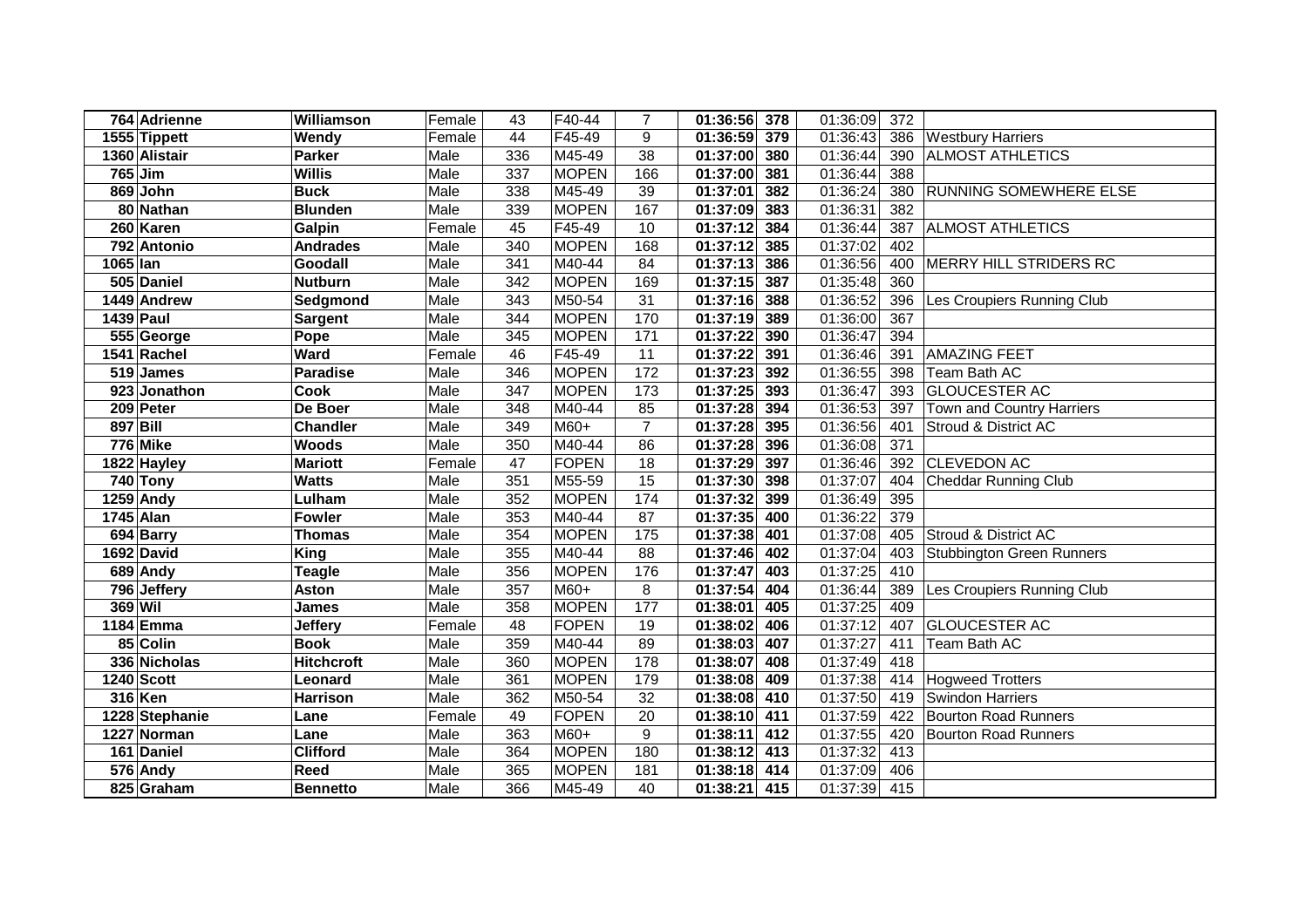| | | | | | | | | | | | |
|---|---|---|---|---|---|---|---|---|---|---|---|
| 764 | Adrienne | Williamson | Female | 43 | F40-44 | 7 | 01:36:56 | 378 | 01:36:09 | 372 | |
| 1555 | Tippett | Wendy | Female | 44 | F45-49 | 9 | 01:36:59 | 379 | 01:36:43 | 386 | Westbury Harriers |
| 1360 | Alistair | Parker | Male | 336 | M45-49 | 38 | 01:37:00 | 380 | 01:36:44 | 390 | ALMOST ATHLETICS |
| 765 | Jim | Willis | Male | 337 | MOPEN | 166 | 01:37:00 | 381 | 01:36:44 | 388 | |
| 869 | John | Buck | Male | 338 | M45-49 | 39 | 01:37:01 | 382 | 01:36:24 | 380 | RUNNING SOMEWHERE ELSE |
| 80 | Nathan | Blunden | Male | 339 | MOPEN | 167 | 01:37:09 | 383 | 01:36:31 | 382 | |
| 260 | Karen | Galpin | Female | 45 | F45-49 | 10 | 01:37:12 | 384 | 01:36:44 | 387 | ALMOST ATHLETICS |
| 792 | Antonio | Andrades | Male | 340 | MOPEN | 168 | 01:37:12 | 385 | 01:37:02 | 402 | |
| 1065 | Ian | Goodall | Male | 341 | M40-44 | 84 | 01:37:13 | 386 | 01:36:56 | 400 | MERRY HILL STRIDERS RC |
| 505 | Daniel | Nutburn | Male | 342 | MOPEN | 169 | 01:37:15 | 387 | 01:35:48 | 360 | |
| 1449 | Andrew | Sedgmond | Male | 343 | M50-54 | 31 | 01:37:16 | 388 | 01:36:52 | 396 | Les Croupiers Running Club |
| 1439 | Paul | Sargent | Male | 344 | MOPEN | 170 | 01:37:19 | 389 | 01:36:00 | 367 | |
| 555 | George | Pope | Male | 345 | MOPEN | 171 | 01:37:22 | 390 | 01:36:47 | 394 | |
| 1541 | Rachel | Ward | Female | 46 | F45-49 | 11 | 01:37:22 | 391 | 01:36:46 | 391 | AMAZING FEET |
| 519 | James | Paradise | Male | 346 | MOPEN | 172 | 01:37:23 | 392 | 01:36:55 | 398 | Team Bath AC |
| 923 | Jonathon | Cook | Male | 347 | MOPEN | 173 | 01:37:25 | 393 | 01:36:47 | 393 | GLOUCESTER AC |
| 209 | Peter | De Boer | Male | 348 | M40-44 | 85 | 01:37:28 | 394 | 01:36:53 | 397 | Town and Country Harriers |
| 897 | Bill | Chandler | Male | 349 | M60+ | 7 | 01:37:28 | 395 | 01:36:56 | 401 | Stroud & District AC |
| 776 | Mike | Woods | Male | 350 | M40-44 | 86 | 01:37:28 | 396 | 01:36:08 | 371 | |
| 1822 | Hayley | Mariott | Female | 47 | FOPEN | 18 | 01:37:29 | 397 | 01:36:46 | 392 | CLEVEDON AC |
| 740 | Tony | Watts | Male | 351 | M55-59 | 15 | 01:37:30 | 398 | 01:37:07 | 404 | Cheddar Running Club |
| 1259 | Andy | Lulham | Male | 352 | MOPEN | 174 | 01:37:32 | 399 | 01:36:49 | 395 | |
| 1745 | Alan | Fowler | Male | 353 | M40-44 | 87 | 01:37:35 | 400 | 01:36:22 | 379 | |
| 694 | Barry | Thomas | Male | 354 | MOPEN | 175 | 01:37:38 | 401 | 01:37:08 | 405 | Stroud & District AC |
| 1692 | David | King | Male | 355 | M40-44 | 88 | 01:37:46 | 402 | 01:37:04 | 403 | Stubbington Green Runners |
| 689 | Andy | Teagle | Male | 356 | MOPEN | 176 | 01:37:47 | 403 | 01:37:25 | 410 | |
| 796 | Jeffery | Aston | Male | 357 | M60+ | 8 | 01:37:54 | 404 | 01:36:44 | 389 | Les Croupiers Running Club |
| 369 | Wil | James | Male | 358 | MOPEN | 177 | 01:38:01 | 405 | 01:37:25 | 409 | |
| 1184 | Emma | Jeffery | Female | 48 | FOPEN | 19 | 01:38:02 | 406 | 01:37:12 | 407 | GLOUCESTER AC |
| 85 | Colin | Book | Male | 359 | M40-44 | 89 | 01:38:03 | 407 | 01:37:27 | 411 | Team Bath AC |
| 336 | Nicholas | Hitchcroft | Male | 360 | MOPEN | 178 | 01:38:07 | 408 | 01:37:49 | 418 | |
| 1240 | Scott | Leonard | Male | 361 | MOPEN | 179 | 01:38:08 | 409 | 01:37:38 | 414 | Hogweed Trotters |
| 316 | Ken | Harrison | Male | 362 | M50-54 | 32 | 01:38:08 | 410 | 01:37:50 | 419 | Swindon Harriers |
| 1228 | Stephanie | Lane | Female | 49 | FOPEN | 20 | 01:38:10 | 411 | 01:37:59 | 422 | Bourton Road Runners |
| 1227 | Norman | Lane | Male | 363 | M60+ | 9 | 01:38:11 | 412 | 01:37:55 | 420 | Bourton Road Runners |
| 161 | Daniel | Clifford | Male | 364 | MOPEN | 180 | 01:38:12 | 413 | 01:37:32 | 413 | |
| 576 | Andy | Reed | Male | 365 | MOPEN | 181 | 01:38:18 | 414 | 01:37:09 | 406 | |
| 825 | Graham | Bennetto | Male | 366 | M45-49 | 40 | 01:38:21 | 415 | 01:37:39 | 415 | |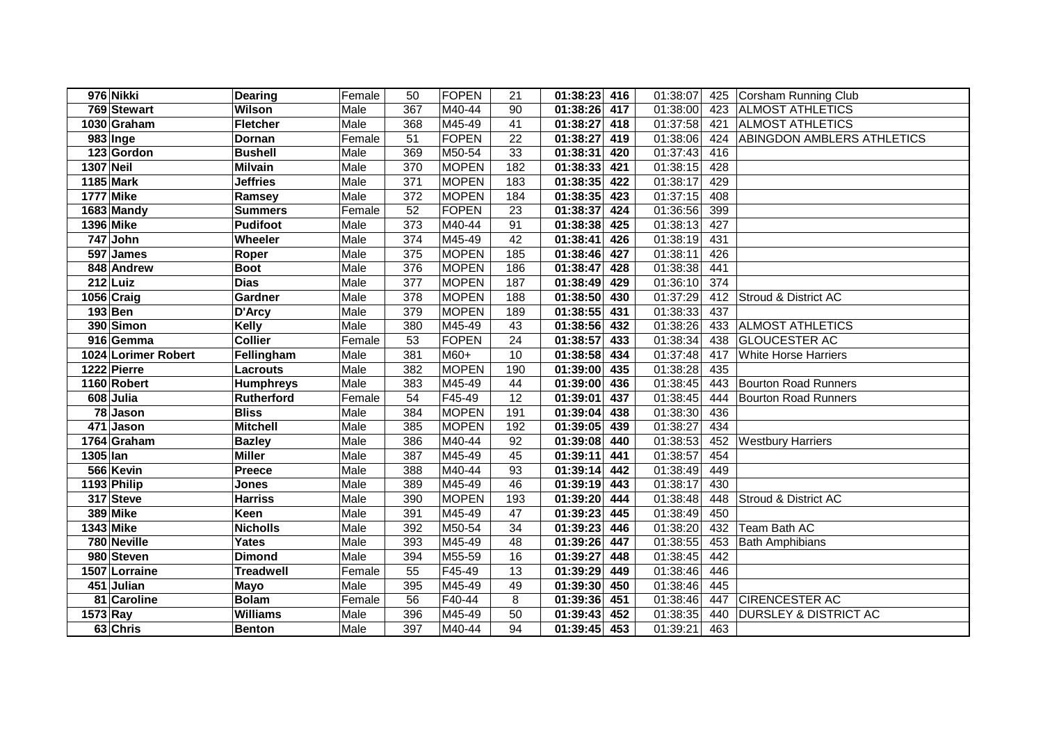| | | | | | | | | | | | |
|---|---|---|---|---|---|---|---|---|---|---|---|
| **976** | **Nikki** | **Dearing** | Female | 50 | FOPEN | 21 | **01:38:23** | **416** | 01:38:07 | 425 | Corsham Running Club |
| **769** | **Stewart** | **Wilson** | Male | 367 | M40-44 | 90 | **01:38:26** | **417** | 01:38:00 | 423 | ALMOST ATHLETICS |
| **1030** | **Graham** | **Fletcher** | Male | 368 | M45-49 | 41 | **01:38:27** | **418** | 01:37:58 | 421 | ALMOST ATHLETICS |
| **983** | **Inge** | **Dornan** | Female | 51 | FOPEN | 22 | **01:38:27** | **419** | 01:38:06 | 424 | ABINGDON AMBLERS ATHLETICS |
| **123** | **Gordon** | **Bushell** | Male | 369 | M50-54 | 33 | **01:38:31** | **420** | 01:37:43 | 416 | |
| **1307** | **Neil** | **Milvain** | Male | 370 | MOPEN | 182 | **01:38:33** | **421** | 01:38:15 | 428 | |
| **1185** | **Mark** | **Jeffries** | Male | 371 | MOPEN | 183 | **01:38:35** | **422** | 01:38:17 | 429 | |
| **1777** | **Mike** | **Ramsey** | Male | 372 | MOPEN | 184 | **01:38:35** | **423** | 01:37:15 | 408 | |
| **1683** | **Mandy** | **Summers** | Female | 52 | FOPEN | 23 | **01:38:37** | **424** | 01:36:56 | 399 | |
| **1396** | **Mike** | **Pudifoot** | Male | 373 | M40-44 | 91 | **01:38:38** | **425** | 01:38:13 | 427 | |
| **747** | **John** | **Wheeler** | Male | 374 | M45-49 | 42 | **01:38:41** | **426** | 01:38:19 | 431 | |
| **597** | **James** | **Roper** | Male | 375 | MOPEN | 185 | **01:38:46** | **427** | 01:38:11 | 426 | |
| **848** | **Andrew** | **Boot** | Male | 376 | MOPEN | 186 | **01:38:47** | **428** | 01:38:38 | 441 | |
| **212** | **Luiz** | **Dias** | Male | 377 | MOPEN | 187 | **01:38:49** | **429** | 01:36:10 | 374 | |
| **1056** | **Craig** | **Gardner** | Male | 378 | MOPEN | 188 | **01:38:50** | **430** | 01:37:29 | 412 | Stroud & District AC |
| **193** | **Ben** | **D'Arcy** | Male | 379 | MOPEN | 189 | **01:38:55** | **431** | 01:38:33 | 437 | |
| **390** | **Simon** | **Kelly** | Male | 380 | M45-49 | 43 | **01:38:56** | **432** | 01:38:26 | 433 | ALMOST ATHLETICS |
| **916** | **Gemma** | **Collier** | Female | 53 | FOPEN | 24 | **01:38:57** | **433** | 01:38:34 | 438 | GLOUCESTER AC |
| **1024** | **Lorimer Robert** | **Fellingham** | Male | 381 | M60+ | 10 | **01:38:58** | **434** | 01:37:48 | 417 | White Horse Harriers |
| **1222** | **Pierre** | **Lacrouts** | Male | 382 | MOPEN | 190 | **01:39:00** | **435** | 01:38:28 | 435 | |
| **1160** | **Robert** | **Humphreys** | Male | 383 | M45-49 | 44 | **01:39:00** | **436** | 01:38:45 | 443 | Bourton Road Runners |
| **608** | **Julia** | **Rutherford** | Female | 54 | F45-49 | 12 | **01:39:01** | **437** | 01:38:45 | 444 | Bourton Road Runners |
| **78** | **Jason** | **Bliss** | Male | 384 | MOPEN | 191 | **01:39:04** | **438** | 01:38:30 | 436 | |
| **471** | **Jason** | **Mitchell** | Male | 385 | MOPEN | 192 | **01:39:05** | **439** | 01:38:27 | 434 | |
| **1764** | **Graham** | **Bazley** | Male | 386 | M40-44 | 92 | **01:39:08** | **440** | 01:38:53 | 452 | Westbury Harriers |
| **1305** | **Ian** | **Miller** | Male | 387 | M45-49 | 45 | **01:39:11** | **441** | 01:38:57 | 454 | |
| **566** | **Kevin** | **Preece** | Male | 388 | M40-44 | 93 | **01:39:14** | **442** | 01:38:49 | 449 | |
| **1193** | **Philip** | **Jones** | Male | 389 | M45-49 | 46 | **01:39:19** | **443** | 01:38:17 | 430 | |
| **317** | **Steve** | **Harriss** | Male | 390 | MOPEN | 193 | **01:39:20** | **444** | 01:38:48 | 448 | Stroud & District AC |
| **389** | **Mike** | **Keen** | Male | 391 | M45-49 | 47 | **01:39:23** | **445** | 01:38:49 | 450 | |
| **1343** | **Mike** | **Nicholls** | Male | 392 | M50-54 | 34 | **01:39:23** | **446** | 01:38:20 | 432 | Team Bath AC |
| **780** | **Neville** | **Yates** | Male | 393 | M45-49 | 48 | **01:39:26** | **447** | 01:38:55 | 453 | Bath Amphibians |
| **980** | **Steven** | **Dimond** | Male | 394 | M55-59 | 16 | **01:39:27** | **448** | 01:38:45 | 442 | |
| **1507** | **Lorraine** | **Treadwell** | Female | 55 | F45-49 | 13 | **01:39:29** | **449** | 01:38:46 | 446 | |
| **451** | **Julian** | **Mayo** | Male | 395 | M45-49 | 49 | **01:39:30** | **450** | 01:38:46 | 445 | |
| **81** | **Caroline** | **Bolam** | Female | 56 | F40-44 | 8 | **01:39:36** | **451** | 01:38:46 | 447 | CIRENCESTER AC |
| **1573** | **Ray** | **Williams** | Male | 396 | M45-49 | 50 | **01:39:43** | **452** | 01:38:35 | 440 | DURSLEY & DISTRICT AC |
| **63** | **Chris** | **Benton** | Male | 397 | M40-44 | 94 | **01:39:45** | **453** | 01:39:21 | 463 | |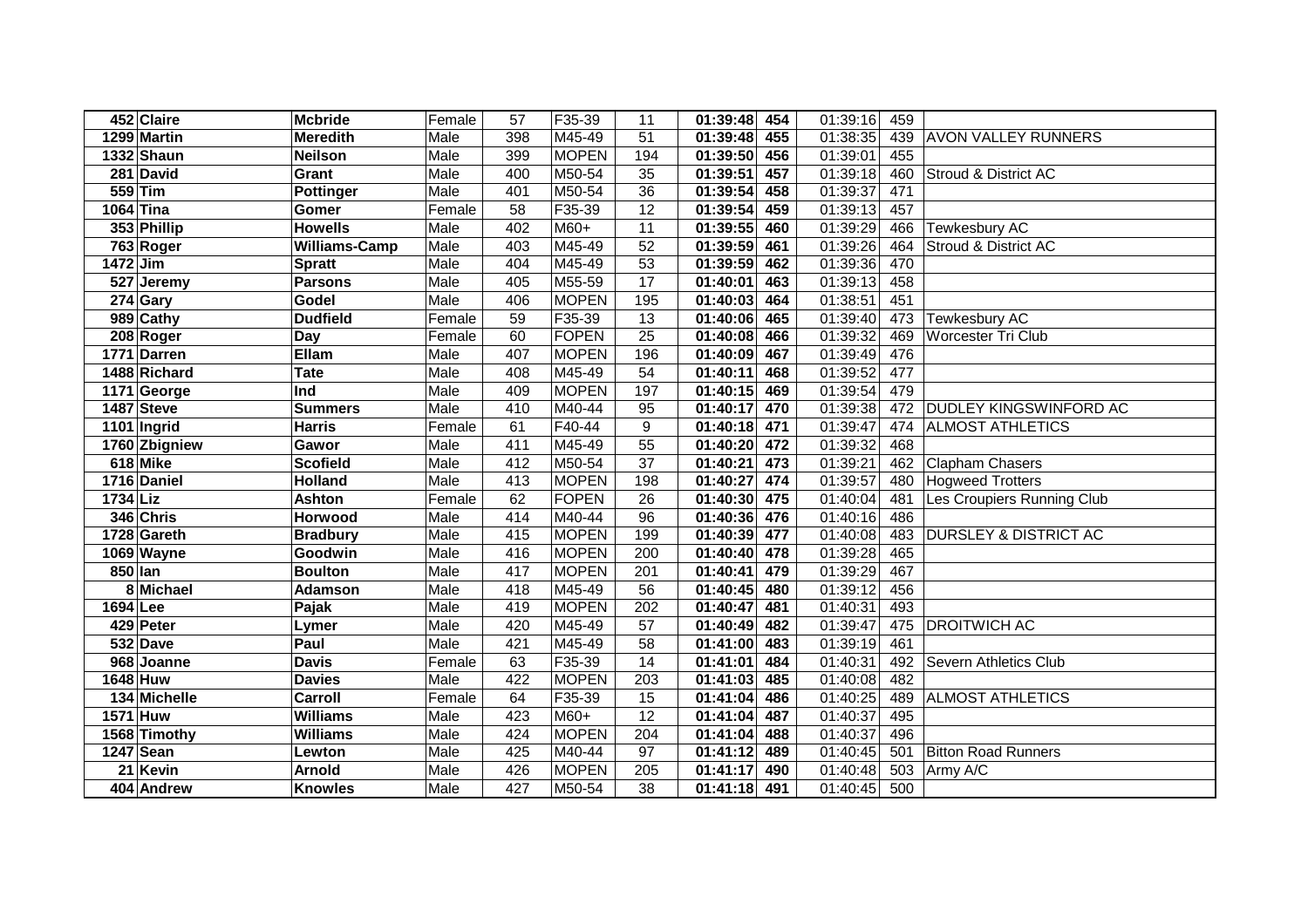| | | | | | | | | | | | |
|---|---|---|---|---|---|---|---|---|---|---|---|
| 452 | Claire | Mcbride | Female | 57 | F35-39 | 11 | 01:39:48 | 454 | 01:39:16 | 459 | |
| 1299 | Martin | Meredith | Male | 398 | M45-49 | 51 | 01:39:48 | 455 | 01:38:35 | 439 | AVON VALLEY RUNNERS |
| 1332 | Shaun | Neilson | Male | 399 | MOPEN | 194 | 01:39:50 | 456 | 01:39:01 | 455 | |
| 281 | David | Grant | Male | 400 | M50-54 | 35 | 01:39:51 | 457 | 01:39:18 | 460 | Stroud & District AC |
| 559 | Tim | Pottinger | Male | 401 | M50-54 | 36 | 01:39:54 | 458 | 01:39:37 | 471 | |
| 1064 | Tina | Gomer | Female | 58 | F35-39 | 12 | 01:39:54 | 459 | 01:39:13 | 457 | |
| 353 | Phillip | Howells | Male | 402 | M60+ | 11 | 01:39:55 | 460 | 01:39:29 | 466 | Tewkesbury AC |
| 763 | Roger | Williams-Camp | Male | 403 | M45-49 | 52 | 01:39:59 | 461 | 01:39:26 | 464 | Stroud & District AC |
| 1472 | Jim | Spratt | Male | 404 | M45-49 | 53 | 01:39:59 | 462 | 01:39:36 | 470 | |
| 527 | Jeremy | Parsons | Male | 405 | M55-59 | 17 | 01:40:01 | 463 | 01:39:13 | 458 | |
| 274 | Gary | Godel | Male | 406 | MOPEN | 195 | 01:40:03 | 464 | 01:38:51 | 451 | |
| 989 | Cathy | Dudfield | Female | 59 | F35-39 | 13 | 01:40:06 | 465 | 01:39:40 | 473 | Tewkesbury AC |
| 208 | Roger | Day | Female | 60 | FOPEN | 25 | 01:40:08 | 466 | 01:39:32 | 469 | Worcester Tri Club |
| 1771 | Darren | Ellam | Male | 407 | MOPEN | 196 | 01:40:09 | 467 | 01:39:49 | 476 | |
| 1488 | Richard | Tate | Male | 408 | M45-49 | 54 | 01:40:11 | 468 | 01:39:52 | 477 | |
| 1171 | George | Ind | Male | 409 | MOPEN | 197 | 01:40:15 | 469 | 01:39:54 | 479 | |
| 1487 | Steve | Summers | Male | 410 | M40-44 | 95 | 01:40:17 | 470 | 01:39:38 | 472 | DUDLEY KINGSWINFORD AC |
| 1101 | Ingrid | Harris | Female | 61 | F40-44 | 9 | 01:40:18 | 471 | 01:39:47 | 474 | ALMOST ATHLETICS |
| 1760 | Zbigniew | Gawor | Male | 411 | M45-49 | 55 | 01:40:20 | 472 | 01:39:32 | 468 | |
| 618 | Mike | Scofield | Male | 412 | M50-54 | 37 | 01:40:21 | 473 | 01:39:21 | 462 | Clapham Chasers |
| 1716 | Daniel | Holland | Male | 413 | MOPEN | 198 | 01:40:27 | 474 | 01:39:57 | 480 | Hogweed Trotters |
| 1734 | Liz | Ashton | Female | 62 | FOPEN | 26 | 01:40:30 | 475 | 01:40:04 | 481 | Les Croupiers Running Club |
| 346 | Chris | Horwood | Male | 414 | M40-44 | 96 | 01:40:36 | 476 | 01:40:16 | 486 | |
| 1728 | Gareth | Bradbury | Male | 415 | MOPEN | 199 | 01:40:39 | 477 | 01:40:08 | 483 | DURSLEY & DISTRICT AC |
| 1069 | Wayne | Goodwin | Male | 416 | MOPEN | 200 | 01:40:40 | 478 | 01:39:28 | 465 | |
| 850 | Ian | Boulton | Male | 417 | MOPEN | 201 | 01:40:41 | 479 | 01:39:29 | 467 | |
| 8 | Michael | Adamson | Male | 418 | M45-49 | 56 | 01:40:45 | 480 | 01:39:12 | 456 | |
| 1694 | Lee | Pajak | Male | 419 | MOPEN | 202 | 01:40:47 | 481 | 01:40:31 | 493 | |
| 429 | Peter | Lymer | Male | 420 | M45-49 | 57 | 01:40:49 | 482 | 01:39:47 | 475 | DROITWICH AC |
| 532 | Dave | Paul | Male | 421 | M45-49 | 58 | 01:41:00 | 483 | 01:39:19 | 461 | |
| 968 | Joanne | Davis | Female | 63 | F35-39 | 14 | 01:41:01 | 484 | 01:40:31 | 492 | Severn Athletics Club |
| 1648 | Huw | Davies | Male | 422 | MOPEN | 203 | 01:41:03 | 485 | 01:40:08 | 482 | |
| 134 | Michelle | Carroll | Female | 64 | F35-39 | 15 | 01:41:04 | 486 | 01:40:25 | 489 | ALMOST ATHLETICS |
| 1571 | Huw | Williams | Male | 423 | M60+ | 12 | 01:41:04 | 487 | 01:40:37 | 495 | |
| 1568 | Timothy | Williams | Male | 424 | MOPEN | 204 | 01:41:04 | 488 | 01:40:37 | 496 | |
| 1247 | Sean | Lewton | Male | 425 | M40-44 | 97 | 01:41:12 | 489 | 01:40:45 | 501 | Bitton Road Runners |
| 21 | Kevin | Arnold | Male | 426 | MOPEN | 205 | 01:41:17 | 490 | 01:40:48 | 503 | Army A/C |
| 404 | Andrew | Knowles | Male | 427 | M50-54 | 38 | 01:41:18 | 491 | 01:40:45 | 500 | |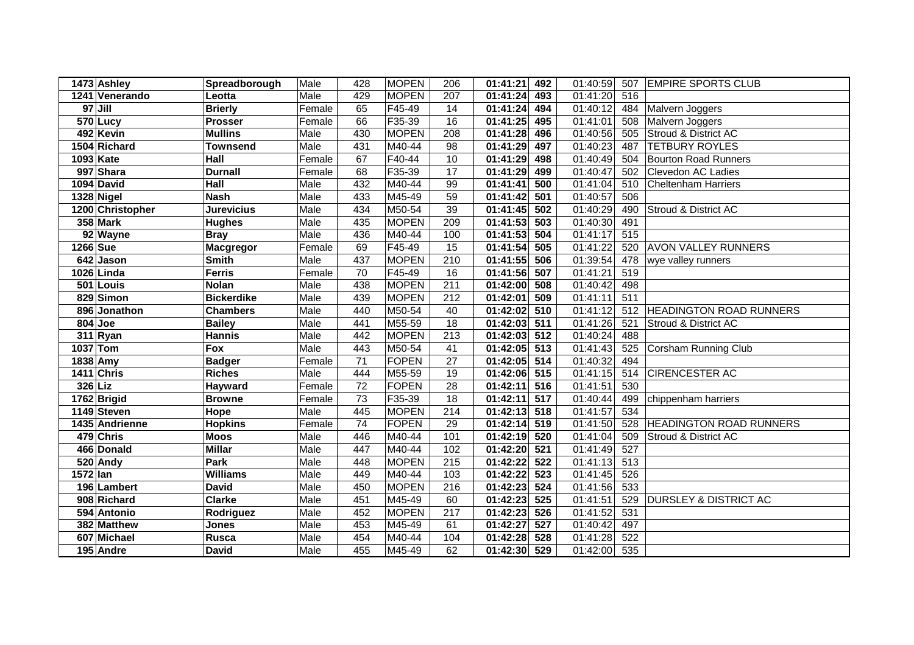| | | | | | | | | | | | | |
|---|---|---|---|---|---|---|---|---|---|---|---|---|
| 1473 | **Ashley** | **Spreadborough** | Male | 428 | MOPEN | 206 | **01:41:21** | **492** | 01:40:59 | 507 | EMPIRE SPORTS CLUB |
| 1241 | **Venerando** | **Leotta** | Male | 429 | MOPEN | 207 | **01:41:24** | **493** | 01:41:20 | 516 | |
| 97 | **Jill** | **Brierly** | Female | 65 | F45-49 | 14 | **01:41:24** | **494** | 01:40:12 | 484 | Malvern Joggers |
| 570 | **Lucy** | **Prosser** | Female | 66 | F35-39 | 16 | **01:41:25** | **495** | 01:41:01 | 508 | Malvern Joggers |
| 492 | **Kevin** | **Mullins** | Male | 430 | MOPEN | 208 | **01:41:28** | **496** | 01:40:56 | 505 | Stroud & District AC |
| 1504 | **Richard** | **Townsend** | Male | 431 | M40-44 | 98 | **01:41:29** | **497** | 01:40:23 | 487 | TETBURY ROYLES |
| 1093 | **Kate** | **Hall** | Female | 67 | F40-44 | 10 | **01:41:29** | **498** | 01:40:49 | 504 | Bourton Road Runners |
| 997 | **Shara** | **Durnall** | Female | 68 | F35-39 | 17 | **01:41:29** | **499** | 01:40:47 | 502 | Clevedon AC Ladies |
| 1094 | **David** | **Hall** | Male | 432 | M40-44 | 99 | **01:41:41** | **500** | 01:41:04 | 510 | Cheltenham Harriers |
| 1328 | **Nigel** | **Nash** | Male | 433 | M45-49 | 59 | **01:41:42** | **501** | 01:40:57 | 506 | |
| 1200 | **Christopher** | **Jurevicius** | Male | 434 | M50-54 | 39 | **01:41:45** | **502** | 01:40:29 | 490 | Stroud & District AC |
| 358 | **Mark** | **Hughes** | Male | 435 | MOPEN | 209 | **01:41:53** | **503** | 01:40:30 | 491 | |
| 92 | **Wayne** | **Bray** | Male | 436 | M40-44 | 100 | **01:41:53** | **504** | 01:41:17 | 515 | |
| 1266 | **Sue** | **Macgregor** | Female | 69 | F45-49 | 15 | **01:41:54** | **505** | 01:41:22 | 520 | AVON VALLEY RUNNERS |
| 642 | **Jason** | **Smith** | Male | 437 | MOPEN | 210 | **01:41:55** | **506** | 01:39:54 | 478 | wye valley runners |
| 1026 | **Linda** | **Ferris** | Female | 70 | F45-49 | 16 | **01:41:56** | **507** | 01:41:21 | 519 | |
| 501 | **Louis** | **Nolan** | Male | 438 | MOPEN | 211 | **01:42:00** | **508** | 01:40:42 | 498 | |
| 829 | **Simon** | **Bickerdike** | Male | 439 | MOPEN | 212 | **01:42:01** | **509** | 01:41:11 | 511 | |
| 896 | **Jonathon** | **Chambers** | Male | 440 | M50-54 | 40 | **01:42:02** | **510** | 01:41:12 | 512 | HEADINGTON ROAD RUNNERS |
| 804 | **Joe** | **Bailey** | Male | 441 | M55-59 | 18 | **01:42:03** | **511** | 01:41:26 | 521 | Stroud & District AC |
| 311 | **Ryan** | **Hannis** | Male | 442 | MOPEN | 213 | **01:42:03** | **512** | 01:40:24 | 488 | |
| 1037 | **Tom** | **Fox** | Male | 443 | M50-54 | 41 | **01:42:05** | **513** | 01:41:43 | 525 | Corsham Running Club |
| 1838 | **Amy** | **Badger** | Female | 71 | FOPEN | 27 | **01:42:05** | **514** | 01:40:32 | 494 | |
| 1411 | **Chris** | **Riches** | Male | 444 | M55-59 | 19 | **01:42:06** | **515** | 01:41:15 | 514 | CIRENCESTER AC |
| 326 | **Liz** | **Hayward** | Female | 72 | FOPEN | 28 | **01:42:11** | **516** | 01:41:51 | 530 | |
| 1762 | **Brigid** | **Browne** | Female | 73 | F35-39 | 18 | **01:42:11** | **517** | 01:40:44 | 499 | chippenham harriers |
| 1149 | **Steven** | **Hope** | Male | 445 | MOPEN | 214 | **01:42:13** | **518** | 01:41:57 | 534 | |
| 1435 | **Andrienne** | **Hopkins** | Female | 74 | FOPEN | 29 | **01:42:14** | **519** | 01:41:50 | 528 | HEADINGTON ROAD RUNNERS |
| 479 | **Chris** | **Moos** | Male | 446 | M40-44 | 101 | **01:42:19** | **520** | 01:41:04 | 509 | Stroud & District AC |
| 466 | **Donald** | **Millar** | Male | 447 | M40-44 | 102 | **01:42:20** | **521** | 01:41:49 | 527 | |
| 520 | **Andy** | **Park** | Male | 448 | MOPEN | 215 | **01:42:22** | **522** | 01:41:13 | 513 | |
| 1572 | **Ian** | **Williams** | Male | 449 | M40-44 | 103 | **01:42:22** | **523** | 01:41:45 | 526 | |
| 196 | **Lambert** | **David** | Male | 450 | MOPEN | 216 | **01:42:23** | **524** | 01:41:56 | 533 | |
| 908 | **Richard** | **Clarke** | Male | 451 | M45-49 | 60 | **01:42:23** | **525** | 01:41:51 | 529 | DURSLEY & DISTRICT AC |
| 594 | **Antonio** | **Rodriguez** | Male | 452 | MOPEN | 217 | **01:42:23** | **526** | 01:41:52 | 531 | |
| 382 | **Matthew** | **Jones** | Male | 453 | M45-49 | 61 | **01:42:27** | **527** | 01:40:42 | 497 | |
| 607 | **Michael** | **Rusca** | Male | 454 | M40-44 | 104 | **01:42:28** | **528** | 01:41:28 | 522 | |
| 195 | **Andre** | **David** | Male | 455 | M45-49 | 62 | **01:42:30** | **529** | 01:42:00 | 535 | |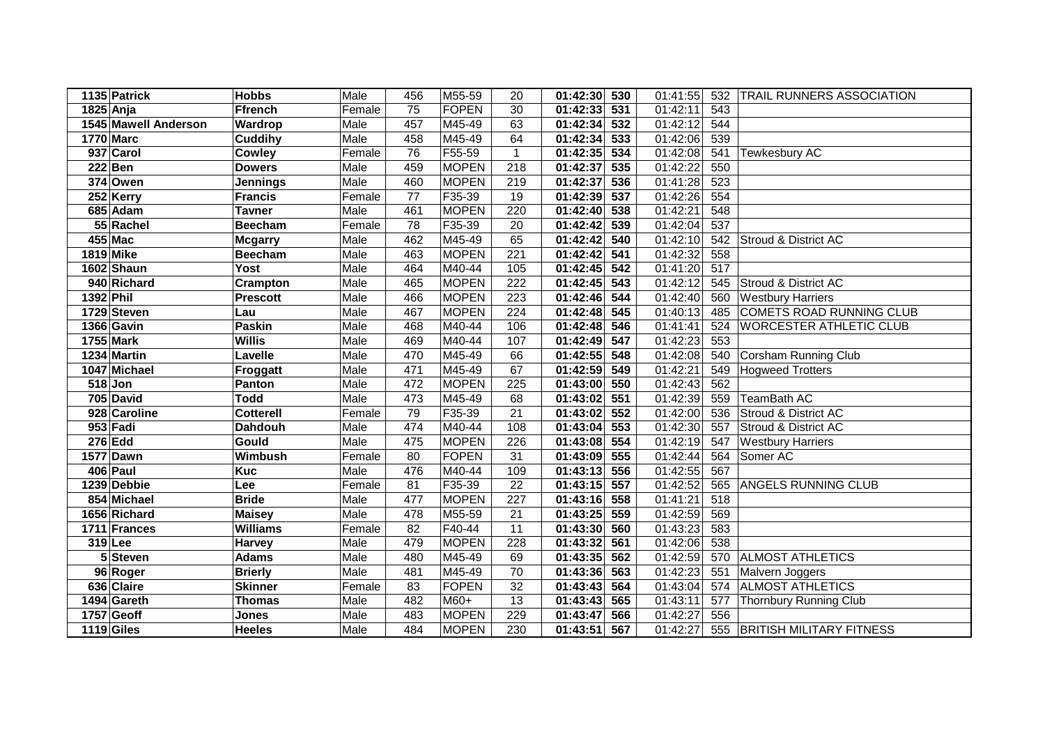| | | | | | | | | | | | |
|---|---|---|---|---|---|---|---|---|---|---|---|
| 1135 | **Patrick** | **Hobbs** | Male | 456 | M55-59 | 20 | **01:42:30** | **530** | 01:41:55 | 532 | TRAIL RUNNERS ASSOCIATION |
| 1825 | **Anja** | **Ffrench** | Female | 75 | FOPEN | 30 | **01:42:33** | **531** | 01:42:11 | 543 | |
| 1545 | **Mawell Anderson** | **Wardrop** | Male | 457 | M45-49 | 63 | **01:42:34** | **532** | 01:42:12 | 544 | |
| 1770 | **Marc** | **Cuddihy** | Male | 458 | M45-49 | 64 | **01:42:34** | **533** | 01:42:06 | 539 | |
| 937 | **Carol** | **Cowley** | Female | 76 | F55-59 | 1 | **01:42:35** | **534** | 01:42:08 | 541 | Tewkesbury AC |
| 222 | **Ben** | **Dowers** | Male | 459 | MOPEN | 218 | **01:42:37** | **535** | 01:42:22 | 550 | |
| 374 | **Owen** | **Jennings** | Male | 460 | MOPEN | 219 | **01:42:37** | **536** | 01:41:28 | 523 | |
| 252 | **Kerry** | **Francis** | Female | 77 | F35-39 | 19 | **01:42:39** | **537** | 01:42:26 | 554 | |
| 685 | **Adam** | **Tavner** | Male | 461 | MOPEN | 220 | **01:42:40** | **538** | 01:42:21 | 548 | |
| 55 | **Rachel** | **Beecham** | Female | 78 | F35-39 | 20 | **01:42:42** | **539** | 01:42:04 | 537 | |
| 455 | **Mac** | **Mcgarry** | Male | 462 | M45-49 | 65 | **01:42:42** | **540** | 01:42:10 | 542 | Stroud & District AC |
| 1819 | **Mike** | **Beecham** | Male | 463 | MOPEN | 221 | **01:42:42** | **541** | 01:42:32 | 558 | |
| 1602 | **Shaun** | **Yost** | Male | 464 | M40-44 | 105 | **01:42:45** | **542** | 01:41:20 | 517 | |
| 940 | **Richard** | **Crampton** | Male | 465 | MOPEN | 222 | **01:42:45** | **543** | 01:42:12 | 545 | Stroud & District AC |
| 1392 | **Phil** | **Prescott** | Male | 466 | MOPEN | 223 | **01:42:46** | **544** | 01:42:40 | 560 | Westbury Harriers |
| 1729 | **Steven** | **Lau** | Male | 467 | MOPEN | 224 | **01:42:48** | **545** | 01:40:13 | 485 | COMETS ROAD RUNNING CLUB |
| 1366 | **Gavin** | **Paskin** | Male | 468 | M40-44 | 106 | **01:42:48** | **546** | 01:41:41 | 524 | WORCESTER ATHLETIC CLUB |
| 1755 | **Mark** | **Willis** | Male | 469 | M40-44 | 107 | **01:42:49** | **547** | 01:42:23 | 553 | |
| 1234 | **Martin** | **Lavelle** | Male | 470 | M45-49 | 66 | **01:42:55** | **548** | 01:42:08 | 540 | Corsham Running Club |
| 1047 | **Michael** | **Froggatt** | Male | 471 | M45-49 | 67 | **01:42:59** | **549** | 01:42:21 | 549 | Hogweed Trotters |
| 518 | **Jon** | **Panton** | Male | 472 | MOPEN | 225 | **01:43:00** | **550** | 01:42:43 | 562 | |
| 705 | **David** | **Todd** | Male | 473 | M45-49 | 68 | **01:43:02** | **551** | 01:42:39 | 559 | TeamBath AC |
| 928 | **Caroline** | **Cotterell** | Female | 79 | F35-39 | 21 | **01:43:02** | **552** | 01:42:00 | 536 | Stroud & District AC |
| 953 | **Fadi** | **Dahdouh** | Male | 474 | M40-44 | 108 | **01:43:04** | **553** | 01:42:30 | 557 | Stroud & District AC |
| 276 | **Edd** | **Gould** | Male | 475 | MOPEN | 226 | **01:43:08** | **554** | 01:42:19 | 547 | Westbury Harriers |
| 1577 | **Dawn** | **Wimbush** | Female | 80 | FOPEN | 31 | **01:43:09** | **555** | 01:42:44 | 564 | Somer AC |
| 406 | **Paul** | **Kuc** | Male | 476 | M40-44 | 109 | **01:43:13** | **556** | 01:42:55 | 567 | |
| 1239 | **Debbie** | **Lee** | Female | 81 | F35-39 | 22 | **01:43:15** | **557** | 01:42:52 | 565 | ANGELS RUNNING CLUB |
| 854 | **Michael** | **Bride** | Male | 477 | MOPEN | 227 | **01:43:16** | **558** | 01:41:21 | 518 | |
| 1656 | **Richard** | **Maisey** | Male | 478 | M55-59 | 21 | **01:43:25** | **559** | 01:42:59 | 569 | |
| 1711 | **Frances** | **Williams** | Female | 82 | F40-44 | 11 | **01:43:30** | **560** | 01:43:23 | 583 | |
| 319 | **Lee** | **Harvey** | Male | 479 | MOPEN | 228 | **01:43:32** | **561** | 01:42:06 | 538 | |
| 5 | **Steven** | **Adams** | Male | 480 | M45-49 | 69 | **01:43:35** | **562** | 01:42:59 | 570 | ALMOST ATHLETICS |
| 96 | **Roger** | **Brierly** | Male | 481 | M45-49 | 70 | **01:43:36** | **563** | 01:42:23 | 551 | Malvern Joggers |
| 636 | **Claire** | **Skinner** | Female | 83 | FOPEN | 32 | **01:43:43** | **564** | 01:43:04 | 574 | ALMOST ATHLETICS |
| 1494 | **Gareth** | **Thomas** | Male | 482 | M60+ | 13 | **01:43:43** | **565** | 01:43:11 | 577 | Thornbury Running Club |
| 1757 | **Geoff** | **Jones** | Male | 483 | MOPEN | 229 | **01:43:47** | **566** | 01:42:27 | 556 | |
| 1119 | **Giles** | **Heeles** | Male | 484 | MOPEN | 230 | **01:43:51** | **567** | 01:42:27 | 555 | BRITISH MILITARY FITNESS |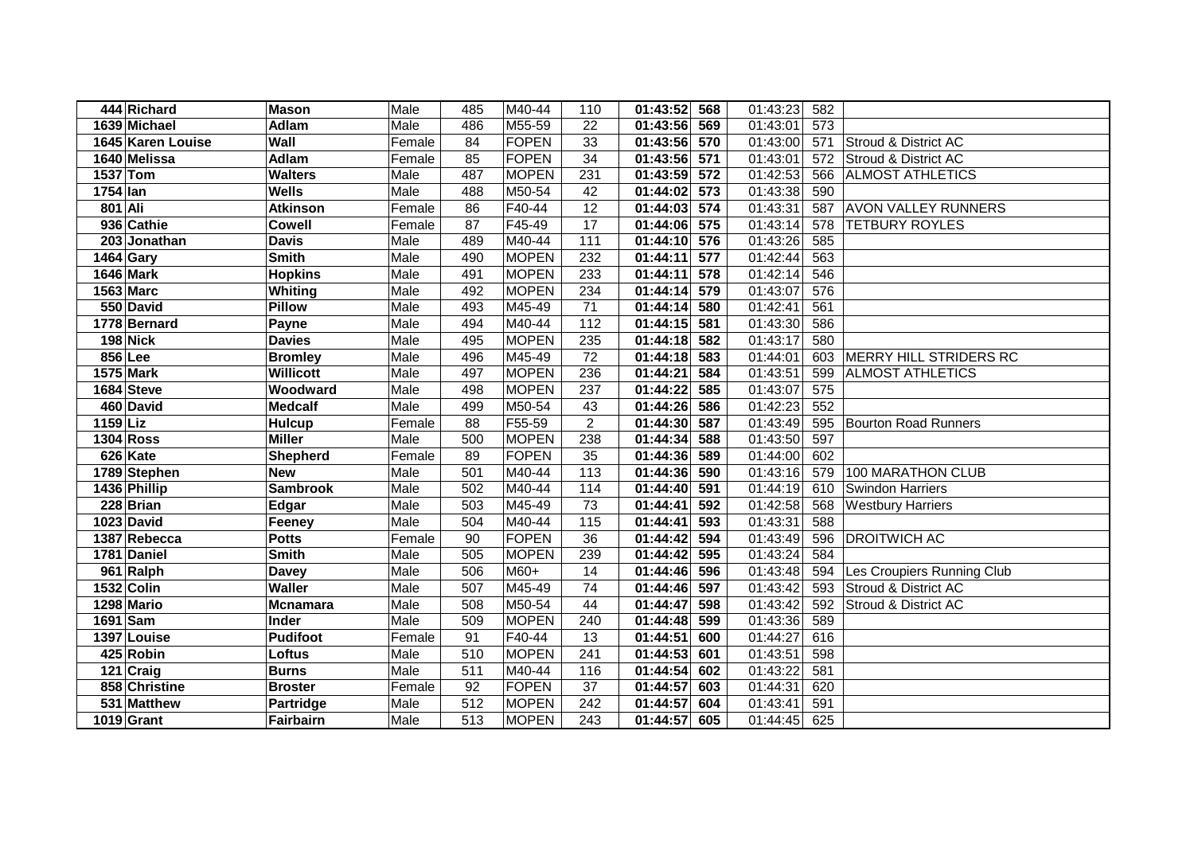| | | | | | | | | | | | |
|---|---|---|---|---|---|---|---|---|---|---|---|
| 444 | **Richard** | **Mason** | Male | 485 | M40-44 | 110 | **01:43:52** | **568** | 01:43:23 | 582 | |
| 1639 | **Michael** | **Adlam** | Male | 486 | M55-59 | 22 | **01:43:56** | **569** | 01:43:01 | 573 | |
| 1645 | **Karen Louise** | **Wall** | Female | 84 | FOPEN | 33 | **01:43:56** | **570** | 01:43:00 | 571 | Stroud & District AC |
| 1640 | **Melissa** | **Adlam** | Female | 85 | FOPEN | 34 | **01:43:56** | **571** | 01:43:01 | 572 | Stroud & District AC |
| 1537 | **Tom** | **Walters** | Male | 487 | MOPEN | 231 | **01:43:59** | **572** | 01:42:53 | 566 | ALMOST ATHLETICS |
| 1754 | **Ian** | **Wells** | Male | 488 | M50-54 | 42 | **01:44:02** | **573** | 01:43:38 | 590 | |
| 801 | **Ali** | **Atkinson** | Female | 86 | F40-44 | 12 | **01:44:03** | **574** | 01:43:31 | 587 | AVON VALLEY RUNNERS |
| 936 | **Cathie** | **Cowell** | Female | 87 | F45-49 | 17 | **01:44:06** | **575** | 01:43:14 | 578 | TETBURY ROYLES |
| 203 | **Jonathan** | **Davis** | Male | 489 | M40-44 | 111 | **01:44:10** | **576** | 01:43:26 | 585 | |
| 1464 | **Gary** | **Smith** | Male | 490 | MOPEN | 232 | **01:44:11** | **577** | 01:42:44 | 563 | |
| 1646 | **Mark** | **Hopkins** | Male | 491 | MOPEN | 233 | **01:44:11** | **578** | 01:42:14 | 546 | |
| 1563 | **Marc** | **Whiting** | Male | 492 | MOPEN | 234 | **01:44:14** | **579** | 01:43:07 | 576 | |
| 550 | **David** | **Pillow** | Male | 493 | M45-49 | 71 | **01:44:14** | **580** | 01:42:41 | 561 | |
| 1778 | **Bernard** | **Payne** | Male | 494 | M40-44 | 112 | **01:44:15** | **581** | 01:43:30 | 586 | |
| 198 | **Nick** | **Davies** | Male | 495 | MOPEN | 235 | **01:44:18** | **582** | 01:43:17 | 580 | |
| 856 | **Lee** | **Bromley** | Male | 496 | M45-49 | 72 | **01:44:18** | **583** | 01:44:01 | 603 | MERRY HILL STRIDERS RC |
| 1575 | **Mark** | **Willicott** | Male | 497 | MOPEN | 236 | **01:44:21** | **584** | 01:43:51 | 599 | ALMOST ATHLETICS |
| 1684 | **Steve** | **Woodward** | Male | 498 | MOPEN | 237 | **01:44:22** | **585** | 01:43:07 | 575 | |
| 460 | **David** | **Medcalf** | Male | 499 | M50-54 | 43 | **01:44:26** | **586** | 01:42:23 | 552 | |
| 1159 | **Liz** | **Hulcup** | Female | 88 | F55-59 | 2 | **01:44:30** | **587** | 01:43:49 | 595 | Bourton Road Runners |
| 1304 | **Ross** | **Miller** | Male | 500 | MOPEN | 238 | **01:44:34** | **588** | 01:43:50 | 597 | |
| 626 | **Kate** | **Shepherd** | Female | 89 | FOPEN | 35 | **01:44:36** | **589** | 01:44:00 | 602 | |
| 1789 | **Stephen** | **New** | Male | 501 | M40-44 | 113 | **01:44:36** | **590** | 01:43:16 | 579 | 100 MARATHON CLUB |
| 1436 | **Phillip** | **Sambrook** | Male | 502 | M40-44 | 114 | **01:44:40** | **591** | 01:44:19 | 610 | Swindon Harriers |
| 228 | **Brian** | **Edgar** | Male | 503 | M45-49 | 73 | **01:44:41** | **592** | 01:42:58 | 568 | Westbury Harriers |
| 1023 | **David** | **Feeney** | Male | 504 | M40-44 | 115 | **01:44:41** | **593** | 01:43:31 | 588 | |
| 1387 | **Rebecca** | **Potts** | Female | 90 | FOPEN | 36 | **01:44:42** | **594** | 01:43:49 | 596 | DROITWICH AC |
| 1781 | **Daniel** | **Smith** | Male | 505 | MOPEN | 239 | **01:44:42** | **595** | 01:43:24 | 584 | |
| 961 | **Ralph** | **Davey** | Male | 506 | M60+ | 14 | **01:44:46** | **596** | 01:43:48 | 594 | Les Croupiers Running Club |
| 1532 | **Colin** | **Waller** | Male | 507 | M45-49 | 74 | **01:44:46** | **597** | 01:43:42 | 593 | Stroud & District AC |
| 1298 | **Mario** | **Mcnamara** | Male | 508 | M50-54 | 44 | **01:44:47** | **598** | 01:43:42 | 592 | Stroud & District AC |
| 1691 | **Sam** | **Inder** | Male | 509 | MOPEN | 240 | **01:44:48** | **599** | 01:43:36 | 589 | |
| 1397 | **Louise** | **Pudifoot** | Female | 91 | F40-44 | 13 | **01:44:51** | **600** | 01:44:27 | 616 | |
| 425 | **Robin** | **Loftus** | Male | 510 | MOPEN | 241 | **01:44:53** | **601** | 01:43:51 | 598 | |
| 121 | **Craig** | **Burns** | Male | 511 | M40-44 | 116 | **01:44:54** | **602** | 01:43:22 | 581 | |
| 858 | **Christine** | **Broster** | Female | 92 | FOPEN | 37 | **01:44:57** | **603** | 01:44:31 | 620 | |
| 531 | **Matthew** | **Partridge** | Male | 512 | MOPEN | 242 | **01:44:57** | **604** | 01:43:41 | 591 | |
| 1019 | **Grant** | **Fairbairn** | Male | 513 | MOPEN | 243 | **01:44:57** | **605** | 01:44:45 | 625 | |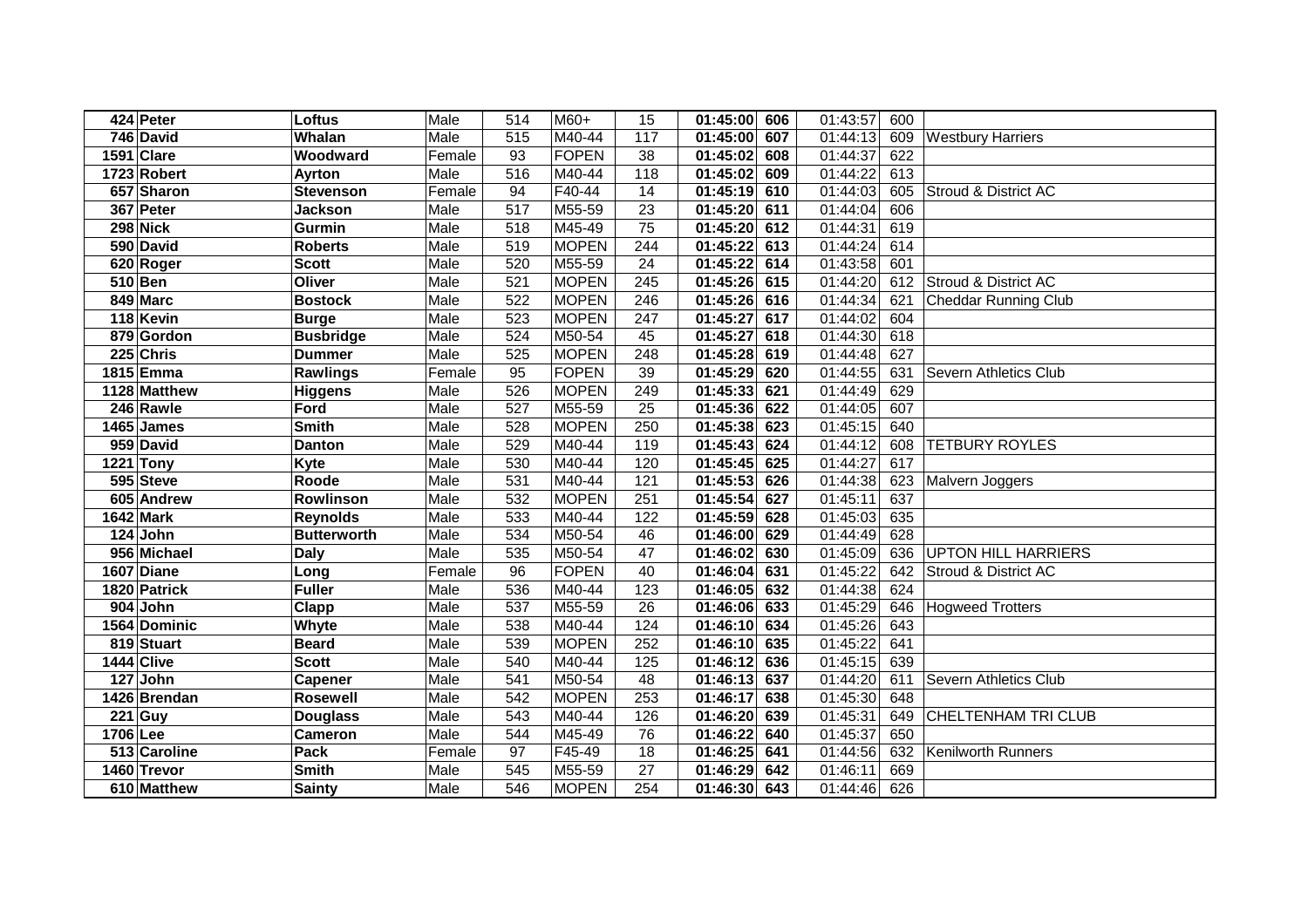| | | | | | | | | | | | |
|---|---|---|---|---|---|---|---|---|---|---|---|
| **424** | **Peter** | **Loftus** | Male | 514 | M60+ | 15 | **01:45:00** | **606** | 01:43:57 | 600 | |
| **746** | **David** | **Whalan** | Male | 515 | M40-44 | 117 | **01:45:00** | **607** | 01:44:13 | 609 | Westbury Harriers |
| **1591** | **Clare** | **Woodward** | Female | 93 | FOPEN | 38 | **01:45:02** | **608** | 01:44:37 | 622 | |
| **1723** | **Robert** | **Ayrton** | Male | 516 | M40-44 | 118 | **01:45:02** | **609** | 01:44:22 | 613 | |
| **657** | **Sharon** | **Stevenson** | Female | 94 | F40-44 | 14 | **01:45:19** | **610** | 01:44:03 | 605 | Stroud & District AC |
| **367** | **Peter** | **Jackson** | Male | 517 | M55-59 | 23 | **01:45:20** | **611** | 01:44:04 | 606 | |
| **298** | **Nick** | **Gurmin** | Male | 518 | M45-49 | 75 | **01:45:20** | **612** | 01:44:31 | 619 | |
| **590** | **David** | **Roberts** | Male | 519 | MOPEN | 244 | **01:45:22** | **613** | 01:44:24 | 614 | |
| **620** | **Roger** | **Scott** | Male | 520 | M55-59 | 24 | **01:45:22** | **614** | 01:43:58 | 601 | |
| **510** | **Ben** | **Oliver** | Male | 521 | MOPEN | 245 | **01:45:26** | **615** | 01:44:20 | 612 | Stroud & District AC |
| **849** | **Marc** | **Bostock** | Male | 522 | MOPEN | 246 | **01:45:26** | **616** | 01:44:34 | 621 | Cheddar Running Club |
| **118** | **Kevin** | **Burge** | Male | 523 | MOPEN | 247 | **01:45:27** | **617** | 01:44:02 | 604 | |
| **879** | **Gordon** | **Busbridge** | Male | 524 | M50-54 | 45 | **01:45:27** | **618** | 01:44:30 | 618 | |
| **225** | **Chris** | **Dummer** | Male | 525 | MOPEN | 248 | **01:45:28** | **619** | 01:44:48 | 627 | |
| **1815** | **Emma** | **Rawlings** | Female | 95 | FOPEN | 39 | **01:45:29** | **620** | 01:44:55 | 631 | Severn Athletics Club |
| **1128** | **Matthew** | **Higgens** | Male | 526 | MOPEN | 249 | **01:45:33** | **621** | 01:44:49 | 629 | |
| **246** | **Rawle** | **Ford** | Male | 527 | M55-59 | 25 | **01:45:36** | **622** | 01:44:05 | 607 | |
| **1465** | **James** | **Smith** | Male | 528 | MOPEN | 250 | **01:45:38** | **623** | 01:45:15 | 640 | |
| **959** | **David** | **Danton** | Male | 529 | M40-44 | 119 | **01:45:43** | **624** | 01:44:12 | 608 | TETBURY ROYLES |
| **1221** | **Tony** | **Kyte** | Male | 530 | M40-44 | 120 | **01:45:45** | **625** | 01:44:27 | 617 | |
| **595** | **Steve** | **Roode** | Male | 531 | M40-44 | 121 | **01:45:53** | **626** | 01:44:38 | 623 | Malvern Joggers |
| **605** | **Andrew** | **Rowlinson** | Male | 532 | MOPEN | 251 | **01:45:54** | **627** | 01:45:11 | 637 | |
| **1642** | **Mark** | **Reynolds** | Male | 533 | M40-44 | 122 | **01:45:59** | **628** | 01:45:03 | 635 | |
| **124** | **John** | **Butterworth** | Male | 534 | M50-54 | 46 | **01:46:00** | **629** | 01:44:49 | 628 | |
| **956** | **Michael** | **Daly** | Male | 535 | M50-54 | 47 | **01:46:02** | **630** | 01:45:09 | 636 | UPTON HILL HARRIERS |
| **1607** | **Diane** | **Long** | Female | 96 | FOPEN | 40 | **01:46:04** | **631** | 01:45:22 | 642 | Stroud & District AC |
| **1820** | **Patrick** | **Fuller** | Male | 536 | M40-44 | 123 | **01:46:05** | **632** | 01:44:38 | 624 | |
| **904** | **John** | **Clapp** | Male | 537 | M55-59 | 26 | **01:46:06** | **633** | 01:45:29 | 646 | Hogweed Trotters |
| **1564** | **Dominic** | **Whyte** | Male | 538 | M40-44 | 124 | **01:46:10** | **634** | 01:45:26 | 643 | |
| **819** | **Stuart** | **Beard** | Male | 539 | MOPEN | 252 | **01:46:10** | **635** | 01:45:22 | 641 | |
| **1444** | **Clive** | **Scott** | Male | 540 | M40-44 | 125 | **01:46:12** | **636** | 01:45:15 | 639 | |
| **127** | **John** | **Capener** | Male | 541 | M50-54 | 48 | **01:46:13** | **637** | 01:44:20 | 611 | Severn Athletics Club |
| **1426** | **Brendan** | **Rosewell** | Male | 542 | MOPEN | 253 | **01:46:17** | **638** | 01:45:30 | 648 | |
| **221** | **Guy** | **Douglass** | Male | 543 | M40-44 | 126 | **01:46:20** | **639** | 01:45:31 | 649 | CHELTENHAM TRI CLUB |
| **1706** | **Lee** | **Cameron** | Male | 544 | M45-49 | 76 | **01:46:22** | **640** | 01:45:37 | 650 | |
| **513** | **Caroline** | **Pack** | Female | 97 | F45-49 | 18 | **01:46:25** | **641** | 01:44:56 | 632 | Kenilworth Runners |
| **1460** | **Trevor** | **Smith** | Male | 545 | M55-59 | 27 | **01:46:29** | **642** | 01:46:11 | 669 | |
| **610** | **Matthew** | **Sainty** | Male | 546 | MOPEN | 254 | **01:46:30** | **643** | 01:44:46 | 626 | |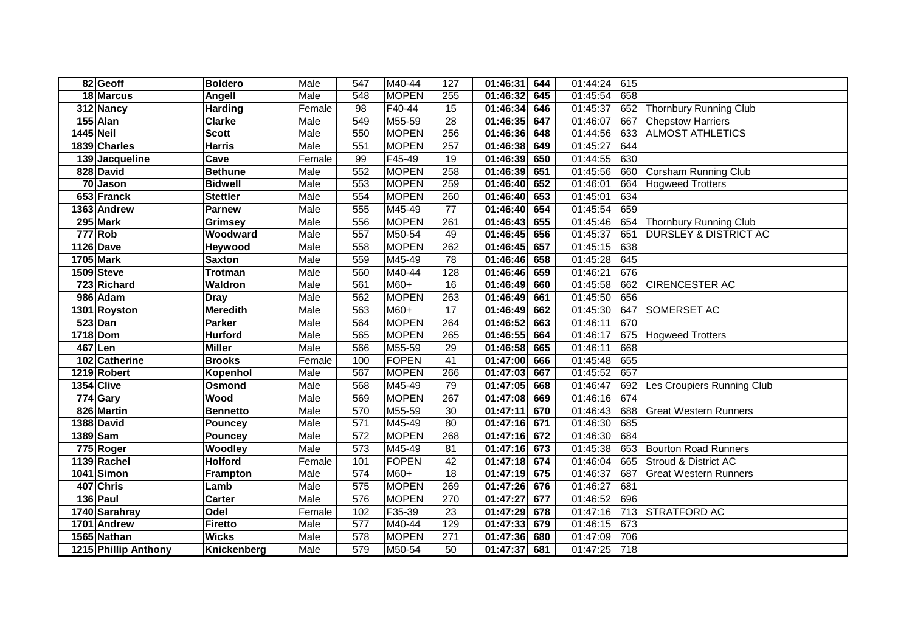| | | | | | | | | | | | |
|---|---|---|---|---|---|---|---|---|---|---|---|
| 82 | **Geoff** | **Boldero** | Male | 547 | M40-44 | 127 | **01:46:31** | **644** | 01:44:24 | 615 | |
| 18 | **Marcus** | **Angell** | Male | 548 | MOPEN | 255 | **01:46:32** | **645** | 01:45:54 | 658 | |
| 312 | **Nancy** | **Harding** | Female | 98 | F40-44 | 15 | **01:46:34** | **646** | 01:45:37 | 652 | Thornbury Running Club |
| 155 | **Alan** | **Clarke** | Male | 549 | M55-59 | 28 | **01:46:35** | **647** | 01:46:07 | 667 | Chepstow Harriers |
| 1445 | **Neil** | **Scott** | Male | 550 | MOPEN | 256 | **01:46:36** | **648** | 01:44:56 | 633 | ALMOST ATHLETICS |
| 1839 | **Charles** | **Harris** | Male | 551 | MOPEN | 257 | **01:46:38** | **649** | 01:45:27 | 644 | |
| 139 | **Jacqueline** | **Cave** | Female | 99 | F45-49 | 19 | **01:46:39** | **650** | 01:44:55 | 630 | |
| 828 | **David** | **Bethune** | Male | 552 | MOPEN | 258 | **01:46:39** | **651** | 01:45:56 | 660 | Corsham Running Club |
| 70 | **Jason** | **Bidwell** | Male | 553 | MOPEN | 259 | **01:46:40** | **652** | 01:46:01 | 664 | Hogweed Trotters |
| 653 | **Franck** | **Stettler** | Male | 554 | MOPEN | 260 | **01:46:40** | **653** | 01:45:01 | 634 | |
| 1363 | **Andrew** | **Parnew** | Male | 555 | M45-49 | 77 | **01:46:40** | **654** | 01:45:54 | 659 | |
| 295 | **Mark** | **Grimsey** | Male | 556 | MOPEN | 261 | **01:46:43** | **655** | 01:45:46 | 654 | Thornbury Running Club |
| 777 | **Rob** | **Woodward** | Male | 557 | M50-54 | 49 | **01:46:45** | **656** | 01:45:37 | 651 | DURSLEY & DISTRICT AC |
| 1126 | **Dave** | **Heywood** | Male | 558 | MOPEN | 262 | **01:46:45** | **657** | 01:45:15 | 638 | |
| 1705 | **Mark** | **Saxton** | Male | 559 | M45-49 | 78 | **01:46:46** | **658** | 01:45:28 | 645 | |
| 1509 | **Steve** | **Trotman** | Male | 560 | M40-44 | 128 | **01:46:46** | **659** | 01:46:21 | 676 | |
| 723 | **Richard** | **Waldron** | Male | 561 | M60+ | 16 | **01:46:49** | **660** | 01:45:58 | 662 | CIRENCESTER AC |
| 986 | **Adam** | **Dray** | Male | 562 | MOPEN | 263 | **01:46:49** | **661** | 01:45:50 | 656 | |
| 1301 | **Royston** | **Meredith** | Male | 563 | M60+ | 17 | **01:46:49** | **662** | 01:45:30 | 647 | SOMERSET AC |
| 523 | **Dan** | **Parker** | Male | 564 | MOPEN | 264 | **01:46:52** | **663** | 01:46:11 | 670 | |
| 1718 | **Dom** | **Hurford** | Male | 565 | MOPEN | 265 | **01:46:55** | **664** | 01:46:17 | 675 | Hogweed Trotters |
| 467 | **Len** | **Miller** | Male | 566 | M55-59 | 29 | **01:46:58** | **665** | 01:46:11 | 668 | |
| 102 | **Catherine** | **Brooks** | Female | 100 | FOPEN | 41 | **01:47:00** | **666** | 01:45:48 | 655 | |
| 1219 | **Robert** | **Kopenhol** | Male | 567 | MOPEN | 266 | **01:47:03** | **667** | 01:45:52 | 657 | |
| 1354 | **Clive** | **Osmond** | Male | 568 | M45-49 | 79 | **01:47:05** | **668** | 01:46:47 | 692 | Les Croupiers Running Club |
| 774 | **Gary** | **Wood** | Male | 569 | MOPEN | 267 | **01:47:08** | **669** | 01:46:16 | 674 | |
| 826 | **Martin** | **Bennetto** | Male | 570 | M55-59 | 30 | **01:47:11** | **670** | 01:46:43 | 688 | Great Western Runners |
| 1388 | **David** | **Pouncey** | Male | 571 | M45-49 | 80 | **01:47:16** | **671** | 01:46:30 | 685 | |
| 1389 | **Sam** | **Pouncey** | Male | 572 | MOPEN | 268 | **01:47:16** | **672** | 01:46:30 | 684 | |
| 775 | **Roger** | **Woodley** | Male | 573 | M45-49 | 81 | **01:47:16** | **673** | 01:45:38 | 653 | Bourton Road Runners |
| 1139 | **Rachel** | **Holford** | Female | 101 | FOPEN | 42 | **01:47:18** | **674** | 01:46:04 | 665 | Stroud & District AC |
| 1041 | **Simon** | **Frampton** | Male | 574 | M60+ | 18 | **01:47:19** | **675** | 01:46:37 | 687 | Great Western Runners |
| 407 | **Chris** | **Lamb** | Male | 575 | MOPEN | 269 | **01:47:26** | **676** | 01:46:27 | 681 | |
| 136 | **Paul** | **Carter** | Male | 576 | MOPEN | 270 | **01:47:27** | **677** | 01:46:52 | 696 | |
| 1740 | **Sarahray** | **Odel** | Female | 102 | F35-39 | 23 | **01:47:29** | **678** | 01:47:16 | 713 | STRATFORD AC |
| 1701 | **Andrew** | **Firetto** | Male | 577 | M40-44 | 129 | **01:47:33** | **679** | 01:46:15 | 673 | |
| 1565 | **Nathan** | **Wicks** | Male | 578 | MOPEN | 271 | **01:47:36** | **680** | 01:47:09 | 706 | |
| 1215 | **Phillip Anthony** | **Knickenberg** | Male | 579 | M50-54 | 50 | **01:47:37** | **681** | 01:47:25 | 718 | |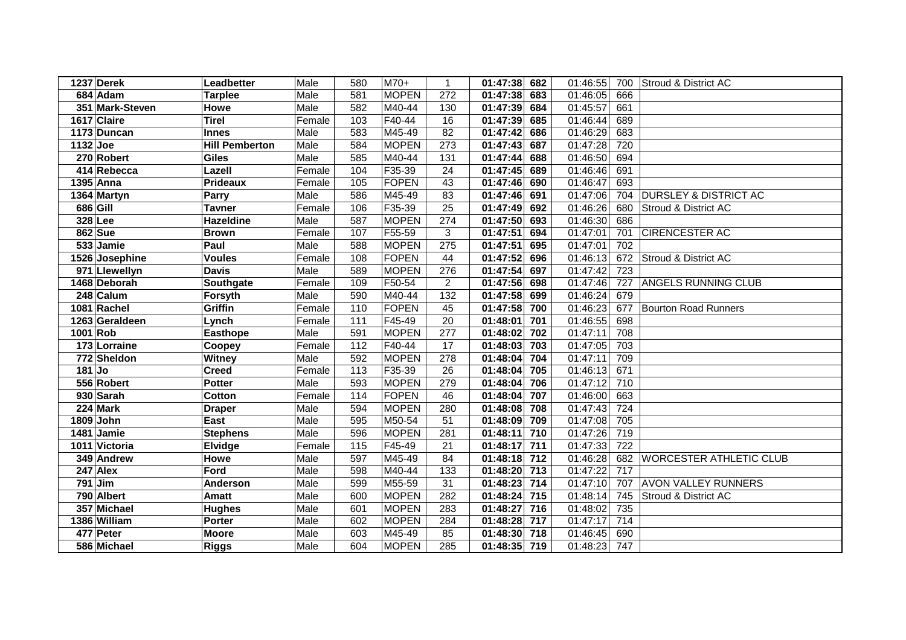| | | | | | | | | | | | |
|---|---|---|---|---|---|---|---|---|---|---|---|
| 1237 | **Derek** | **Leadbetter** | Male | 580 | M70+ | 1 | **01:47:38** | **682** | 01:46:55 | 700 | Stroud & District AC |
| 684 | **Adam** | **Tarplee** | Male | 581 | MOPEN | 272 | **01:47:38** | **683** | 01:46:05 | 666 | |
| 351 | **Mark-Steven** | **Howe** | Male | 582 | M40-44 | 130 | **01:47:39** | **684** | 01:45:57 | 661 | |
| 1617 | **Claire** | **Tirel** | Female | 103 | F40-44 | 16 | **01:47:39** | **685** | 01:46:44 | 689 | |
| 1173 | **Duncan** | **Innes** | Male | 583 | M45-49 | 82 | **01:47:42** | **686** | 01:46:29 | 683 | |
| 1132 | **Joe** | **Hill Pemberton** | Male | 584 | MOPEN | 273 | **01:47:43** | **687** | 01:47:28 | 720 | |
| 270 | **Robert** | **Giles** | Male | 585 | M40-44 | 131 | **01:47:44** | **688** | 01:46:50 | 694 | |
| 414 | **Rebecca** | **Lazell** | Female | 104 | F35-39 | 24 | **01:47:45** | **689** | 01:46:46 | 691 | |
| 1395 | **Anna** | **Prideaux** | Female | 105 | FOPEN | 43 | **01:47:46** | **690** | 01:46:47 | 693 | |
| 1364 | **Martyn** | **Parry** | Male | 586 | M45-49 | 83 | **01:47:46** | **691** | 01:47:06 | 704 | DURSLEY & DISTRICT AC |
| 686 | **Gill** | **Tavner** | Female | 106 | F35-39 | 25 | **01:47:49** | **692** | 01:46:26 | 680 | Stroud & District AC |
| 328 | **Lee** | **Hazeldine** | Male | 587 | MOPEN | 274 | **01:47:50** | **693** | 01:46:30 | 686 | |
| 862 | **Sue** | **Brown** | Female | 107 | F55-59 | 3 | **01:47:51** | **694** | 01:47:01 | 701 | CIRENCESTER AC |
| 533 | **Jamie** | **Paul** | Male | 588 | MOPEN | 275 | **01:47:51** | **695** | 01:47:01 | 702 | |
| 1526 | **Josephine** | **Voules** | Female | 108 | FOPEN | 44 | **01:47:52** | **696** | 01:46:13 | 672 | Stroud & District AC |
| 971 | **Llewellyn** | **Davis** | Male | 589 | MOPEN | 276 | **01:47:54** | **697** | 01:47:42 | 723 | |
| 1468 | **Deborah** | **Southgate** | Female | 109 | F50-54 | 2 | **01:47:56** | **698** | 01:47:46 | 727 | ANGELS RUNNING CLUB |
| 248 | **Calum** | **Forsyth** | Male | 590 | M40-44 | 132 | **01:47:58** | **699** | 01:46:24 | 679 | |
| 1081 | **Rachel** | **Griffin** | Female | 110 | FOPEN | 45 | **01:47:58** | **700** | 01:46:23 | 677 | Bourton Road Runners |
| 1263 | **Geraldeen** | **Lynch** | Female | 111 | F45-49 | 20 | **01:48:01** | **701** | 01:46:55 | 698 | |
| 1001 | **Rob** | **Easthope** | Male | 591 | MOPEN | 277 | **01:48:02** | **702** | 01:47:11 | 708 | |
| 173 | **Lorraine** | **Coopey** | Female | 112 | F40-44 | 17 | **01:48:03** | **703** | 01:47:05 | 703 | |
| 772 | **Sheldon** | **Witney** | Male | 592 | MOPEN | 278 | **01:48:04** | **704** | 01:47:11 | 709 | |
| 181 | **Jo** | **Creed** | Female | 113 | F35-39 | 26 | **01:48:04** | **705** | 01:46:13 | 671 | |
| 556 | **Robert** | **Potter** | Male | 593 | MOPEN | 279 | **01:48:04** | **706** | 01:47:12 | 710 | |
| 930 | **Sarah** | **Cotton** | Female | 114 | FOPEN | 46 | **01:48:04** | **707** | 01:46:00 | 663 | |
| 224 | **Mark** | **Draper** | Male | 594 | MOPEN | 280 | **01:48:08** | **708** | 01:47:43 | 724 | |
| 1809 | **John** | **East** | Male | 595 | M50-54 | 51 | **01:48:09** | **709** | 01:47:08 | 705 | |
| 1481 | **Jamie** | **Stephens** | Male | 596 | MOPEN | 281 | **01:48:11** | **710** | 01:47:26 | 719 | |
| 1011 | **Victoria** | **Elvidge** | Female | 115 | F45-49 | 21 | **01:48:17** | **711** | 01:47:33 | 722 | |
| 349 | **Andrew** | **Howe** | Male | 597 | M45-49 | 84 | **01:48:18** | **712** | 01:46:28 | 682 | WORCESTER ATHLETIC CLUB |
| 247 | **Alex** | **Ford** | Male | 598 | M40-44 | 133 | **01:48:20** | **713** | 01:47:22 | 717 | |
| 791 | **Jim** | **Anderson** | Male | 599 | M55-59 | 31 | **01:48:23** | **714** | 01:47:10 | 707 | AVON VALLEY RUNNERS |
| 790 | **Albert** | **Amatt** | Male | 600 | MOPEN | 282 | **01:48:24** | **715** | 01:48:14 | 745 | Stroud & District AC |
| 357 | **Michael** | **Hughes** | Male | 601 | MOPEN | 283 | **01:48:27** | **716** | 01:48:02 | 735 | |
| 1386 | **William** | **Porter** | Male | 602 | MOPEN | 284 | **01:48:28** | **717** | 01:47:17 | 714 | |
| 477 | **Peter** | **Moore** | Male | 603 | M45-49 | 85 | **01:48:30** | **718** | 01:46:45 | 690 | |
| 586 | **Michael** | **Riggs** | Male | 604 | MOPEN | 285 | **01:48:35** | **719** | 01:48:23 | 747 | |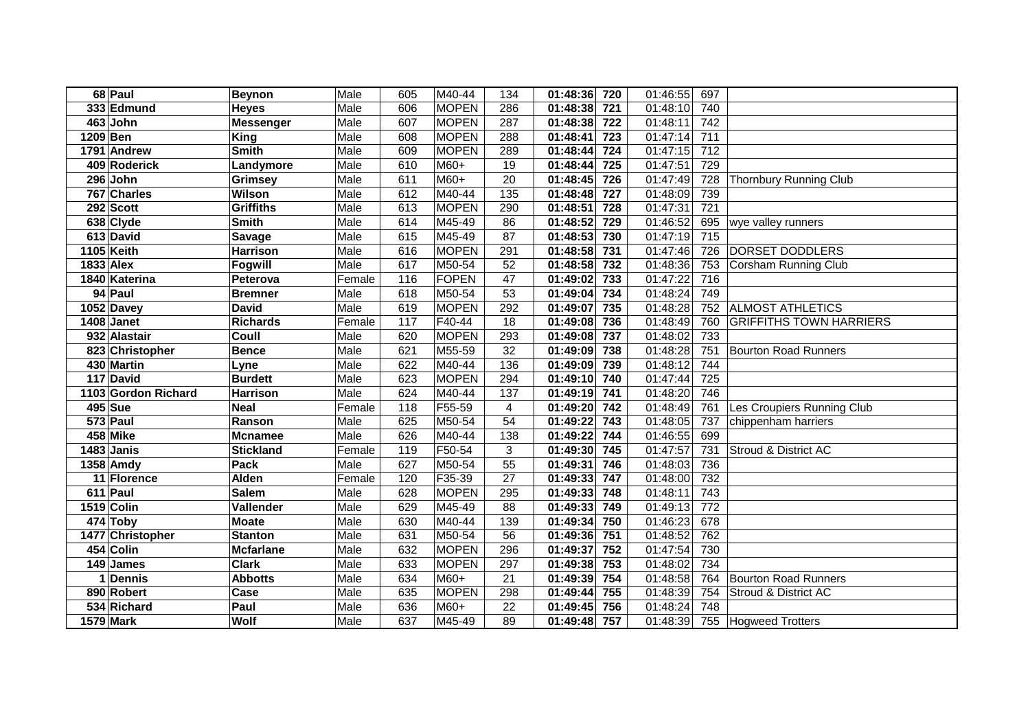| | | | | | | | | | | | |
|---|---|---|---|---|---|---|---|---|---|---|---|
| 68 | Paul | Beynon | Male | 605 | M40-44 | 134 | 01:48:36 | 720 | 01:46:55 | 697 | |
| 333 | Edmund | Heyes | Male | 606 | MOPEN | 286 | 01:48:38 | 721 | 01:48:10 | 740 | |
| 463 | John | Messenger | Male | 607 | MOPEN | 287 | 01:48:38 | 722 | 01:48:11 | 742 | |
| 1209 | Ben | King | Male | 608 | MOPEN | 288 | 01:48:41 | 723 | 01:47:14 | 711 | |
| 1791 | Andrew | Smith | Male | 609 | MOPEN | 289 | 01:48:44 | 724 | 01:47:15 | 712 | |
| 409 | Roderick | Landymore | Male | 610 | M60+ | 19 | 01:48:44 | 725 | 01:47:51 | 729 | |
| 296 | John | Grimsey | Male | 611 | M60+ | 20 | 01:48:45 | 726 | 01:47:49 | 728 | Thornbury Running Club |
| 767 | Charles | Wilson | Male | 612 | M40-44 | 135 | 01:48:48 | 727 | 01:48:09 | 739 | |
| 292 | Scott | Griffiths | Male | 613 | MOPEN | 290 | 01:48:51 | 728 | 01:47:31 | 721 | |
| 638 | Clyde | Smith | Male | 614 | M45-49 | 86 | 01:48:52 | 729 | 01:46:52 | 695 | wye valley runners |
| 613 | David | Savage | Male | 615 | M45-49 | 87 | 01:48:53 | 730 | 01:47:19 | 715 | |
| 1105 | Keith | Harrison | Male | 616 | MOPEN | 291 | 01:48:58 | 731 | 01:47:46 | 726 | DORSET DODDLERS |
| 1833 | Alex | Fogwill | Male | 617 | M50-54 | 52 | 01:48:58 | 732 | 01:48:36 | 753 | Corsham Running Club |
| 1840 | Katerina | Peterova | Female | 116 | FOPEN | 47 | 01:49:02 | 733 | 01:47:22 | 716 | |
| 94 | Paul | Bremner | Male | 618 | M50-54 | 53 | 01:49:04 | 734 | 01:48:24 | 749 | |
| 1052 | Davey | David | Male | 619 | MOPEN | 292 | 01:49:07 | 735 | 01:48:28 | 752 | ALMOST ATHLETICS |
| 1408 | Janet | Richards | Female | 117 | F40-44 | 18 | 01:49:08 | 736 | 01:48:49 | 760 | GRIFFITHS TOWN HARRIERS |
| 932 | Alastair | Coull | Male | 620 | MOPEN | 293 | 01:49:08 | 737 | 01:48:02 | 733 | |
| 823 | Christopher | Bence | Male | 621 | M55-59 | 32 | 01:49:09 | 738 | 01:48:28 | 751 | Bourton Road Runners |
| 430 | Martin | Lyne | Male | 622 | M40-44 | 136 | 01:49:09 | 739 | 01:48:12 | 744 | |
| 117 | David | Burdett | Male | 623 | MOPEN | 294 | 01:49:10 | 740 | 01:47:44 | 725 | |
| 1103 | Gordon Richard | Harrison | Male | 624 | M40-44 | 137 | 01:49:19 | 741 | 01:48:20 | 746 | |
| 495 | Sue | Neal | Female | 118 | F55-59 | 4 | 01:49:20 | 742 | 01:48:49 | 761 | Les Croupiers Running Club |
| 573 | Paul | Ranson | Male | 625 | M50-54 | 54 | 01:49:22 | 743 | 01:48:05 | 737 | chippenham harriers |
| 458 | Mike | Mcnamee | Male | 626 | M40-44 | 138 | 01:49:22 | 744 | 01:46:55 | 699 | |
| 1483 | Janis | Stickland | Female | 119 | F50-54 | 3 | 01:49:30 | 745 | 01:47:57 | 731 | Stroud & District AC |
| 1358 | Amdy | Pack | Male | 627 | M50-54 | 55 | 01:49:31 | 746 | 01:48:03 | 736 | |
| 11 | Florence | Alden | Female | 120 | F35-39 | 27 | 01:49:33 | 747 | 01:48:00 | 732 | |
| 611 | Paul | Salem | Male | 628 | MOPEN | 295 | 01:49:33 | 748 | 01:48:11 | 743 | |
| 1519 | Colin | Vallender | Male | 629 | M45-49 | 88 | 01:49:33 | 749 | 01:49:13 | 772 | |
| 474 | Toby | Moate | Male | 630 | M40-44 | 139 | 01:49:34 | 750 | 01:46:23 | 678 | |
| 1477 | Christopher | Stanton | Male | 631 | M50-54 | 56 | 01:49:36 | 751 | 01:48:52 | 762 | |
| 454 | Colin | Mcfarlane | Male | 632 | MOPEN | 296 | 01:49:37 | 752 | 01:47:54 | 730 | |
| 149 | James | Clark | Male | 633 | MOPEN | 297 | 01:49:38 | 753 | 01:48:02 | 734 | |
| 1 | Dennis | Abbotts | Male | 634 | M60+ | 21 | 01:49:39 | 754 | 01:48:58 | 764 | Bourton Road Runners |
| 890 | Robert | Case | Male | 635 | MOPEN | 298 | 01:49:44 | 755 | 01:48:39 | 754 | Stroud & District AC |
| 534 | Richard | Paul | Male | 636 | M60+ | 22 | 01:49:45 | 756 | 01:48:24 | 748 | |
| 1579 | Mark | Wolf | Male | 637 | M45-49 | 89 | 01:49:48 | 757 | 01:48:39 | 755 | Hogweed Trotters |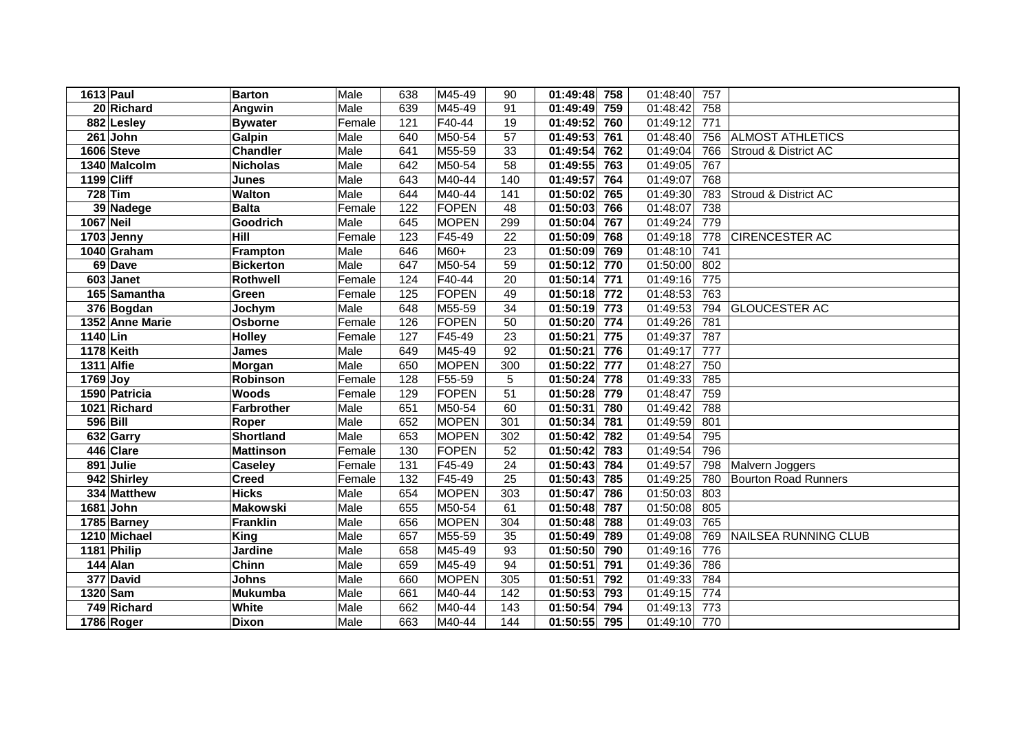| | | | | | | | | | | | |
|---|---|---|---|---|---|---|---|---|---|---|---|
| 1613 | Paul | Barton | Male | 638 | M45-49 | 90 | 01:49:48 | 758 | 01:48:40 | 757 | |
| 20 | Richard | Angwin | Male | 639 | M45-49 | 91 | 01:49:49 | 759 | 01:48:42 | 758 | |
| 882 | Lesley | Bywater | Female | 121 | F40-44 | 19 | 01:49:52 | 760 | 01:49:12 | 771 | |
| 261 | John | Galpin | Male | 640 | M50-54 | 57 | 01:49:53 | 761 | 01:48:40 | 756 | ALMOST ATHLETICS |
| 1606 | Steve | Chandler | Male | 641 | M55-59 | 33 | 01:49:54 | 762 | 01:49:04 | 766 | Stroud & District AC |
| 1340 | Malcolm | Nicholas | Male | 642 | M50-54 | 58 | 01:49:55 | 763 | 01:49:05 | 767 | |
| 1199 | Cliff | Junes | Male | 643 | M40-44 | 140 | 01:49:57 | 764 | 01:49:07 | 768 | |
| 728 | Tim | Walton | Male | 644 | M40-44 | 141 | 01:50:02 | 765 | 01:49:30 | 783 | Stroud & District AC |
| 39 | Nadege | Balta | Female | 122 | FOPEN | 48 | 01:50:03 | 766 | 01:48:07 | 738 | |
| 1067 | Neil | Goodrich | Male | 645 | MOPEN | 299 | 01:50:04 | 767 | 01:49:24 | 779 | |
| 1703 | Jenny | Hill | Female | 123 | F45-49 | 22 | 01:50:09 | 768 | 01:49:18 | 778 | CIRENCESTER AC |
| 1040 | Graham | Frampton | Male | 646 | M60+ | 23 | 01:50:09 | 769 | 01:48:10 | 741 | |
| 69 | Dave | Bickerton | Male | 647 | M50-54 | 59 | 01:50:12 | 770 | 01:50:00 | 802 | |
| 603 | Janet | Rothwell | Female | 124 | F40-44 | 20 | 01:50:14 | 771 | 01:49:16 | 775 | |
| 165 | Samantha | Green | Female | 125 | FOPEN | 49 | 01:50:18 | 772 | 01:48:53 | 763 | |
| 376 | Bogdan | Jochym | Male | 648 | M55-59 | 34 | 01:50:19 | 773 | 01:49:53 | 794 | GLOUCESTER AC |
| 1352 | Anne Marie | Osborne | Female | 126 | FOPEN | 50 | 01:50:20 | 774 | 01:49:26 | 781 | |
| 1140 | Lin | Holley | Female | 127 | F45-49 | 23 | 01:50:21 | 775 | 01:49:37 | 787 | |
| 1178 | Keith | James | Male | 649 | M45-49 | 92 | 01:50:21 | 776 | 01:49:17 | 777 | |
| 1311 | Alfie | Morgan | Male | 650 | MOPEN | 300 | 01:50:22 | 777 | 01:48:27 | 750 | |
| 1769 | Joy | Robinson | Female | 128 | F55-59 | 5 | 01:50:24 | 778 | 01:49:33 | 785 | |
| 1590 | Patricia | Woods | Female | 129 | FOPEN | 51 | 01:50:28 | 779 | 01:48:47 | 759 | |
| 1021 | Richard | Farbrother | Male | 651 | M50-54 | 60 | 01:50:31 | 780 | 01:49:42 | 788 | |
| 596 | Bill | Roper | Male | 652 | MOPEN | 301 | 01:50:34 | 781 | 01:49:59 | 801 | |
| 632 | Garry | Shortland | Male | 653 | MOPEN | 302 | 01:50:42 | 782 | 01:49:54 | 795 | |
| 446 | Clare | Mattinson | Female | 130 | FOPEN | 52 | 01:50:42 | 783 | 01:49:54 | 796 | |
| 891 | Julie | Caseley | Female | 131 | F45-49 | 24 | 01:50:43 | 784 | 01:49:57 | 798 | Malvern Joggers |
| 942 | Shirley | Creed | Female | 132 | F45-49 | 25 | 01:50:43 | 785 | 01:49:25 | 780 | Bourton Road Runners |
| 334 | Matthew | Hicks | Male | 654 | MOPEN | 303 | 01:50:47 | 786 | 01:50:03 | 803 | |
| 1681 | John | Makowski | Male | 655 | M50-54 | 61 | 01:50:48 | 787 | 01:50:08 | 805 | |
| 1785 | Barney | Franklin | Male | 656 | MOPEN | 304 | 01:50:48 | 788 | 01:49:03 | 765 | |
| 1210 | Michael | King | Male | 657 | M55-59 | 35 | 01:50:49 | 789 | 01:49:08 | 769 | NAILSEA RUNNING CLUB |
| 1181 | Philip | Jardine | Male | 658 | M45-49 | 93 | 01:50:50 | 790 | 01:49:16 | 776 | |
| 144 | Alan | Chinn | Male | 659 | M45-49 | 94 | 01:50:51 | 791 | 01:49:36 | 786 | |
| 377 | David | Johns | Male | 660 | MOPEN | 305 | 01:50:51 | 792 | 01:49:33 | 784 | |
| 1320 | Sam | Mukumba | Male | 661 | M40-44 | 142 | 01:50:53 | 793 | 01:49:15 | 774 | |
| 749 | Richard | White | Male | 662 | M40-44 | 143 | 01:50:54 | 794 | 01:49:13 | 773 | |
| 1786 | Roger | Dixon | Male | 663 | M40-44 | 144 | 01:50:55 | 795 | 01:49:10 | 770 | |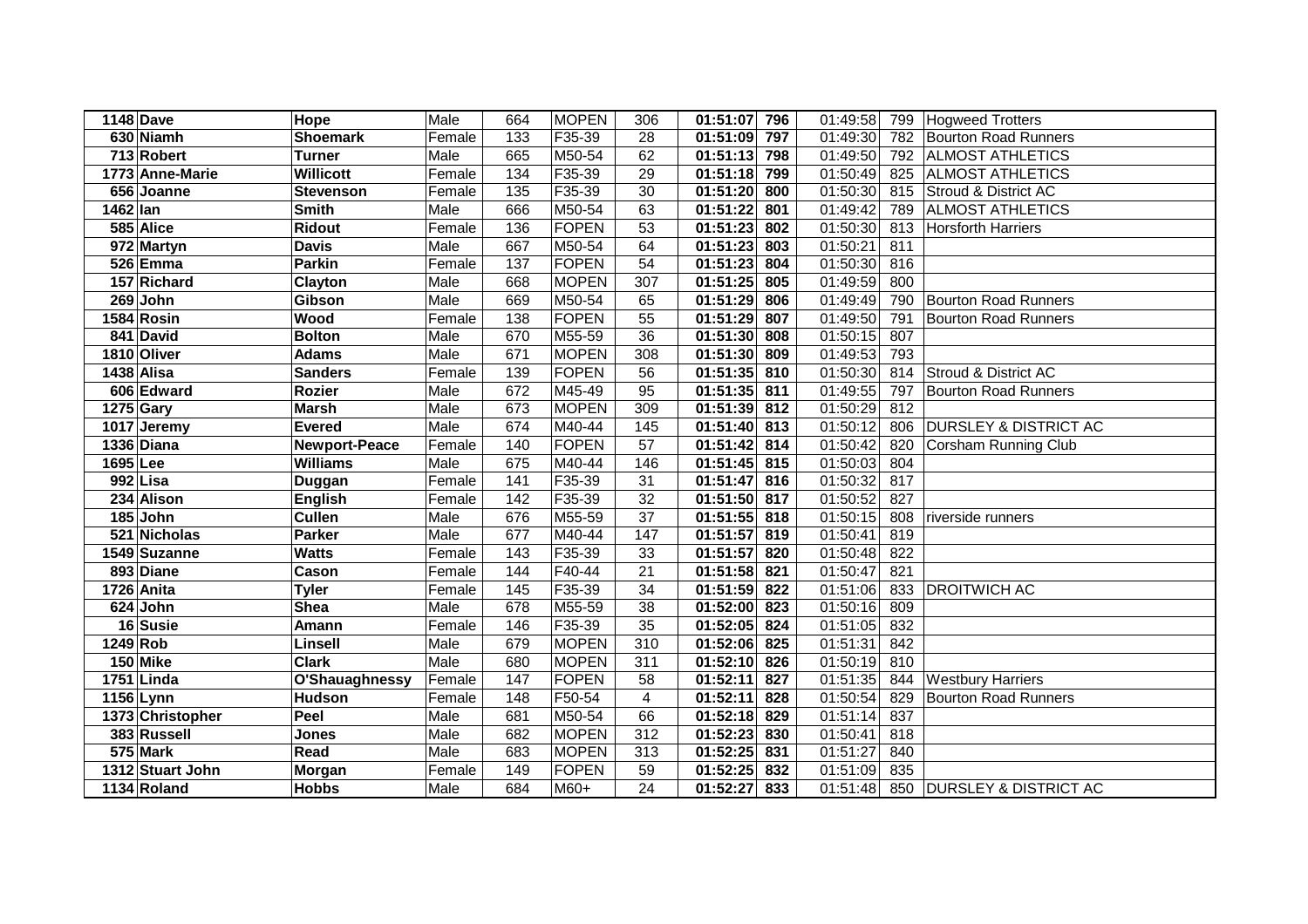| | | | | | | | | | | | |
|---|---|---|---|---|---|---|---|---|---|---|---|
| 1148 | Dave | Hope | Male | 664 | MOPEN | 306 | 01:51:07 | 796 | 01:49:58 | 799 | Hogweed Trotters |
| 630 | Niamh | Shoemark | Female | 133 | F35-39 | 28 | 01:51:09 | 797 | 01:49:30 | 782 | Bourton Road Runners |
| 713 | Robert | Turner | Male | 665 | M50-54 | 62 | 01:51:13 | 798 | 01:49:50 | 792 | ALMOST ATHLETICS |
| 1773 | Anne-Marie | Willicott | Female | 134 | F35-39 | 29 | 01:51:18 | 799 | 01:50:49 | 825 | ALMOST ATHLETICS |
| 656 | Joanne | Stevenson | Female | 135 | F35-39 | 30 | 01:51:20 | 800 | 01:50:30 | 815 | Stroud & District AC |
| 1462 | Ian | Smith | Male | 666 | M50-54 | 63 | 01:51:22 | 801 | 01:49:42 | 789 | ALMOST ATHLETICS |
| 585 | Alice | Ridout | Female | 136 | FOPEN | 53 | 01:51:23 | 802 | 01:50:30 | 813 | Horsforth Harriers |
| 972 | Martyn | Davis | Male | 667 | M50-54 | 64 | 01:51:23 | 803 | 01:50:21 | 811 | |
| 526 | Emma | Parkin | Female | 137 | FOPEN | 54 | 01:51:23 | 804 | 01:50:30 | 816 | |
| 157 | Richard | Clayton | Male | 668 | MOPEN | 307 | 01:51:25 | 805 | 01:49:59 | 800 | |
| 269 | John | Gibson | Male | 669 | M50-54 | 65 | 01:51:29 | 806 | 01:49:49 | 790 | Bourton Road Runners |
| 1584 | Rosin | Wood | Female | 138 | FOPEN | 55 | 01:51:29 | 807 | 01:49:50 | 791 | Bourton Road Runners |
| 841 | David | Bolton | Male | 670 | M55-59 | 36 | 01:51:30 | 808 | 01:50:15 | 807 | |
| 1810 | Oliver | Adams | Male | 671 | MOPEN | 308 | 01:51:30 | 809 | 01:49:53 | 793 | |
| 1438 | Alisa | Sanders | Female | 139 | FOPEN | 56 | 01:51:35 | 810 | 01:50:30 | 814 | Stroud & District AC |
| 606 | Edward | Rozier | Male | 672 | M45-49 | 95 | 01:51:35 | 811 | 01:49:55 | 797 | Bourton Road Runners |
| 1275 | Gary | Marsh | Male | 673 | MOPEN | 309 | 01:51:39 | 812 | 01:50:29 | 812 | |
| 1017 | Jeremy | Evered | Male | 674 | M40-44 | 145 | 01:51:40 | 813 | 01:50:12 | 806 | DURSLEY & DISTRICT AC |
| 1336 | Diana | Newport-Peace | Female | 140 | FOPEN | 57 | 01:51:42 | 814 | 01:50:42 | 820 | Corsham Running Club |
| 1695 | Lee | Williams | Male | 675 | M40-44 | 146 | 01:51:45 | 815 | 01:50:03 | 804 | |
| 992 | Lisa | Duggan | Female | 141 | F35-39 | 31 | 01:51:47 | 816 | 01:50:32 | 817 | |
| 234 | Alison | English | Female | 142 | F35-39 | 32 | 01:51:50 | 817 | 01:50:52 | 827 | |
| 185 | John | Cullen | Male | 676 | M55-59 | 37 | 01:51:55 | 818 | 01:50:15 | 808 | riverside runners |
| 521 | Nicholas | Parker | Male | 677 | M40-44 | 147 | 01:51:57 | 819 | 01:50:41 | 819 | |
| 1549 | Suzanne | Watts | Female | 143 | F35-39 | 33 | 01:51:57 | 820 | 01:50:48 | 822 | |
| 893 | Diane | Cason | Female | 144 | F40-44 | 21 | 01:51:58 | 821 | 01:50:47 | 821 | |
| 1726 | Anita | Tyler | Female | 145 | F35-39 | 34 | 01:51:59 | 822 | 01:51:06 | 833 | DROITWICH AC |
| 624 | John | Shea | Male | 678 | M55-59 | 38 | 01:52:00 | 823 | 01:50:16 | 809 | |
| 16 | Susie | Amann | Female | 146 | F35-39 | 35 | 01:52:05 | 824 | 01:51:05 | 832 | |
| 1249 | Rob | Linsell | Male | 679 | MOPEN | 310 | 01:52:06 | 825 | 01:51:31 | 842 | |
| 150 | Mike | Clark | Male | 680 | MOPEN | 311 | 01:52:10 | 826 | 01:50:19 | 810 | |
| 1751 | Linda | O'Shauaghnessy | Female | 147 | FOPEN | 58 | 01:52:11 | 827 | 01:51:35 | 844 | Westbury Harriers |
| 1156 | Lynn | Hudson | Female | 148 | F50-54 | 4 | 01:52:11 | 828 | 01:50:54 | 829 | Bourton Road Runners |
| 1373 | Christopher | Peel | Male | 681 | M50-54 | 66 | 01:52:18 | 829 | 01:51:14 | 837 | |
| 383 | Russell | Jones | Male | 682 | MOPEN | 312 | 01:52:23 | 830 | 01:50:41 | 818 | |
| 575 | Mark | Read | Male | 683 | MOPEN | 313 | 01:52:25 | 831 | 01:51:27 | 840 | |
| 1312 | Stuart John | Morgan | Female | 149 | FOPEN | 59 | 01:52:25 | 832 | 01:51:09 | 835 | |
| 1134 | Roland | Hobbs | Male | 684 | M60+ | 24 | 01:52:27 | 833 | 01:51:48 | 850 | DURSLEY & DISTRICT AC |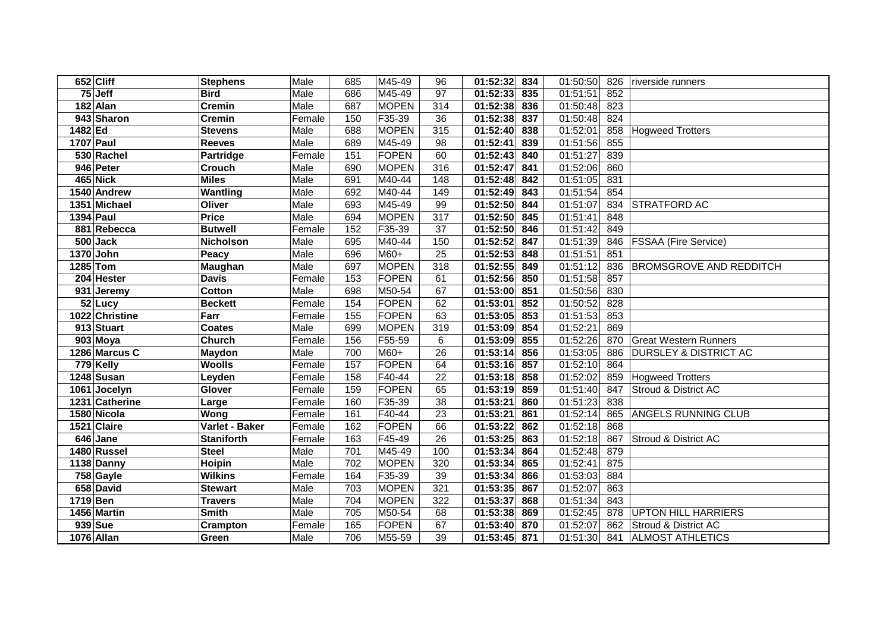| | | | | | | | | | | | | |
|---|---|---|---|---|---|---|---|---|---|---|---|---|
| 652 | **Cliff** | **Stephens** | Male | 685 | M45-49 | 96 | **01:52:32** | **834** | 01:50:50 | 826 | riverside runners |
| 75 | **Jeff** | **Bird** | Male | 686 | M45-49 | 97 | **01:52:33** | **835** | 01:51:51 | 852 | |
| 182 | **Alan** | **Cremin** | Male | 687 | MOPEN | 314 | **01:52:38** | **836** | 01:50:48 | 823 | |
| 943 | **Sharon** | **Cremin** | Female | 150 | F35-39 | 36 | **01:52:38** | **837** | 01:50:48 | 824 | |
| 1482 | **Ed** | **Stevens** | Male | 688 | MOPEN | 315 | **01:52:40** | **838** | 01:52:01 | 858 | Hogweed Trotters |
| 1707 | **Paul** | **Reeves** | Male | 689 | M45-49 | 98 | **01:52:41** | **839** | 01:51:56 | 855 | |
| 530 | **Rachel** | **Partridge** | Female | 151 | FOPEN | 60 | **01:52:43** | **840** | 01:51:27 | 839 | |
| 946 | **Peter** | **Crouch** | Male | 690 | MOPEN | 316 | **01:52:47** | **841** | 01:52:06 | 860 | |
| 465 | **Nick** | **Miles** | Male | 691 | M40-44 | 148 | **01:52:48** | **842** | 01:51:05 | 831 | |
| 1540 | **Andrew** | **Wantling** | Male | 692 | M40-44 | 149 | **01:52:49** | **843** | 01:51:54 | 854 | |
| 1351 | **Michael** | **Oliver** | Male | 693 | M45-49 | 99 | **01:52:50** | **844** | 01:51:07 | 834 | STRATFORD AC |
| 1394 | **Paul** | **Price** | Male | 694 | MOPEN | 317 | **01:52:50** | **845** | 01:51:41 | 848 | |
| 881 | **Rebecca** | **Butwell** | Female | 152 | F35-39 | 37 | **01:52:50** | **846** | 01:51:42 | 849 | |
| 500 | **Jack** | **Nicholson** | Male | 695 | M40-44 | 150 | **01:52:52** | **847** | 01:51:39 | 846 | FSSAA (Fire Service) |
| 1370 | **John** | **Peacy** | Male | 696 | M60+ | 25 | **01:52:53** | **848** | 01:51:51 | 851 | |
| 1285 | **Tom** | **Maughan** | Male | 697 | MOPEN | 318 | **01:52:55** | **849** | 01:51:12 | 836 | BROMSGROVE AND REDDITCH |
| 204 | **Hester** | **Davis** | Female | 153 | FOPEN | 61 | **01:52:56** | **850** | 01:51:58 | 857 | |
| 931 | **Jeremy** | **Cotton** | Male | 698 | M50-54 | 67 | **01:53:00** | **851** | 01:50:56 | 830 | |
| 52 | **Lucy** | **Beckett** | Female | 154 | FOPEN | 62 | **01:53:01** | **852** | 01:50:52 | 828 | |
| 1022 | **Christine** | **Farr** | Female | 155 | FOPEN | 63 | **01:53:05** | **853** | 01:51:53 | 853 | |
| 913 | **Stuart** | **Coates** | Male | 699 | MOPEN | 319 | **01:53:09** | **854** | 01:52:21 | 869 | |
| 903 | **Moya** | **Church** | Female | 156 | F55-59 | 6 | **01:53:09** | **855** | 01:52:26 | 870 | Great Western Runners |
| 1286 | **Marcus C** | **Maydon** | Male | 700 | M60+ | 26 | **01:53:14** | **856** | 01:53:05 | 886 | DURSLEY & DISTRICT AC |
| 779 | **Kelly** | **Woolls** | Female | 157 | FOPEN | 64 | **01:53:16** | **857** | 01:52:10 | 864 | |
| 1248 | **Susan** | **Leyden** | Female | 158 | F40-44 | 22 | **01:53:18** | **858** | 01:52:02 | 859 | Hogweed Trotters |
| 1061 | **Jocelyn** | **Glover** | Female | 159 | FOPEN | 65 | **01:53:19** | **859** | 01:51:40 | 847 | Stroud & District AC |
| 1231 | **Catherine** | **Large** | Female | 160 | F35-39 | 38 | **01:53:21** | **860** | 01:51:23 | 838 | |
| 1580 | **Nicola** | **Wong** | Female | 161 | F40-44 | 23 | **01:53:21** | **861** | 01:52:14 | 865 | ANGELS RUNNING CLUB |
| 1521 | **Claire** | **Varlet - Baker** | Female | 162 | FOPEN | 66 | **01:53:22** | **862** | 01:52:18 | 868 | |
| 646 | **Jane** | **Staniforth** | Female | 163 | F45-49 | 26 | **01:53:25** | **863** | 01:52:18 | 867 | Stroud & District AC |
| 1480 | **Russel** | **Steel** | Male | 701 | M45-49 | 100 | **01:53:34** | **864** | 01:52:48 | 879 | |
| 1138 | **Danny** | **Hoipin** | Male | 702 | MOPEN | 320 | **01:53:34** | **865** | 01:52:41 | 875 | |
| 758 | **Gayle** | **Wilkins** | Female | 164 | F35-39 | 39 | **01:53:34** | **866** | 01:53:03 | 884 | |
| 658 | **David** | **Stewart** | Male | 703 | MOPEN | 321 | **01:53:35** | **867** | 01:52:07 | 863 | |
| 1719 | **Ben** | **Travers** | Male | 704 | MOPEN | 322 | **01:53:37** | **868** | 01:51:34 | 843 | |
| 1456 | **Martin** | **Smith** | Male | 705 | M50-54 | 68 | **01:53:38** | **869** | 01:52:45 | 878 | UPTON HILL HARRIERS |
| 939 | **Sue** | **Crampton** | Female | 165 | FOPEN | 67 | **01:53:40** | **870** | 01:52:07 | 862 | Stroud & District AC |
| 1076 | **Allan** | **Green** | Male | 706 | M55-59 | 39 | **01:53:45** | **871** | 01:51:30 | 841 | ALMOST ATHLETICS |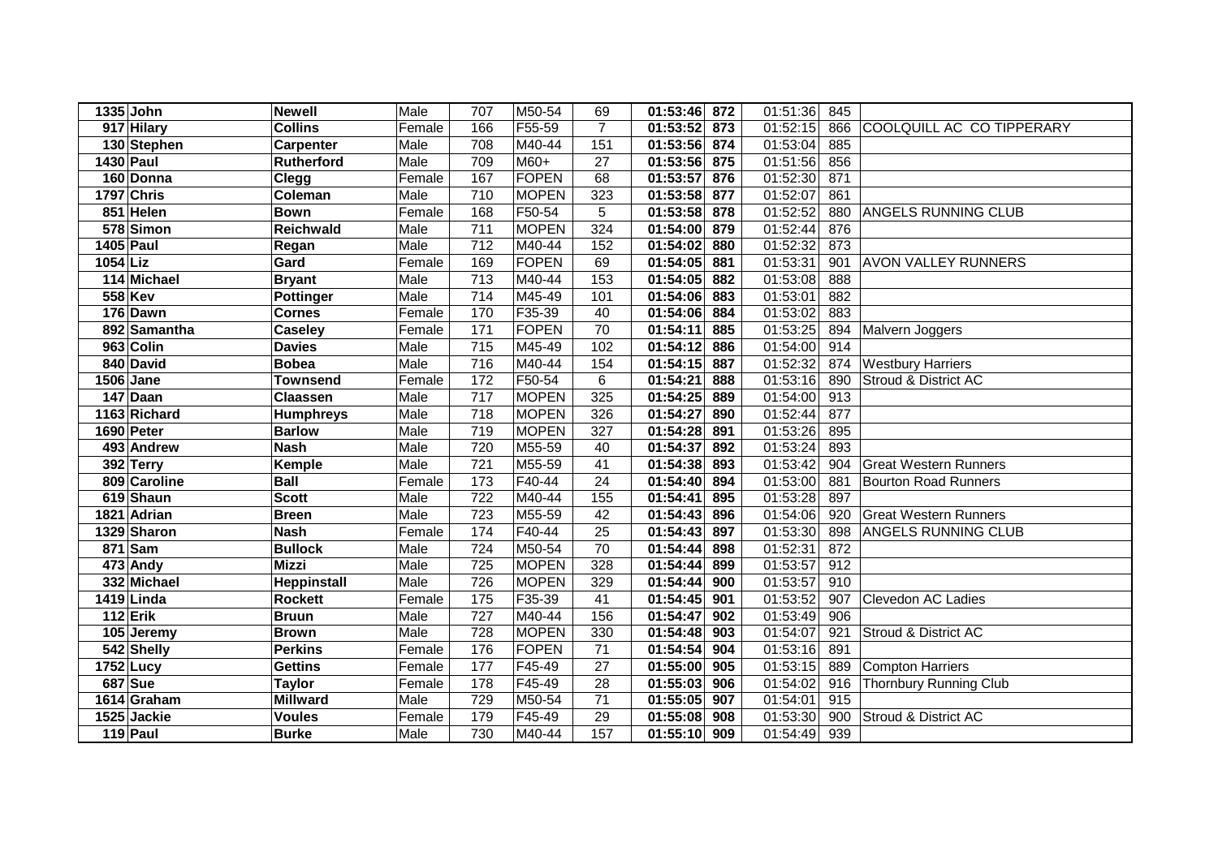| | | | | | | | | | | | | |
|---|---|---|---|---|---|---|---|---|---|---|---|---|
| 1335 | John | Newell | Male | 707 | M50-54 | 69 | 01:53:46 | 872 | 01:51:36 | 845 | |
| 917 | Hilary | Collins | Female | 166 | F55-59 | 7 | 01:53:52 | 873 | 01:52:15 | 866 | COOLQUILL AC CO TIPPERARY |
| 130 | Stephen | Carpenter | Male | 708 | M40-44 | 151 | 01:53:56 | 874 | 01:53:04 | 885 | |
| 1430 | Paul | Rutherford | Male | 709 | M60+ | 27 | 01:53:56 | 875 | 01:51:56 | 856 | |
| 160 | Donna | Clegg | Female | 167 | FOPEN | 68 | 01:53:57 | 876 | 01:52:30 | 871 | |
| 1797 | Chris | Coleman | Male | 710 | MOPEN | 323 | 01:53:58 | 877 | 01:52:07 | 861 | |
| 851 | Helen | Bown | Female | 168 | F50-54 | 5 | 01:53:58 | 878 | 01:52:52 | 880 | ANGELS RUNNING CLUB |
| 578 | Simon | Reichwald | Male | 711 | MOPEN | 324 | 01:54:00 | 879 | 01:52:44 | 876 | |
| 1405 | Paul | Regan | Male | 712 | M40-44 | 152 | 01:54:02 | 880 | 01:52:32 | 873 | |
| 1054 | Liz | Gard | Female | 169 | FOPEN | 69 | 01:54:05 | 881 | 01:53:31 | 901 | AVON VALLEY RUNNERS |
| 114 | Michael | Bryant | Male | 713 | M40-44 | 153 | 01:54:05 | 882 | 01:53:08 | 888 | |
| 558 | Kev | Pottinger | Male | 714 | M45-49 | 101 | 01:54:06 | 883 | 01:53:01 | 882 | |
| 176 | Dawn | Cornes | Female | 170 | F35-39 | 40 | 01:54:06 | 884 | 01:53:02 | 883 | |
| 892 | Samantha | Caseley | Female | 171 | FOPEN | 70 | 01:54:11 | 885 | 01:53:25 | 894 | Malvern Joggers |
| 963 | Colin | Davies | Male | 715 | M45-49 | 102 | 01:54:12 | 886 | 01:54:00 | 914 | |
| 840 | David | Bobea | Male | 716 | M40-44 | 154 | 01:54:15 | 887 | 01:52:32 | 874 | Westbury Harriers |
| 1506 | Jane | Townsend | Female | 172 | F50-54 | 6 | 01:54:21 | 888 | 01:53:16 | 890 | Stroud & District AC |
| 147 | Daan | Claassen | Male | 717 | MOPEN | 325 | 01:54:25 | 889 | 01:54:00 | 913 | |
| 1163 | Richard | Humphreys | Male | 718 | MOPEN | 326 | 01:54:27 | 890 | 01:52:44 | 877 | |
| 1690 | Peter | Barlow | Male | 719 | MOPEN | 327 | 01:54:28 | 891 | 01:53:26 | 895 | |
| 493 | Andrew | Nash | Male | 720 | M55-59 | 40 | 01:54:37 | 892 | 01:53:24 | 893 | |
| 392 | Terry | Kemple | Male | 721 | M55-59 | 41 | 01:54:38 | 893 | 01:53:42 | 904 | Great Western Runners |
| 809 | Caroline | Ball | Female | 173 | F40-44 | 24 | 01:54:40 | 894 | 01:53:00 | 881 | Bourton Road Runners |
| 619 | Shaun | Scott | Male | 722 | M40-44 | 155 | 01:54:41 | 895 | 01:53:28 | 897 | |
| 1821 | Adrian | Breen | Male | 723 | M55-59 | 42 | 01:54:43 | 896 | 01:54:06 | 920 | Great Western Runners |
| 1329 | Sharon | Nash | Female | 174 | F40-44 | 25 | 01:54:43 | 897 | 01:53:30 | 898 | ANGELS RUNNING CLUB |
| 871 | Sam | Bullock | Male | 724 | M50-54 | 70 | 01:54:44 | 898 | 01:52:31 | 872 | |
| 473 | Andy | Mizzi | Male | 725 | MOPEN | 328 | 01:54:44 | 899 | 01:53:57 | 912 | |
| 332 | Michael | Heppinstall | Male | 726 | MOPEN | 329 | 01:54:44 | 900 | 01:53:57 | 910 | |
| 1419 | Linda | Rockett | Female | 175 | F35-39 | 41 | 01:54:45 | 901 | 01:53:52 | 907 | Clevedon AC Ladies |
| 112 | Erik | Bruun | Male | 727 | M40-44 | 156 | 01:54:47 | 902 | 01:53:49 | 906 | |
| 105 | Jeremy | Brown | Male | 728 | MOPEN | 330 | 01:54:48 | 903 | 01:54:07 | 921 | Stroud & District AC |
| 542 | Shelly | Perkins | Female | 176 | FOPEN | 71 | 01:54:54 | 904 | 01:53:16 | 891 | |
| 1752 | Lucy | Gettins | Female | 177 | F45-49 | 27 | 01:55:00 | 905 | 01:53:15 | 889 | Compton Harriers |
| 687 | Sue | Taylor | Female | 178 | F45-49 | 28 | 01:55:03 | 906 | 01:54:02 | 916 | Thornbury Running Club |
| 1614 | Graham | Millward | Male | 729 | M50-54 | 71 | 01:55:05 | 907 | 01:54:01 | 915 | |
| 1525 | Jackie | Voules | Female | 179 | F45-49 | 29 | 01:55:08 | 908 | 01:53:30 | 900 | Stroud & District AC |
| 119 | Paul | Burke | Male | 730 | M40-44 | 157 | 01:55:10 | 909 | 01:54:49 | 939 | |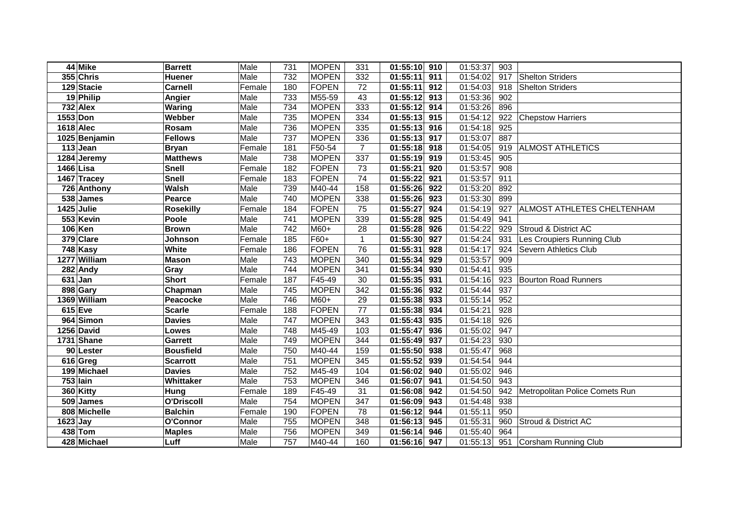| | | | | | | | | | | | |
|---|---|---|---|---|---|---|---|---|---|---|---|
| 44 | Mike | Barrett | Male | 731 | MOPEN | 331 | 01:55:10 | 910 | 01:53:37 | 903 | |
| 355 | Chris | Huener | Male | 732 | MOPEN | 332 | 01:55:11 | 911 | 01:54:02 | 917 | Shelton Striders |
| 129 | Stacie | Carnell | Female | 180 | FOPEN | 72 | 01:55:11 | 912 | 01:54:03 | 918 | Shelton Striders |
| 19 | Philip | Angier | Male | 733 | M55-59 | 43 | 01:55:12 | 913 | 01:53:36 | 902 | |
| 732 | Alex | Waring | Male | 734 | MOPEN | 333 | 01:55:12 | 914 | 01:53:26 | 896 | |
| 1553 | Don | Webber | Male | 735 | MOPEN | 334 | 01:55:13 | 915 | 01:54:12 | 922 | Chepstow Harriers |
| 1618 | Alec | Rosam | Male | 736 | MOPEN | 335 | 01:55:13 | 916 | 01:54:18 | 925 | |
| 1025 | Benjamin | Fellows | Male | 737 | MOPEN | 336 | 01:55:13 | 917 | 01:53:07 | 887 | |
| 113 | Jean | Bryan | Female | 181 | F50-54 | 7 | 01:55:18 | 918 | 01:54:05 | 919 | ALMOST ATHLETICS |
| 1284 | Jeremy | Matthews | Male | 738 | MOPEN | 337 | 01:55:19 | 919 | 01:53:45 | 905 | |
| 1466 | Lisa | Snell | Female | 182 | FOPEN | 73 | 01:55:21 | 920 | 01:53:57 | 908 | |
| 1467 | Tracey | Snell | Female | 183 | FOPEN | 74 | 01:55:22 | 921 | 01:53:57 | 911 | |
| 726 | Anthony | Walsh | Male | 739 | M40-44 | 158 | 01:55:26 | 922 | 01:53:20 | 892 | |
| 538 | James | Pearce | Male | 740 | MOPEN | 338 | 01:55:26 | 923 | 01:53:30 | 899 | |
| 1425 | Julie | Rosekilly | Female | 184 | FOPEN | 75 | 01:55:27 | 924 | 01:54:19 | 927 | ALMOST ATHLETES CHELTENHAM |
| 553 | Kevin | Poole | Male | 741 | MOPEN | 339 | 01:55:28 | 925 | 01:54:49 | 941 | |
| 106 | Ken | Brown | Male | 742 | M60+ | 28 | 01:55:28 | 926 | 01:54:22 | 929 | Stroud & District AC |
| 379 | Clare | Johnson | Female | 185 | F60+ | 1 | 01:55:30 | 927 | 01:54:24 | 931 | Les Croupiers Running Club |
| 748 | Kasy | White | Female | 186 | FOPEN | 76 | 01:55:31 | 928 | 01:54:17 | 924 | Severn Athletics Club |
| 1277 | William | Mason | Male | 743 | MOPEN | 340 | 01:55:34 | 929 | 01:53:57 | 909 | |
| 282 | Andy | Gray | Male | 744 | MOPEN | 341 | 01:55:34 | 930 | 01:54:41 | 935 | |
| 631 | Jan | Short | Female | 187 | F45-49 | 30 | 01:55:35 | 931 | 01:54:16 | 923 | Bourton Road Runners |
| 898 | Gary | Chapman | Male | 745 | MOPEN | 342 | 01:55:36 | 932 | 01:54:44 | 937 | |
| 1369 | William | Peacocke | Male | 746 | M60+ | 29 | 01:55:38 | 933 | 01:55:14 | 952 | |
| 615 | Eve | Scarle | Female | 188 | FOPEN | 77 | 01:55:38 | 934 | 01:54:21 | 928 | |
| 964 | Simon | Davies | Male | 747 | MOPEN | 343 | 01:55:43 | 935 | 01:54:18 | 926 | |
| 1256 | David | Lowes | Male | 748 | M45-49 | 103 | 01:55:47 | 936 | 01:55:02 | 947 | |
| 1731 | Shane | Garrett | Male | 749 | MOPEN | 344 | 01:55:49 | 937 | 01:54:23 | 930 | |
| 90 | Lester | Bousfield | Male | 750 | M40-44 | 159 | 01:55:50 | 938 | 01:55:47 | 968 | |
| 616 | Greg | Scarrott | Male | 751 | MOPEN | 345 | 01:55:52 | 939 | 01:54:54 | 944 | |
| 199 | Michael | Davies | Male | 752 | M45-49 | 104 | 01:56:02 | 940 | 01:55:02 | 946 | |
| 753 | Iain | Whittaker | Male | 753 | MOPEN | 346 | 01:56:07 | 941 | 01:54:50 | 943 | |
| 360 | Kitty | Hung | Female | 189 | F45-49 | 31 | 01:56:08 | 942 | 01:54:50 | 942 | Metropolitan Police Comets Run |
| 509 | James | O'Driscoll | Male | 754 | MOPEN | 347 | 01:56:09 | 943 | 01:54:48 | 938 | |
| 808 | Michelle | Balchin | Female | 190 | FOPEN | 78 | 01:56:12 | 944 | 01:55:11 | 950 | |
| 1623 | Jay | O'Connor | Male | 755 | MOPEN | 348 | 01:56:13 | 945 | 01:55:31 | 960 | Stroud & District AC |
| 438 | Tom | Maples | Male | 756 | MOPEN | 349 | 01:56:14 | 946 | 01:55:40 | 964 | |
| 428 | Michael | Luff | Male | 757 | M40-44 | 160 | 01:56:16 | 947 | 01:55:13 | 951 | Corsham Running Club |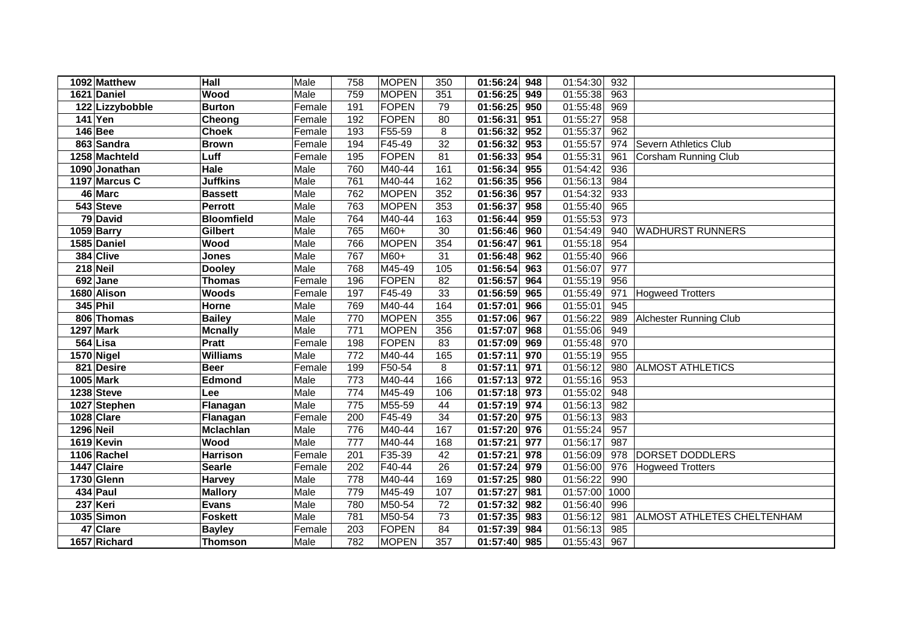| | | | | | | | | | | | |
|---|---|---|---|---|---|---|---|---|---|---|---|
| **1092** | **Matthew** | **Hall** | Male | 758 | MOPEN | 350 | **01:56:24** | **948** | 01:54:30 | 932 | |
| **1621** | **Daniel** | **Wood** | Male | 759 | MOPEN | 351 | **01:56:25** | **949** | 01:55:38 | 963 | |
| **122** | **Lizzybobble** | **Burton** | Female | 191 | FOPEN | 79 | **01:56:25** | **950** | 01:55:48 | 969 | |
| **141** | **Yen** | **Cheong** | Female | 192 | FOPEN | 80 | **01:56:31** | **951** | 01:55:27 | 958 | |
| **146** | **Bee** | **Choek** | Female | 193 | F55-59 | 8 | **01:56:32** | **952** | 01:55:37 | 962 | |
| **863** | **Sandra** | **Brown** | Female | 194 | F45-49 | 32 | **01:56:32** | **953** | 01:55:57 | 974 | Severn Athletics Club |
| **1258** | **Machteld** | **Luff** | Female | 195 | FOPEN | 81 | **01:56:33** | **954** | 01:55:31 | 961 | Corsham Running Club |
| **1090** | **Jonathan** | **Hale** | Male | 760 | M40-44 | 161 | **01:56:34** | **955** | 01:54:42 | 936 | |
| **1197** | **Marcus C** | **Juffkins** | Male | 761 | M40-44 | 162 | **01:56:35** | **956** | 01:56:13 | 984 | |
| **46** | **Marc** | **Bassett** | Male | 762 | MOPEN | 352 | **01:56:36** | **957** | 01:54:32 | 933 | |
| **543** | **Steve** | **Perrott** | Male | 763 | MOPEN | 353 | **01:56:37** | **958** | 01:55:40 | 965 | |
| **79** | **David** | **Bloomfield** | Male | 764 | M40-44 | 163 | **01:56:44** | **959** | 01:55:53 | 973 | |
| **1059** | **Barry** | **Gilbert** | Male | 765 | M60+ | 30 | **01:56:46** | **960** | 01:54:49 | 940 | WADHURST RUNNERS |
| **1585** | **Daniel** | **Wood** | Male | 766 | MOPEN | 354 | **01:56:47** | **961** | 01:55:18 | 954 | |
| **384** | **Clive** | **Jones** | Male | 767 | M60+ | 31 | **01:56:48** | **962** | 01:55:40 | 966 | |
| **218** | **Neil** | **Dooley** | Male | 768 | M45-49 | 105 | **01:56:54** | **963** | 01:56:07 | 977 | |
| **692** | **Jane** | **Thomas** | Female | 196 | FOPEN | 82 | **01:56:57** | **964** | 01:55:19 | 956 | |
| **1680** | **Alison** | **Woods** | Female | 197 | F45-49 | 33 | **01:56:59** | **965** | 01:55:49 | 971 | Hogweed Trotters |
| **345** | **Phil** | **Horne** | Male | 769 | M40-44 | 164 | **01:57:01** | **966** | 01:55:01 | 945 | |
| **806** | **Thomas** | **Bailey** | Male | 770 | MOPEN | 355 | **01:57:06** | **967** | 01:56:22 | 989 | Alchester Running Club |
| **1297** | **Mark** | **Mcnally** | Male | 771 | MOPEN | 356 | **01:57:07** | **968** | 01:55:06 | 949 | |
| **564** | **Lisa** | **Pratt** | Female | 198 | FOPEN | 83 | **01:57:09** | **969** | 01:55:48 | 970 | |
| **1570** | **Nigel** | **Williams** | Male | 772 | M40-44 | 165 | **01:57:11** | **970** | 01:55:19 | 955 | |
| **821** | **Desire** | **Beer** | Female | 199 | F50-54 | 8 | **01:57:11** | **971** | 01:56:12 | 980 | ALMOST ATHLETICS |
| **1005** | **Mark** | **Edmond** | Male | 773 | M40-44 | 166 | **01:57:13** | **972** | 01:55:16 | 953 | |
| **1238** | **Steve** | **Lee** | Male | 774 | M45-49 | 106 | **01:57:18** | **973** | 01:55:02 | 948 | |
| **1027** | **Stephen** | **Flanagan** | Male | 775 | M55-59 | 44 | **01:57:19** | **974** | 01:56:13 | 982 | |
| **1028** | **Clare** | **Flanagan** | Female | 200 | F45-49 | 34 | **01:57:20** | **975** | 01:56:13 | 983 | |
| **1296** | **Neil** | **Mclachlan** | Male | 776 | M40-44 | 167 | **01:57:20** | **976** | 01:55:24 | 957 | |
| **1619** | **Kevin** | **Wood** | Male | 777 | M40-44 | 168 | **01:57:21** | **977** | 01:56:17 | 987 | |
| **1106** | **Rachel** | **Harrison** | Female | 201 | F35-39 | 42 | **01:57:21** | **978** | 01:56:09 | 978 | DORSET DODDLERS |
| **1447** | **Claire** | **Searle** | Female | 202 | F40-44 | 26 | **01:57:24** | **979** | 01:56:00 | 976 | Hogweed Trotters |
| **1730** | **Glenn** | **Harvey** | Male | 778 | M40-44 | 169 | **01:57:25** | **980** | 01:56:22 | 990 | |
| **434** | **Paul** | **Mallory** | Male | 779 | M45-49 | 107 | **01:57:27** | **981** | 01:57:00 | 1000 | |
| **237** | **Keri** | **Evans** | Male | 780 | M50-54 | 72 | **01:57:32** | **982** | 01:56:40 | 996 | |
| **1035** | **Simon** | **Foskett** | Male | 781 | M50-54 | 73 | **01:57:35** | **983** | 01:56:12 | 981 | ALMOST ATHLETES CHELTENHAM |
| **47** | **Clare** | **Bayley** | Female | 203 | FOPEN | 84 | **01:57:39** | **984** | 01:56:13 | 985 | |
| **1657** | **Richard** | **Thomson** | Male | 782 | MOPEN | 357 | **01:57:40** | **985** | 01:55:43 | 967 | |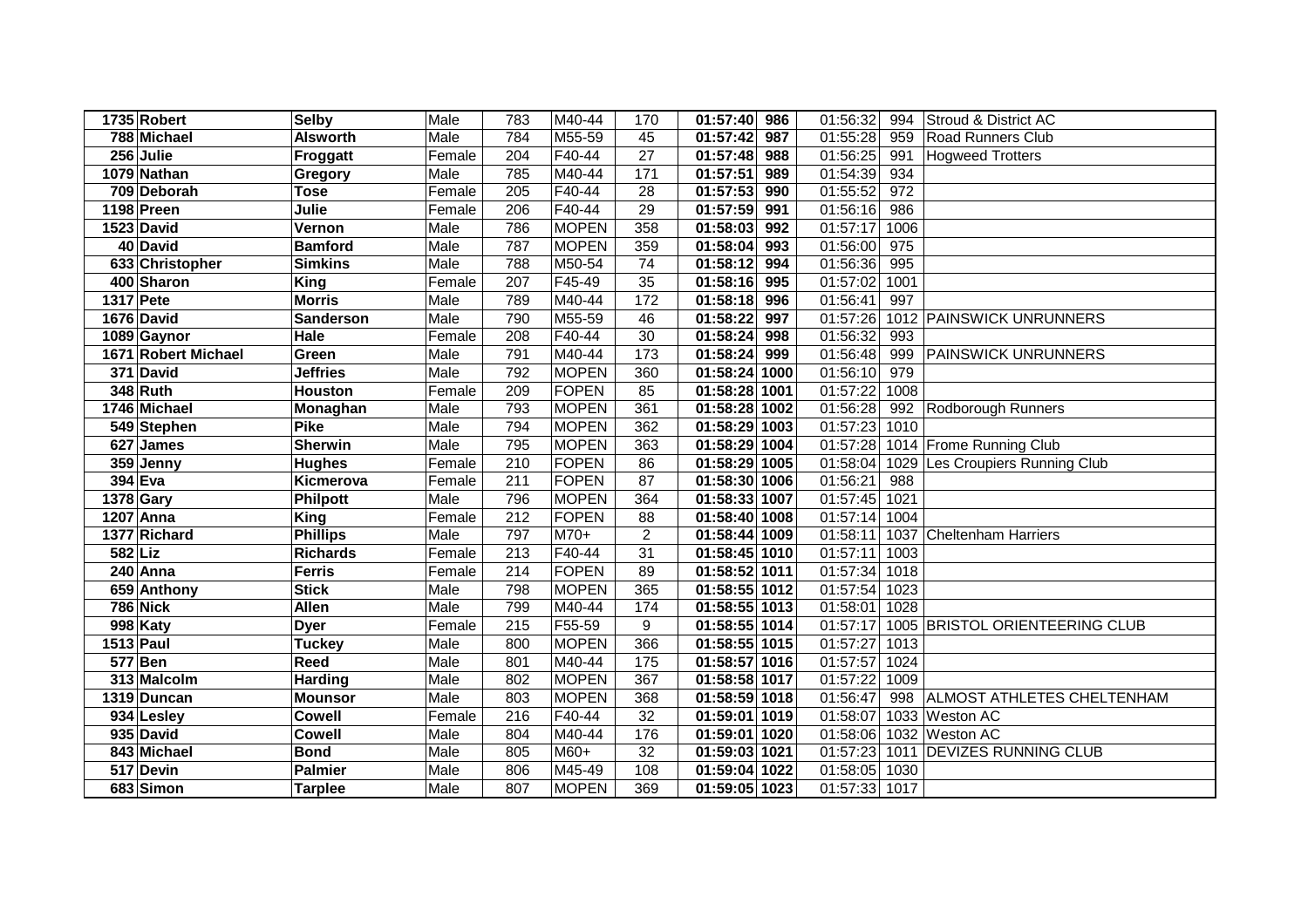| | | | | | | | | | | | |
|---|---|---|---|---|---|---|---|---|---|---|---|
| **1735** | **Robert** | **Selby** | Male | 783 | M40-44 | 170 | **01:57:40** | **986** | 01:56:32 | 994 | Stroud & District AC |
| **788** | **Michael** | **Alsworth** | Male | 784 | M55-59 | 45 | **01:57:42** | **987** | 01:55:28 | 959 | Road Runners Club |
| **256** | **Julie** | **Froggatt** | Female | 204 | F40-44 | 27 | **01:57:48** | **988** | 01:56:25 | 991 | Hogweed Trotters |
| **1079** | **Nathan** | **Gregory** | Male | 785 | M40-44 | 171 | **01:57:51** | **989** | 01:54:39 | 934 | |
| **709** | **Deborah** | **Tose** | Female | 205 | F40-44 | 28 | **01:57:53** | **990** | 01:55:52 | 972 | |
| **1198** | **Preen** | **Julie** | Female | 206 | F40-44 | 29 | **01:57:59** | **991** | 01:56:16 | 986 | |
| **1523** | **David** | **Vernon** | Male | 786 | MOPEN | 358 | **01:58:03** | **992** | 01:57:17 | 1006 | |
| **40** | **David** | **Bamford** | Male | 787 | MOPEN | 359 | **01:58:04** | **993** | 01:56:00 | 975 | |
| **633** | **Christopher** | **Simkins** | Male | 788 | M50-54 | 74 | **01:58:12** | **994** | 01:56:36 | 995 | |
| **400** | **Sharon** | **King** | Female | 207 | F45-49 | 35 | **01:58:16** | **995** | 01:57:02 | 1001 | |
| **1317** | **Pete** | **Morris** | Male | 789 | M40-44 | 172 | **01:58:18** | **996** | 01:56:41 | 997 | |
| **1676** | **David** | **Sanderson** | Male | 790 | M55-59 | 46 | **01:58:22** | **997** | 01:57:26 | 1012 | PAINSWICK UNRUNNERS |
| **1089** | **Gaynor** | **Hale** | Female | 208 | F40-44 | 30 | **01:58:24** | **998** | 01:56:32 | 993 | |
| **1671** | **Robert Michael** | **Green** | Male | 791 | M40-44 | 173 | **01:58:24** | **999** | 01:56:48 | 999 | PAINSWICK UNRUNNERS |
| **371** | **David** | **Jeffries** | Male | 792 | MOPEN | 360 | **01:58:24** | **1000** | 01:56:10 | 979 | |
| **348** | **Ruth** | **Houston** | Female | 209 | FOPEN | 85 | **01:58:28** | **1001** | 01:57:22 | 1008 | |
| **1746** | **Michael** | **Monaghan** | Male | 793 | MOPEN | 361 | **01:58:28** | **1002** | 01:56:28 | 992 | Rodborough Runners |
| **549** | **Stephen** | **Pike** | Male | 794 | MOPEN | 362 | **01:58:29** | **1003** | 01:57:23 | 1010 | |
| **627** | **James** | **Sherwin** | Male | 795 | MOPEN | 363 | **01:58:29** | **1004** | 01:57:28 | 1014 | Frome Running Club |
| **359** | **Jenny** | **Hughes** | Female | 210 | FOPEN | 86 | **01:58:29** | **1005** | 01:58:04 | 1029 | Les Croupiers Running Club |
| **394** | **Eva** | **Kicmerova** | Female | 211 | FOPEN | 87 | **01:58:30** | **1006** | 01:56:21 | 988 | |
| **1378** | **Gary** | **Philpott** | Male | 796 | MOPEN | 364 | **01:58:33** | **1007** | 01:57:45 | 1021 | |
| **1207** | **Anna** | **King** | Female | 212 | FOPEN | 88 | **01:58:40** | **1008** | 01:57:14 | 1004 | |
| **1377** | **Richard** | **Phillips** | Male | 797 | M70+ | 2 | **01:58:44** | **1009** | 01:58:11 | 1037 | Cheltenham Harriers |
| **582** | **Liz** | **Richards** | Female | 213 | F40-44 | 31 | **01:58:45** | **1010** | 01:57:11 | 1003 | |
| **240** | **Anna** | **Ferris** | Female | 214 | FOPEN | 89 | **01:58:52** | **1011** | 01:57:34 | 1018 | |
| **659** | **Anthony** | **Stick** | Male | 798 | MOPEN | 365 | **01:58:55** | **1012** | 01:57:54 | 1023 | |
| **786** | **Nick** | **Allen** | Male | 799 | M40-44 | 174 | **01:58:55** | **1013** | 01:58:01 | 1028 | |
| **998** | **Katy** | **Dyer** | Female | 215 | F55-59 | 9 | **01:58:55** | **1014** | 01:57:17 | 1005 | BRISTOL ORIENTEERING CLUB |
| **1513** | **Paul** | **Tuckey** | Male | 800 | MOPEN | 366 | **01:58:55** | **1015** | 01:57:27 | 1013 | |
| **577** | **Ben** | **Reed** | Male | 801 | M40-44 | 175 | **01:58:57** | **1016** | 01:57:57 | 1024 | |
| **313** | **Malcolm** | **Harding** | Male | 802 | MOPEN | 367 | **01:58:58** | **1017** | 01:57:22 | 1009 | |
| **1319** | **Duncan** | **Mounsor** | Male | 803 | MOPEN | 368 | **01:58:59** | **1018** | 01:56:47 | 998 | ALMOST ATHLETES CHELTENHAM |
| **934** | **Lesley** | **Cowell** | Female | 216 | F40-44 | 32 | **01:59:01** | **1019** | 01:58:07 | 1033 | Weston AC |
| **935** | **David** | **Cowell** | Male | 804 | M40-44 | 176 | **01:59:01** | **1020** | 01:58:06 | 1032 | Weston AC |
| **843** | **Michael** | **Bond** | Male | 805 | M60+ | 32 | **01:59:03** | **1021** | 01:57:23 | 1011 | DEVIZES RUNNING CLUB |
| **517** | **Devin** | **Palmier** | Male | 806 | M45-49 | 108 | **01:59:04** | **1022** | 01:58:05 | 1030 | |
| **683** | **Simon** | **Tarplee** | Male | 807 | MOPEN | 369 | **01:59:05** | **1023** | 01:57:33 | 1017 | |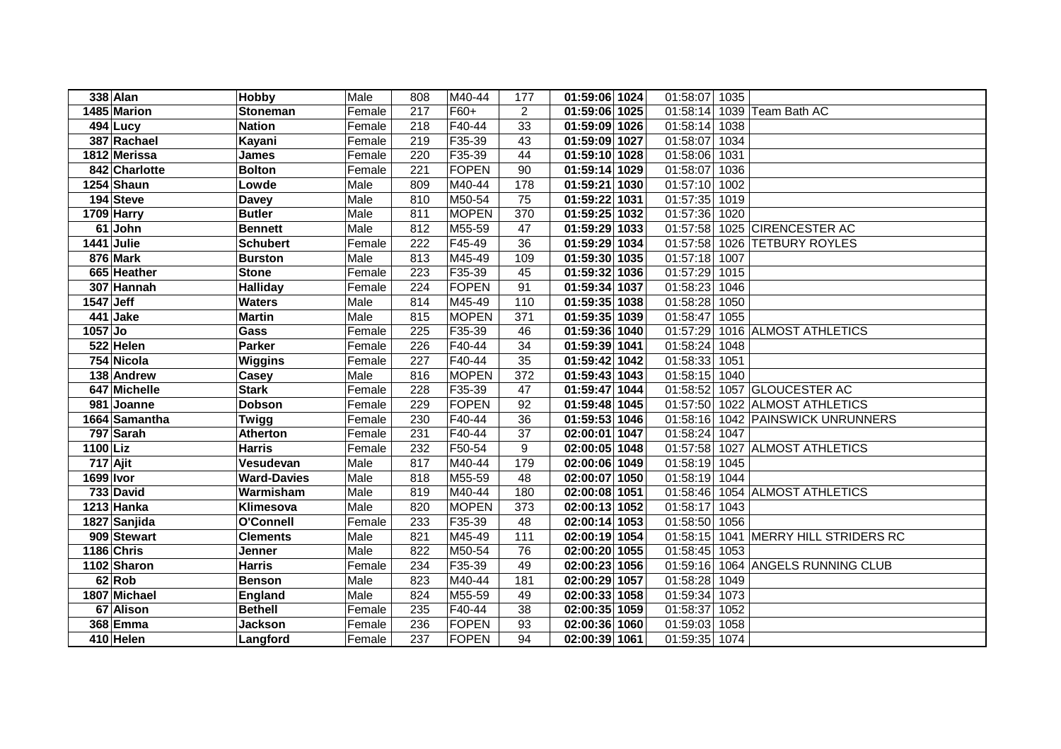| | | | | | | | | | | | |
|---|---|---|---|---|---|---|---|---|---|---|---|
| 338 | Alan | Hobby | Male | 808 | M40-44 | 177 | 01:59:06 | 1024 | 01:58:07 | 1035 | |
| 1485 | Marion | Stoneman | Female | 217 | F60+ | 2 | 01:59:06 | 1025 | 01:58:14 | 1039 | Team Bath AC |
| 494 | Lucy | Nation | Female | 218 | F40-44 | 33 | 01:59:09 | 1026 | 01:58:14 | 1038 | |
| 387 | Rachael | Kayani | Female | 219 | F35-39 | 43 | 01:59:09 | 1027 | 01:58:07 | 1034 | |
| 1812 | Merissa | James | Female | 220 | F35-39 | 44 | 01:59:10 | 1028 | 01:58:06 | 1031 | |
| 842 | Charlotte | Bolton | Female | 221 | FOPEN | 90 | 01:59:14 | 1029 | 01:58:07 | 1036 | |
| 1254 | Shaun | Lowde | Male | 809 | M40-44 | 178 | 01:59:21 | 1030 | 01:57:10 | 1002 | |
| 194 | Steve | Davey | Male | 810 | M50-54 | 75 | 01:59:22 | 1031 | 01:57:35 | 1019 | |
| 1709 | Harry | Butler | Male | 811 | MOPEN | 370 | 01:59:25 | 1032 | 01:57:36 | 1020 | |
| 61 | John | Bennett | Male | 812 | M55-59 | 47 | 01:59:29 | 1033 | 01:57:58 | 1025 | CIRENCESTER AC |
| 1441 | Julie | Schubert | Female | 222 | F45-49 | 36 | 01:59:29 | 1034 | 01:57:58 | 1026 | TETBURY ROYLES |
| 876 | Mark | Burston | Male | 813 | M45-49 | 109 | 01:59:30 | 1035 | 01:57:18 | 1007 | |
| 665 | Heather | Stone | Female | 223 | F35-39 | 45 | 01:59:32 | 1036 | 01:57:29 | 1015 | |
| 307 | Hannah | Halliday | Female | 224 | FOPEN | 91 | 01:59:34 | 1037 | 01:58:23 | 1046 | |
| 1547 | Jeff | Waters | Male | 814 | M45-49 | 110 | 01:59:35 | 1038 | 01:58:28 | 1050 | |
| 441 | Jake | Martin | Male | 815 | MOPEN | 371 | 01:59:35 | 1039 | 01:58:47 | 1055 | |
| 1057 | Jo | Gass | Female | 225 | F35-39 | 46 | 01:59:36 | 1040 | 01:57:29 | 1016 | ALMOST ATHLETICS |
| 522 | Helen | Parker | Female | 226 | F40-44 | 34 | 01:59:39 | 1041 | 01:58:24 | 1048 | |
| 754 | Nicola | Wiggins | Female | 227 | F40-44 | 35 | 01:59:42 | 1042 | 01:58:33 | 1051 | |
| 138 | Andrew | Casey | Male | 816 | MOPEN | 372 | 01:59:43 | 1043 | 01:58:15 | 1040 | |
| 647 | Michelle | Stark | Female | 228 | F35-39 | 47 | 01:59:47 | 1044 | 01:58:52 | 1057 | GLOUCESTER AC |
| 981 | Joanne | Dobson | Female | 229 | FOPEN | 92 | 01:59:48 | 1045 | 01:57:50 | 1022 | ALMOST ATHLETICS |
| 1664 | Samantha | Twigg | Female | 230 | F40-44 | 36 | 01:59:53 | 1046 | 01:58:16 | 1042 | PAINSWICK UNRUNNERS |
| 797 | Sarah | Atherton | Female | 231 | F40-44 | 37 | 02:00:01 | 1047 | 01:58:24 | 1047 | |
| 1100 | Liz | Harris | Female | 232 | F50-54 | 9 | 02:00:05 | 1048 | 01:57:58 | 1027 | ALMOST ATHLETICS |
| 717 | Ajit | Vesudevan | Male | 817 | M40-44 | 179 | 02:00:06 | 1049 | 01:58:19 | 1045 | |
| 1699 | Ivor | Ward-Davies | Male | 818 | M55-59 | 48 | 02:00:07 | 1050 | 01:58:19 | 1044 | |
| 733 | David | Warmisham | Male | 819 | M40-44 | 180 | 02:00:08 | 1051 | 01:58:46 | 1054 | ALMOST ATHLETICS |
| 1213 | Hanka | Klimesova | Male | 820 | MOPEN | 373 | 02:00:13 | 1052 | 01:58:17 | 1043 | |
| 1827 | Sanjida | O'Connell | Female | 233 | F35-39 | 48 | 02:00:14 | 1053 | 01:58:50 | 1056 | |
| 909 | Stewart | Clements | Male | 821 | M45-49 | 111 | 02:00:19 | 1054 | 01:58:15 | 1041 | MERRY HILL STRIDERS RC |
| 1186 | Chris | Jenner | Male | 822 | M50-54 | 76 | 02:00:20 | 1055 | 01:58:45 | 1053 | |
| 1102 | Sharon | Harris | Female | 234 | F35-39 | 49 | 02:00:23 | 1056 | 01:59:16 | 1064 | ANGELS RUNNING CLUB |
| 62 | Rob | Benson | Male | 823 | M40-44 | 181 | 02:00:29 | 1057 | 01:58:28 | 1049 | |
| 1807 | Michael | England | Male | 824 | M55-59 | 49 | 02:00:33 | 1058 | 01:59:34 | 1073 | |
| 67 | Alison | Bethell | Female | 235 | F40-44 | 38 | 02:00:35 | 1059 | 01:58:37 | 1052 | |
| 368 | Emma | Jackson | Female | 236 | FOPEN | 93 | 02:00:36 | 1060 | 01:59:03 | 1058 | |
| 410 | Helen | Langford | Female | 237 | FOPEN | 94 | 02:00:39 | 1061 | 01:59:35 | 1074 | |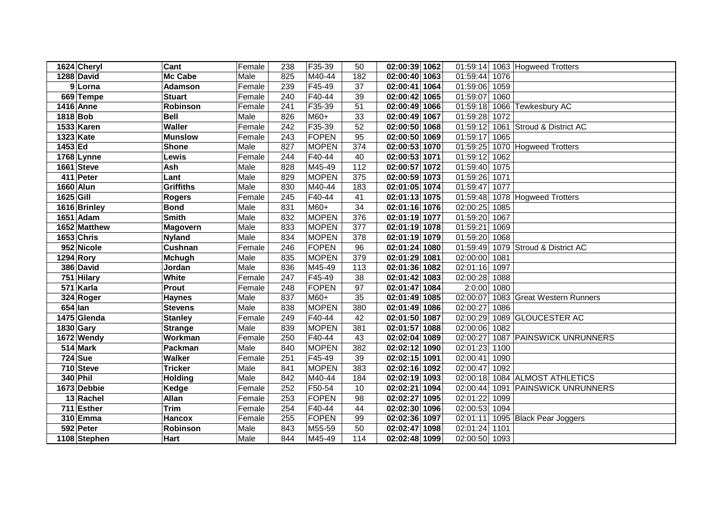| | | | | | | | | | | | |
|---|---|---|---|---|---|---|---|---|---|---|---|
| 1624 | Cheryl | Cant | Female | 238 | F35-39 | 50 | 02:00:39 | 1062 | 01:59:14 | 1063 | Hogweed Trotters |
| 1288 | David | Mc Cabe | Male | 825 | M40-44 | 182 | 02:00:40 | 1063 | 01:59:44 | 1076 | |
| 9 | Lorna | Adamson | Female | 239 | F45-49 | 37 | 02:00:41 | 1064 | 01:59:06 | 1059 | |
| 669 | Tempe | Stuart | Female | 240 | F40-44 | 39 | 02:00:42 | 1065 | 01:59:07 | 1060 | |
| 1416 | Anne | Robinson | Female | 241 | F35-39 | 51 | 02:00:49 | 1066 | 01:59:18 | 1066 | Tewkesbury AC |
| 1818 | Bob | Bell | Male | 826 | M60+ | 33 | 02:00:49 | 1067 | 01:59:28 | 1072 | |
| 1533 | Karen | Waller | Female | 242 | F35-39 | 52 | 02:00:50 | 1068 | 01:59:12 | 1061 | Stroud & District AC |
| 1323 | Kate | Munslow | Female | 243 | FOPEN | 95 | 02:00:50 | 1069 | 01:59:17 | 1065 | |
| 1453 | Ed | Shone | Male | 827 | MOPEN | 374 | 02:00:53 | 1070 | 01:59:25 | 1070 | Hogweed Trotters |
| 1768 | Lynne | Lewis | Female | 244 | F40-44 | 40 | 02:00:53 | 1071 | 01:59:12 | 1062 | |
| 1661 | Steve | Ash | Male | 828 | M45-49 | 112 | 02:00:57 | 1072 | 01:59:40 | 1075 | |
| 411 | Peter | Lant | Male | 829 | MOPEN | 375 | 02:00:59 | 1073 | 01:59:26 | 1071 | |
| 1660 | Alun | Griffiths | Male | 830 | M40-44 | 183 | 02:01:05 | 1074 | 01:59:47 | 1077 | |
| 1625 | Gill | Rogers | Female | 245 | F40-44 | 41 | 02:01:13 | 1075 | 01:59:48 | 1078 | Hogweed Trotters |
| 1616 | Brinley | Bond | Male | 831 | M60+ | 34 | 02:01:16 | 1076 | 02:00:25 | 1085 | |
| 1651 | Adam | Smith | Male | 832 | MOPEN | 376 | 02:01:19 | 1077 | 01:59:20 | 1067 | |
| 1652 | Matthew | Magovern | Male | 833 | MOPEN | 377 | 02:01:19 | 1078 | 01:59:21 | 1069 | |
| 1653 | Chris | Nyland | Male | 834 | MOPEN | 378 | 02:01:19 | 1079 | 01:59:20 | 1068 | |
| 952 | Nicole | Cushnan | Female | 246 | FOPEN | 96 | 02:01:24 | 1080 | 01:59:49 | 1079 | Stroud & District AC |
| 1294 | Rory | Mchugh | Male | 835 | MOPEN | 379 | 02:01:29 | 1081 | 02:00:00 | 1081 | |
| 386 | David | Jordan | Male | 836 | M45-49 | 113 | 02:01:36 | 1082 | 02:01:16 | 1097 | |
| 751 | Hilary | White | Female | 247 | F45-49 | 38 | 02:01:42 | 1083 | 02:00:28 | 1088 | |
| 571 | Karla | Prout | Female | 248 | FOPEN | 97 | 02:01:47 | 1084 | 2:00:00 | 1080 | |
| 324 | Roger | Haynes | Male | 837 | M60+ | 35 | 02:01:49 | 1085 | 02:00:07 | 1083 | Great Western Runners |
| 654 | Ian | Stevens | Male | 838 | MOPEN | 380 | 02:01:49 | 1086 | 02:00:27 | 1086 | |
| 1475 | Glenda | Stanley | Female | 249 | F40-44 | 42 | 02:01:50 | 1087 | 02:00:29 | 1089 | GLOUCESTER AC |
| 1830 | Gary | Strange | Male | 839 | MOPEN | 381 | 02:01:57 | 1088 | 02:00:06 | 1082 | |
| 1672 | Wendy | Workman | Female | 250 | F40-44 | 43 | 02:02:04 | 1089 | 02:00:27 | 1087 | PAINSWICK UNRUNNERS |
| 514 | Mark | Packman | Male | 840 | MOPEN | 382 | 02:02:12 | 1090 | 02:01:23 | 1100 | |
| 724 | Sue | Walker | Female | 251 | F45-49 | 39 | 02:02:15 | 1091 | 02:00:41 | 1090 | |
| 710 | Steve | Tricker | Male | 841 | MOPEN | 383 | 02:02:16 | 1092 | 02:00:47 | 1092 | |
| 340 | Phil | Holding | Male | 842 | M40-44 | 184 | 02:02:19 | 1093 | 02:00:18 | 1084 | ALMOST ATHLETICS |
| 1673 | Debbie | Kedge | Female | 252 | F50-54 | 10 | 02:02:21 | 1094 | 02:00:44 | 1091 | PAINSWICK UNRUNNERS |
| 13 | Rachel | Allan | Female | 253 | FOPEN | 98 | 02:02:27 | 1095 | 02:01:22 | 1099 | |
| 711 | Esther | Trim | Female | 254 | F40-44 | 44 | 02:02:30 | 1096 | 02:00:53 | 1094 | |
| 310 | Emma | Hancox | Female | 255 | FOPEN | 99 | 02:02:36 | 1097 | 02:01:11 | 1095 | Black Pear Joggers |
| 592 | Peter | Robinson | Male | 843 | M55-59 | 50 | 02:02:47 | 1098 | 02:01:24 | 1101 | |
| 1108 | Stephen | Hart | Male | 844 | M45-49 | 114 | 02:02:48 | 1099 | 02:00:50 | 1093 | |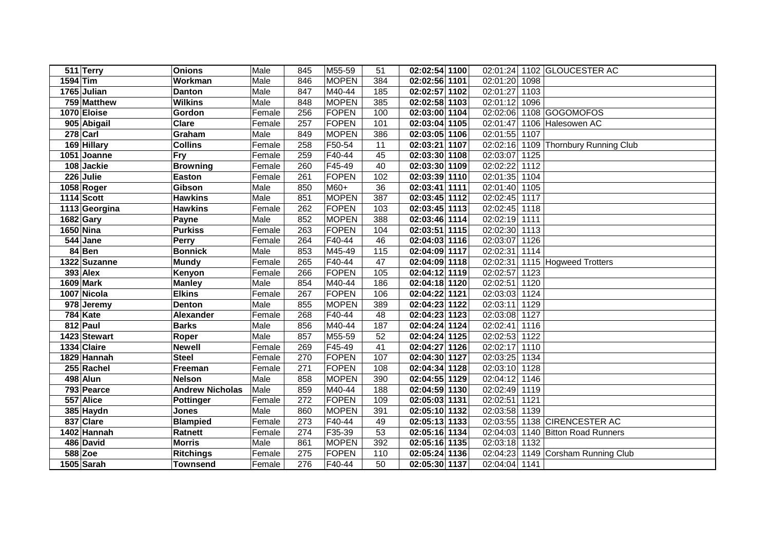| | | | | | | | | | | | |
|---|---|---|---|---|---|---|---|---|---|---|---|
| 511 | Terry | Onions | Male | 845 | M55-59 | 51 | 02:02:54 | 1100 | 02:01:24 | 1102 | GLOUCESTER AC |
| 1594 | Tim | Workman | Male | 846 | MOPEN | 384 | 02:02:56 | 1101 | 02:01:20 | 1098 | |
| 1765 | Julian | Danton | Male | 847 | M40-44 | 185 | 02:02:57 | 1102 | 02:01:27 | 1103 | |
| 759 | Matthew | Wilkins | Male | 848 | MOPEN | 385 | 02:02:58 | 1103 | 02:01:12 | 1096 | |
| 1070 | Eloise | Gordon | Female | 256 | FOPEN | 100 | 02:03:00 | 1104 | 02:02:06 | 1108 | GOGOMOFOS |
| 905 | Abigail | Clare | Female | 257 | FOPEN | 101 | 02:03:04 | 1105 | 02:01:47 | 1106 | Halesowen AC |
| 278 | Carl | Graham | Male | 849 | MOPEN | 386 | 02:03:05 | 1106 | 02:01:55 | 1107 | |
| 169 | Hillary | Collins | Female | 258 | F50-54 | 11 | 02:03:21 | 1107 | 02:02:16 | 1109 | Thornbury Running Club |
| 1051 | Joanne | Fry | Female | 259 | F40-44 | 45 | 02:03:30 | 1108 | 02:03:07 | 1125 | |
| 108 | Jackie | Browning | Female | 260 | F45-49 | 40 | 02:03:30 | 1109 | 02:02:22 | 1112 | |
| 226 | Julie | Easton | Female | 261 | FOPEN | 102 | 02:03:39 | 1110 | 02:01:35 | 1104 | |
| 1058 | Roger | Gibson | Male | 850 | M60+ | 36 | 02:03:41 | 1111 | 02:01:40 | 1105 | |
| 1114 | Scott | Hawkins | Male | 851 | MOPEN | 387 | 02:03:45 | 1112 | 02:02:45 | 1117 | |
| 1113 | Georgina | Hawkins | Female | 262 | FOPEN | 103 | 02:03:45 | 1113 | 02:02:45 | 1118 | |
| 1682 | Gary | Payne | Male | 852 | MOPEN | 388 | 02:03:46 | 1114 | 02:02:19 | 1111 | |
| 1650 | Nina | Purkiss | Female | 263 | FOPEN | 104 | 02:03:51 | 1115 | 02:02:30 | 1113 | |
| 544 | Jane | Perry | Female | 264 | F40-44 | 46 | 02:04:03 | 1116 | 02:03:07 | 1126 | |
| 84 | Ben | Bonnick | Male | 853 | M45-49 | 115 | 02:04:09 | 1117 | 02:02:31 | 1114 | |
| 1322 | Suzanne | Mundy | Female | 265 | F40-44 | 47 | 02:04:09 | 1118 | 02:02:31 | 1115 | Hogweed Trotters |
| 393 | Alex | Kenyon | Female | 266 | FOPEN | 105 | 02:04:12 | 1119 | 02:02:57 | 1123 | |
| 1609 | Mark | Manley | Male | 854 | M40-44 | 186 | 02:04:18 | 1120 | 02:02:51 | 1120 | |
| 1007 | Nicola | Elkins | Female | 267 | FOPEN | 106 | 02:04:22 | 1121 | 02:03:03 | 1124 | |
| 978 | Jeremy | Denton | Male | 855 | MOPEN | 389 | 02:04:23 | 1122 | 02:03:11 | 1129 | |
| 784 | Kate | Alexander | Female | 268 | F40-44 | 48 | 02:04:23 | 1123 | 02:03:08 | 1127 | |
| 812 | Paul | Barks | Male | 856 | M40-44 | 187 | 02:04:24 | 1124 | 02:02:41 | 1116 | |
| 1423 | Stewart | Roper | Male | 857 | M55-59 | 52 | 02:04:24 | 1125 | 02:02:53 | 1122 | |
| 1334 | Claire | Newell | Female | 269 | F45-49 | 41 | 02:04:27 | 1126 | 02:02:17 | 1110 | |
| 1829 | Hannah | Steel | Female | 270 | FOPEN | 107 | 02:04:30 | 1127 | 02:03:25 | 1134 | |
| 255 | Rachel | Freeman | Female | 271 | FOPEN | 108 | 02:04:34 | 1128 | 02:03:10 | 1128 | |
| 498 | Alun | Nelson | Male | 858 | MOPEN | 390 | 02:04:55 | 1129 | 02:04:12 | 1146 | |
| 793 | Pearce | Andrew Nicholas | Male | 859 | M40-44 | 188 | 02:04:59 | 1130 | 02:02:49 | 1119 | |
| 557 | Alice | Pottinger | Female | 272 | FOPEN | 109 | 02:05:03 | 1131 | 02:02:51 | 1121 | |
| 385 | Haydn | Jones | Male | 860 | MOPEN | 391 | 02:05:10 | 1132 | 02:03:58 | 1139 | |
| 837 | Clare | Blampied | Female | 273 | F40-44 | 49 | 02:05:13 | 1133 | 02:03:55 | 1138 | CIRENCESTER AC |
| 1402 | Hannah | Ratnett | Female | 274 | F35-39 | 53 | 02:05:16 | 1134 | 02:04:03 | 1140 | Bitton Road Runners |
| 486 | David | Morris | Male | 861 | MOPEN | 392 | 02:05:16 | 1135 | 02:03:18 | 1132 | |
| 588 | Zoe | Ritchings | Female | 275 | FOPEN | 110 | 02:05:24 | 1136 | 02:04:23 | 1149 | Corsham Running Club |
| 1505 | Sarah | Townsend | Female | 276 | F40-44 | 50 | 02:05:30 | 1137 | 02:04:04 | 1141 | |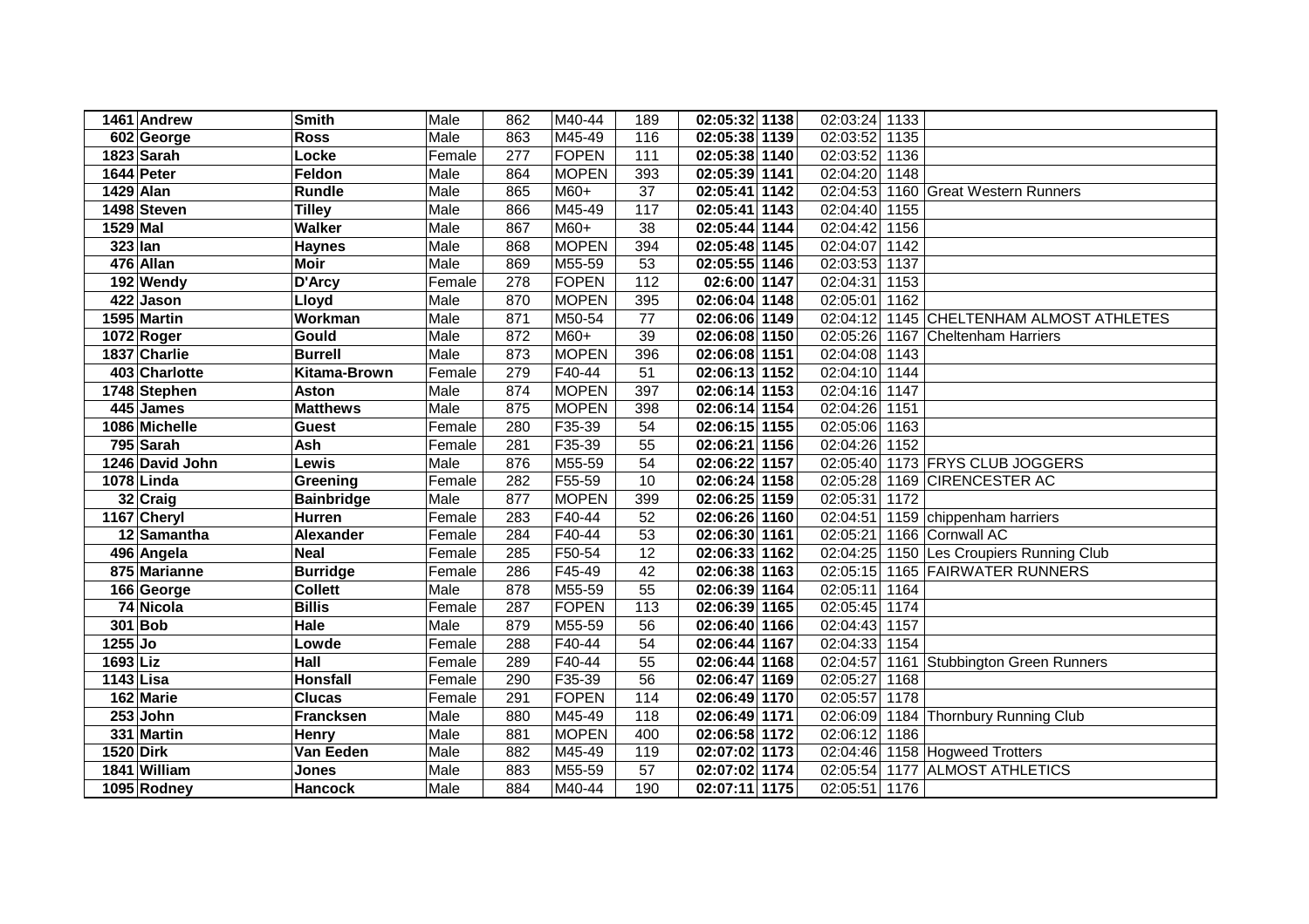| | | | | | | | | | | | |
|---|---|---|---|---|---|---|---|---|---|---|---|
| 1461 | Andrew | Smith | Male | 862 | M40-44 | 189 | 02:05:32 | 1138 | 02:03:24 | 1133 | |
| 602 | George | Ross | Male | 863 | M45-49 | 116 | 02:05:38 | 1139 | 02:03:52 | 1135 | |
| 1823 | Sarah | Locke | Female | 277 | FOPEN | 111 | 02:05:38 | 1140 | 02:03:52 | 1136 | |
| 1644 | Peter | Feldon | Male | 864 | MOPEN | 393 | 02:05:39 | 1141 | 02:04:20 | 1148 | |
| 1429 | Alan | Rundle | Male | 865 | M60+ | 37 | 02:05:41 | 1142 | 02:04:53 | 1160 | Great Western Runners |
| 1498 | Steven | Tilley | Male | 866 | M45-49 | 117 | 02:05:41 | 1143 | 02:04:40 | 1155 | |
| 1529 | Mal | Walker | Male | 867 | M60+ | 38 | 02:05:44 | 1144 | 02:04:42 | 1156 | |
| 323 | Ian | Haynes | Male | 868 | MOPEN | 394 | 02:05:48 | 1145 | 02:04:07 | 1142 | |
| 476 | Allan | Moir | Male | 869 | M55-59 | 53 | 02:05:55 | 1146 | 02:03:53 | 1137 | |
| 192 | Wendy | D'Arcy | Female | 278 | FOPEN | 112 | 02:6:00 | 1147 | 02:04:31 | 1153 | |
| 422 | Jason | Lloyd | Male | 870 | MOPEN | 395 | 02:06:04 | 1148 | 02:05:01 | 1162 | |
| 1595 | Martin | Workman | Male | 871 | M50-54 | 77 | 02:06:06 | 1149 | 02:04:12 | 1145 | CHELTENHAM ALMOST ATHLETES |
| 1072 | Roger | Gould | Male | 872 | M60+ | 39 | 02:06:08 | 1150 | 02:05:26 | 1167 | Cheltenham Harriers |
| 1837 | Charlie | Burrell | Male | 873 | MOPEN | 396 | 02:06:08 | 1151 | 02:04:08 | 1143 | |
| 403 | Charlotte | Kitama-Brown | Female | 279 | F40-44 | 51 | 02:06:13 | 1152 | 02:04:10 | 1144 | |
| 1748 | Stephen | Aston | Male | 874 | MOPEN | 397 | 02:06:14 | 1153 | 02:04:16 | 1147 | |
| 445 | James | Matthews | Male | 875 | MOPEN | 398 | 02:06:14 | 1154 | 02:04:26 | 1151 | |
| 1086 | Michelle | Guest | Female | 280 | F35-39 | 54 | 02:06:15 | 1155 | 02:05:06 | 1163 | |
| 795 | Sarah | Ash | Female | 281 | F35-39 | 55 | 02:06:21 | 1156 | 02:04:26 | 1152 | |
| 1246 | David John | Lewis | Male | 876 | M55-59 | 54 | 02:06:22 | 1157 | 02:05:40 | 1173 | FRYS CLUB JOGGERS |
| 1078 | Linda | Greening | Female | 282 | F55-59 | 10 | 02:06:24 | 1158 | 02:05:28 | 1169 | CIRENCESTER AC |
| 32 | Craig | Bainbridge | Male | 877 | MOPEN | 399 | 02:06:25 | 1159 | 02:05:31 | 1172 | |
| 1167 | Cheryl | Hurren | Female | 283 | F40-44 | 52 | 02:06:26 | 1160 | 02:04:51 | 1159 | chippenham harriers |
| 12 | Samantha | Alexander | Female | 284 | F40-44 | 53 | 02:06:30 | 1161 | 02:05:21 | 1166 | Cornwall AC |
| 496 | Angela | Neal | Female | 285 | F50-54 | 12 | 02:06:33 | 1162 | 02:04:25 | 1150 | Les Croupiers Running Club |
| 875 | Marianne | Burridge | Female | 286 | F45-49 | 42 | 02:06:38 | 1163 | 02:05:15 | 1165 | FAIRWATER RUNNERS |
| 166 | George | Collett | Male | 878 | M55-59 | 55 | 02:06:39 | 1164 | 02:05:11 | 1164 | |
| 74 | Nicola | Billis | Female | 287 | FOPEN | 113 | 02:06:39 | 1165 | 02:05:45 | 1174 | |
| 301 | Bob | Hale | Male | 879 | M55-59 | 56 | 02:06:40 | 1166 | 02:04:43 | 1157 | |
| 1255 | Jo | Lowde | Female | 288 | F40-44 | 54 | 02:06:44 | 1167 | 02:04:33 | 1154 | |
| 1693 | Liz | Hall | Female | 289 | F40-44 | 55 | 02:06:44 | 1168 | 02:04:57 | 1161 | Stubbington Green Runners |
| 1143 | Lisa | Honsfall | Female | 290 | F35-39 | 56 | 02:06:47 | 1169 | 02:05:27 | 1168 | |
| 162 | Marie | Clucas | Female | 291 | FOPEN | 114 | 02:06:49 | 1170 | 02:05:57 | 1178 | |
| 253 | John | Francksen | Male | 880 | M45-49 | 118 | 02:06:49 | 1171 | 02:06:09 | 1184 | Thornbury Running Club |
| 331 | Martin | Henry | Male | 881 | MOPEN | 400 | 02:06:58 | 1172 | 02:06:12 | 1186 | |
| 1520 | Dirk | Van Eeden | Male | 882 | M45-49 | 119 | 02:07:02 | 1173 | 02:04:46 | 1158 | Hogweed Trotters |
| 1841 | William | Jones | Male | 883 | M55-59 | 57 | 02:07:02 | 1174 | 02:05:54 | 1177 | ALMOST ATHLETICS |
| 1095 | Rodney | Hancock | Male | 884 | M40-44 | 190 | 02:07:11 | 1175 | 02:05:51 | 1176 | |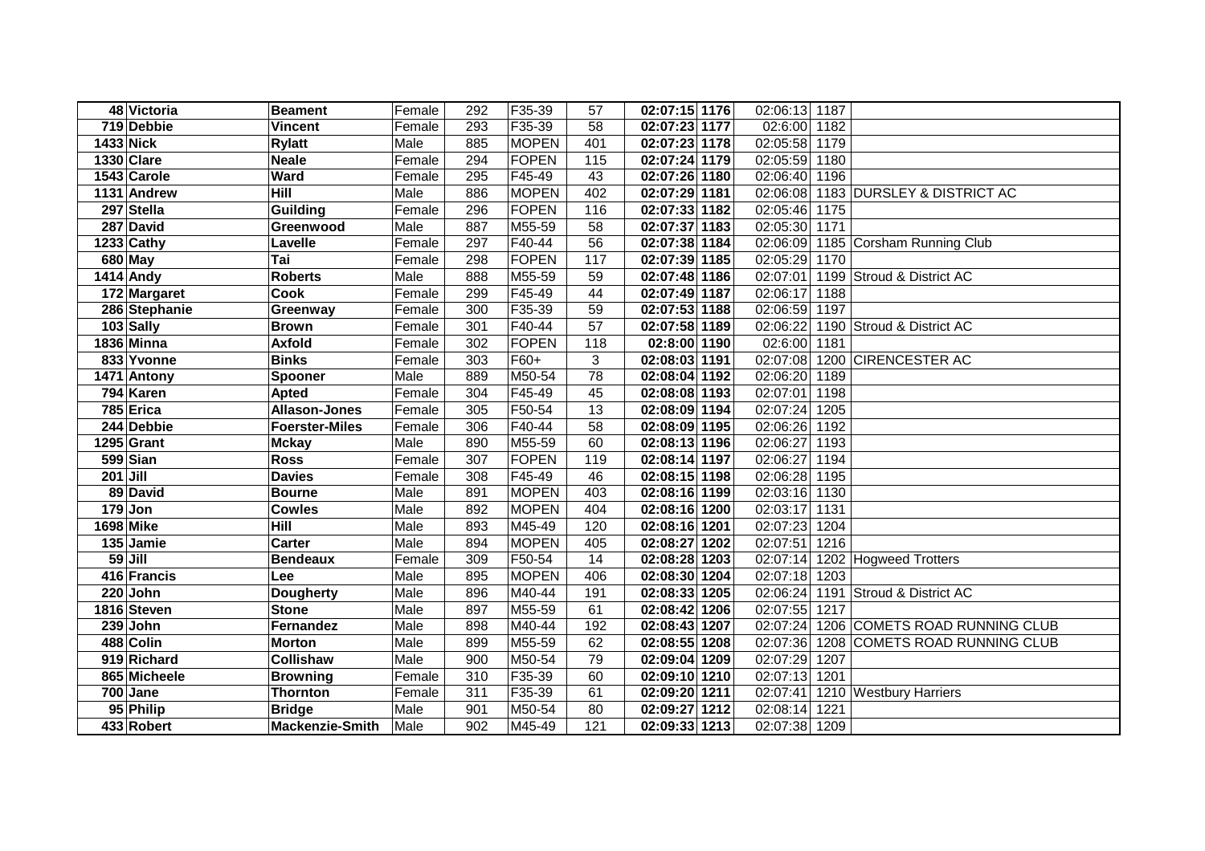| | | | | | | | | | | | |
|---|---|---|---|---|---|---|---|---|---|---|---|
| 48 | Victoria | Beament | Female | 292 | F35-39 | 57 | 02:07:15 | 1176 | 02:06:13 | 1187 | |
| 719 | Debbie | Vincent | Female | 293 | F35-39 | 58 | 02:07:23 | 1177 | 02:6:00 | 1182 | |
| 1433 | Nick | Rylatt | Male | 885 | MOPEN | 401 | 02:07:23 | 1178 | 02:05:58 | 1179 | |
| 1330 | Clare | Neale | Female | 294 | FOPEN | 115 | 02:07:24 | 1179 | 02:05:59 | 1180 | |
| 1543 | Carole | Ward | Female | 295 | F45-49 | 43 | 02:07:26 | 1180 | 02:06:40 | 1196 | |
| 1131 | Andrew | Hill | Male | 886 | MOPEN | 402 | 02:07:29 | 1181 | 02:06:08 | 1183 | DURSLEY & DISTRICT AC |
| 297 | Stella | Guilding | Female | 296 | FOPEN | 116 | 02:07:33 | 1182 | 02:05:46 | 1175 | |
| 287 | David | Greenwood | Male | 887 | M55-59 | 58 | 02:07:37 | 1183 | 02:05:30 | 1171 | |
| 1233 | Cathy | Lavelle | Female | 297 | F40-44 | 56 | 02:07:38 | 1184 | 02:06:09 | 1185 | Corsham Running Club |
| 680 | May | Tai | Female | 298 | FOPEN | 117 | 02:07:39 | 1185 | 02:05:29 | 1170 | |
| 1414 | Andy | Roberts | Male | 888 | M55-59 | 59 | 02:07:48 | 1186 | 02:07:01 | 1199 | Stroud & District AC |
| 172 | Margaret | Cook | Female | 299 | F45-49 | 44 | 02:07:49 | 1187 | 02:06:17 | 1188 | |
| 286 | Stephanie | Greenway | Female | 300 | F35-39 | 59 | 02:07:53 | 1188 | 02:06:59 | 1197 | |
| 103 | Sally | Brown | Female | 301 | F40-44 | 57 | 02:07:58 | 1189 | 02:06:22 | 1190 | Stroud & District AC |
| 1836 | Minna | Axfold | Female | 302 | FOPEN | 118 | 02:8:00 | 1190 | 02:6:00 | 1181 | |
| 833 | Yvonne | Binks | Female | 303 | F60+ | 3 | 02:08:03 | 1191 | 02:07:08 | 1200 | CIRENCESTER AC |
| 1471 | Antony | Spooner | Male | 889 | M50-54 | 78 | 02:08:04 | 1192 | 02:06:20 | 1189 | |
| 794 | Karen | Apted | Female | 304 | F45-49 | 45 | 02:08:08 | 1193 | 02:07:01 | 1198 | |
| 785 | Erica | Allason-Jones | Female | 305 | F50-54 | 13 | 02:08:09 | 1194 | 02:07:24 | 1205 | |
| 244 | Debbie | Foerster-Miles | Female | 306 | F40-44 | 58 | 02:08:09 | 1195 | 02:06:26 | 1192 | |
| 1295 | Grant | Mckay | Male | 890 | M55-59 | 60 | 02:08:13 | 1196 | 02:06:27 | 1193 | |
| 599 | Sian | Ross | Female | 307 | FOPEN | 119 | 02:08:14 | 1197 | 02:06:27 | 1194 | |
| 201 | Jill | Davies | Female | 308 | F45-49 | 46 | 02:08:15 | 1198 | 02:06:28 | 1195 | |
| 89 | David | Bourne | Male | 891 | MOPEN | 403 | 02:08:16 | 1199 | 02:03:16 | 1130 | |
| 179 | Jon | Cowles | Male | 892 | MOPEN | 404 | 02:08:16 | 1200 | 02:03:17 | 1131 | |
| 1698 | Mike | Hill | Male | 893 | M45-49 | 120 | 02:08:16 | 1201 | 02:07:23 | 1204 | |
| 135 | Jamie | Carter | Male | 894 | MOPEN | 405 | 02:08:27 | 1202 | 02:07:51 | 1216 | |
| 59 | Jill | Bendeaux | Female | 309 | F50-54 | 14 | 02:08:28 | 1203 | 02:07:14 | 1202 | Hogweed Trotters |
| 416 | Francis | Lee | Male | 895 | MOPEN | 406 | 02:08:30 | 1204 | 02:07:18 | 1203 | |
| 220 | John | Dougherty | Male | 896 | M40-44 | 191 | 02:08:33 | 1205 | 02:06:24 | 1191 | Stroud & District AC |
| 1816 | Steven | Stone | Male | 897 | M55-59 | 61 | 02:08:42 | 1206 | 02:07:55 | 1217 | |
| 239 | John | Fernandez | Male | 898 | M40-44 | 192 | 02:08:43 | 1207 | 02:07:24 | 1206 | COMETS ROAD RUNNING CLUB |
| 488 | Colin | Morton | Male | 899 | M55-59 | 62 | 02:08:55 | 1208 | 02:07:36 | 1208 | COMETS ROAD RUNNING CLUB |
| 919 | Richard | Collishaw | Male | 900 | M50-54 | 79 | 02:09:04 | 1209 | 02:07:29 | 1207 | |
| 865 | Micheele | Browning | Female | 310 | F35-39 | 60 | 02:09:10 | 1210 | 02:07:13 | 1201 | |
| 700 | Jane | Thornton | Female | 311 | F35-39 | 61 | 02:09:20 | 1211 | 02:07:41 | 1210 | Westbury Harriers |
| 95 | Philip | Bridge | Male | 901 | M50-54 | 80 | 02:09:27 | 1212 | 02:08:14 | 1221 | |
| 433 | Robert | Mackenzie-Smith | Male | 902 | M45-49 | 121 | 02:09:33 | 1213 | 02:07:38 | 1209 | |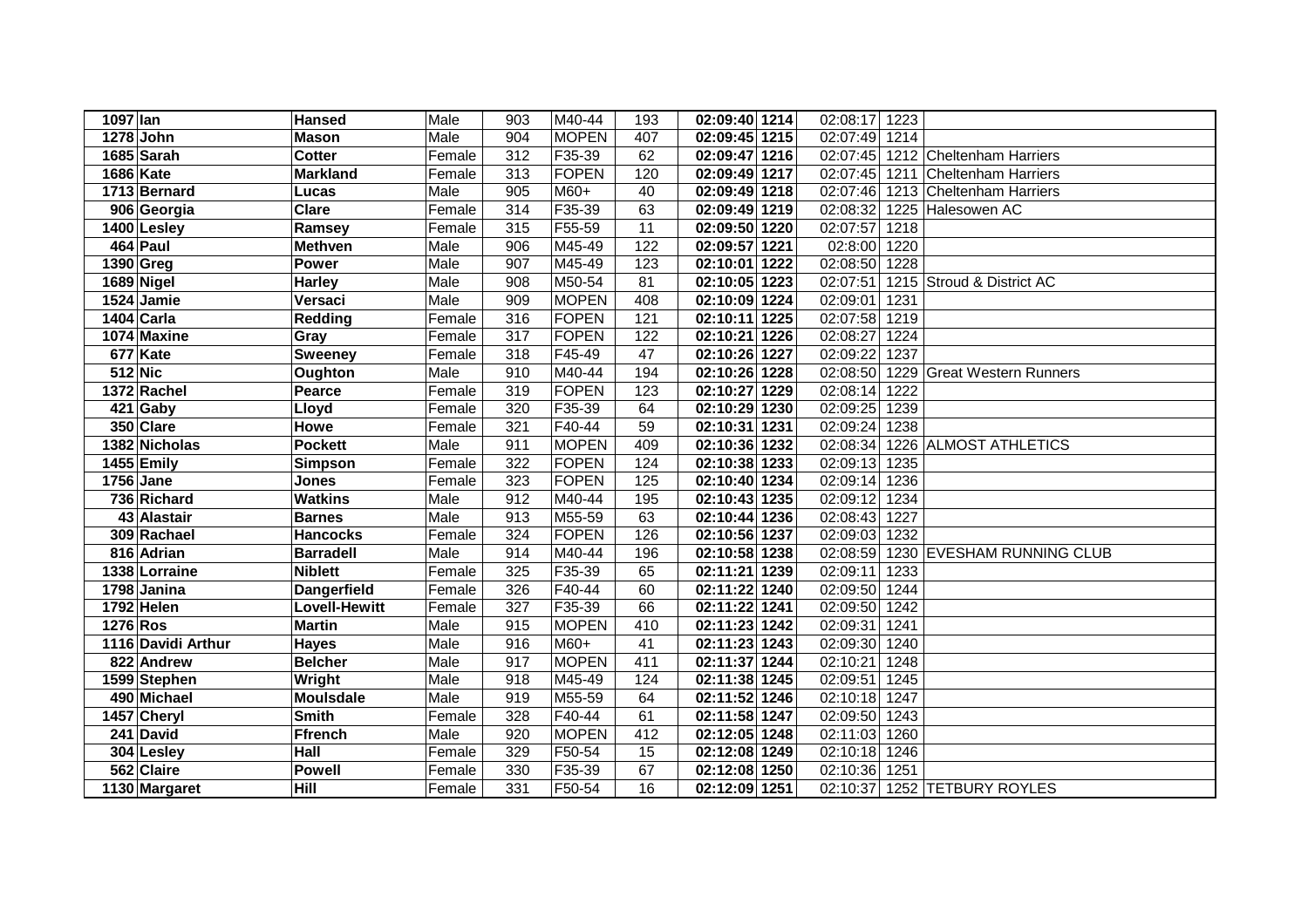| 1097 | Ian | Hansed | Male | 903 | M40-44 | 193 | 02:09:40 | 1214 | 02:08:17 | 1223 | |
|---|---|---|---|---|---|---|---|---|---|---|---|
| 1278 | John | Mason | Male | 904 | MOPEN | 407 | 02:09:45 | 1215 | 02:07:49 | 1214 | |
| 1685 | Sarah | Cotter | Female | 312 | F35-39 | 62 | 02:09:47 | 1216 | 02:07:45 | 1212 | Cheltenham Harriers |
| 1686 | Kate | Markland | Female | 313 | FOPEN | 120 | 02:09:49 | 1217 | 02:07:45 | 1211 | Cheltenham Harriers |
| 1713 | Bernard | Lucas | Male | 905 | M60+ | 40 | 02:09:49 | 1218 | 02:07:46 | 1213 | Cheltenham Harriers |
| 906 | Georgia | Clare | Female | 314 | F35-39 | 63 | 02:09:49 | 1219 | 02:08:32 | 1225 | Halesowen AC |
| 1400 | Lesley | Ramsey | Female | 315 | F55-59 | 11 | 02:09:50 | 1220 | 02:07:57 | 1218 | |
| 464 | Paul | Methven | Male | 906 | M45-49 | 122 | 02:09:57 | 1221 | 02:8:00 | 1220 | |
| 1390 | Greg | Power | Male | 907 | M45-49 | 123 | 02:10:01 | 1222 | 02:08:50 | 1228 | |
| 1689 | Nigel | Harley | Male | 908 | M50-54 | 81 | 02:10:05 | 1223 | 02:07:51 | 1215 | Stroud & District AC |
| 1524 | Jamie | Versaci | Male | 909 | MOPEN | 408 | 02:10:09 | 1224 | 02:09:01 | 1231 | |
| 1404 | Carla | Redding | Female | 316 | FOPEN | 121 | 02:10:11 | 1225 | 02:07:58 | 1219 | |
| 1074 | Maxine | Gray | Female | 317 | FOPEN | 122 | 02:10:21 | 1226 | 02:08:27 | 1224 | |
| 677 | Kate | Sweeney | Female | 318 | F45-49 | 47 | 02:10:26 | 1227 | 02:09:22 | 1237 | |
| 512 | Nic | Oughton | Male | 910 | M40-44 | 194 | 02:10:26 | 1228 | 02:08:50 | 1229 | Great Western Runners |
| 1372 | Rachel | Pearce | Female | 319 | FOPEN | 123 | 02:10:27 | 1229 | 02:08:14 | 1222 | |
| 421 | Gaby | Lloyd | Female | 320 | F35-39 | 64 | 02:10:29 | 1230 | 02:09:25 | 1239 | |
| 350 | Clare | Howe | Female | 321 | F40-44 | 59 | 02:10:31 | 1231 | 02:09:24 | 1238 | |
| 1382 | Nicholas | Pockett | Male | 911 | MOPEN | 409 | 02:10:36 | 1232 | 02:08:34 | 1226 | ALMOST ATHLETICS |
| 1455 | Emily | Simpson | Female | 322 | FOPEN | 124 | 02:10:38 | 1233 | 02:09:13 | 1235 | |
| 1756 | Jane | Jones | Female | 323 | FOPEN | 125 | 02:10:40 | 1234 | 02:09:14 | 1236 | |
| 736 | Richard | Watkins | Male | 912 | M40-44 | 195 | 02:10:43 | 1235 | 02:09:12 | 1234 | |
| 43 | Alastair | Barnes | Male | 913 | M55-59 | 63 | 02:10:44 | 1236 | 02:08:43 | 1227 | |
| 309 | Rachael | Hancocks | Female | 324 | FOPEN | 126 | 02:10:56 | 1237 | 02:09:03 | 1232 | |
| 816 | Adrian | Barradell | Male | 914 | M40-44 | 196 | 02:10:58 | 1238 | 02:08:59 | 1230 | EVESHAM RUNNING CLUB |
| 1338 | Lorraine | Niblett | Female | 325 | F35-39 | 65 | 02:11:21 | 1239 | 02:09:11 | 1233 | |
| 1798 | Janina | Dangerfield | Female | 326 | F40-44 | 60 | 02:11:22 | 1240 | 02:09:50 | 1244 | |
| 1792 | Helen | Lovell-Hewitt | Female | 327 | F35-39 | 66 | 02:11:22 | 1241 | 02:09:50 | 1242 | |
| 1276 | Ros | Martin | Male | 915 | MOPEN | 410 | 02:11:23 | 1242 | 02:09:31 | 1241 | |
| 1116 | Davidi Arthur | Hayes | Male | 916 | M60+ | 41 | 02:11:23 | 1243 | 02:09:30 | 1240 | |
| 822 | Andrew | Belcher | Male | 917 | MOPEN | 411 | 02:11:37 | 1244 | 02:10:21 | 1248 | |
| 1599 | Stephen | Wright | Male | 918 | M45-49 | 124 | 02:11:38 | 1245 | 02:09:51 | 1245 | |
| 490 | Michael | Moulsdale | Male | 919 | M55-59 | 64 | 02:11:52 | 1246 | 02:10:18 | 1247 | |
| 1457 | Cheryl | Smith | Female | 328 | F40-44 | 61 | 02:11:58 | 1247 | 02:09:50 | 1243 | |
| 241 | David | Ffrench | Male | 920 | MOPEN | 412 | 02:12:05 | 1248 | 02:11:03 | 1260 | |
| 304 | Lesley | Hall | Female | 329 | F50-54 | 15 | 02:12:08 | 1249 | 02:10:18 | 1246 | |
| 562 | Claire | Powell | Female | 330 | F35-39 | 67 | 02:12:08 | 1250 | 02:10:36 | 1251 | |
| 1130 | Margaret | Hill | Female | 331 | F50-54 | 16 | 02:12:09 | 1251 | 02:10:37 | 1252 | TETBURY ROYLES |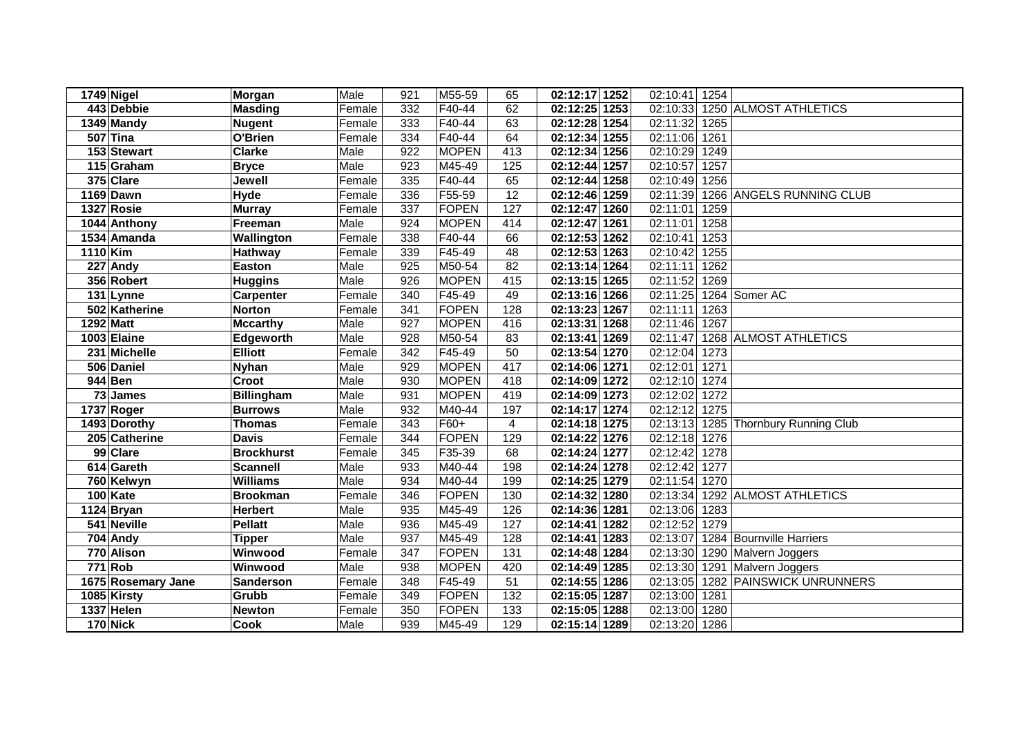| | | | | | | | | | | | |
|---|---|---|---|---|---|---|---|---|---|---|---|
| 1749 | Nigel | Morgan | Male | 921 | M55-59 | 65 | 02:12:17 | 1252 | 02:10:41 | 1254 | |
| 443 | Debbie | Masding | Female | 332 | F40-44 | 62 | 02:12:25 | 1253 | 02:10:33 | 1250 | ALMOST ATHLETICS |
| 1349 | Mandy | Nugent | Female | 333 | F40-44 | 63 | 02:12:28 | 1254 | 02:11:32 | 1265 | |
| 507 | Tina | O'Brien | Female | 334 | F40-44 | 64 | 02:12:34 | 1255 | 02:11:06 | 1261 | |
| 153 | Stewart | Clarke | Male | 922 | MOPEN | 413 | 02:12:34 | 1256 | 02:10:29 | 1249 | |
| 115 | Graham | Bryce | Male | 923 | M45-49 | 125 | 02:12:44 | 1257 | 02:10:57 | 1257 | |
| 375 | Clare | Jewell | Female | 335 | F40-44 | 65 | 02:12:44 | 1258 | 02:10:49 | 1256 | |
| 1169 | Dawn | Hyde | Female | 336 | F55-59 | 12 | 02:12:46 | 1259 | 02:11:39 | 1266 | ANGELS RUNNING CLUB |
| 1327 | Rosie | Murray | Female | 337 | FOPEN | 127 | 02:12:47 | 1260 | 02:11:01 | 1259 | |
| 1044 | Anthony | Freeman | Male | 924 | MOPEN | 414 | 02:12:47 | 1261 | 02:11:01 | 1258 | |
| 1534 | Amanda | Wallington | Female | 338 | F40-44 | 66 | 02:12:53 | 1262 | 02:10:41 | 1253 | |
| 1110 | Kim | Hathway | Female | 339 | F45-49 | 48 | 02:12:53 | 1263 | 02:10:42 | 1255 | |
| 227 | Andy | Easton | Male | 925 | M50-54 | 82 | 02:13:14 | 1264 | 02:11:11 | 1262 | |
| 356 | Robert | Huggins | Male | 926 | MOPEN | 415 | 02:13:15 | 1265 | 02:11:52 | 1269 | |
| 131 | Lynne | Carpenter | Female | 340 | F45-49 | 49 | 02:13:16 | 1266 | 02:11:25 | 1264 | Somer AC |
| 502 | Katherine | Norton | Female | 341 | FOPEN | 128 | 02:13:23 | 1267 | 02:11:11 | 1263 | |
| 1292 | Matt | Mccarthy | Male | 927 | MOPEN | 416 | 02:13:31 | 1268 | 02:11:46 | 1267 | |
| 1003 | Elaine | Edgeworth | Male | 928 | M50-54 | 83 | 02:13:41 | 1269 | 02:11:47 | 1268 | ALMOST ATHLETICS |
| 231 | Michelle | Elliott | Female | 342 | F45-49 | 50 | 02:13:54 | 1270 | 02:12:04 | 1273 | |
| 506 | Daniel | Nyhan | Male | 929 | MOPEN | 417 | 02:14:06 | 1271 | 02:12:01 | 1271 | |
| 944 | Ben | Croot | Male | 930 | MOPEN | 418 | 02:14:09 | 1272 | 02:12:10 | 1274 | |
| 73 | James | Billingham | Male | 931 | MOPEN | 419 | 02:14:09 | 1273 | 02:12:02 | 1272 | |
| 1737 | Roger | Burrows | Male | 932 | M40-44 | 197 | 02:14:17 | 1274 | 02:12:12 | 1275 | |
| 1493 | Dorothy | Thomas | Female | 343 | F60+ | 4 | 02:14:18 | 1275 | 02:13:13 | 1285 | Thornbury Running Club |
| 205 | Catherine | Davis | Female | 344 | FOPEN | 129 | 02:14:22 | 1276 | 02:12:18 | 1276 | |
| 99 | Clare | Brockhurst | Female | 345 | F35-39 | 68 | 02:14:24 | 1277 | 02:12:42 | 1278 | |
| 614 | Gareth | Scannell | Male | 933 | M40-44 | 198 | 02:14:24 | 1278 | 02:12:42 | 1277 | |
| 760 | Kelwyn | Williams | Male | 934 | M40-44 | 199 | 02:14:25 | 1279 | 02:11:54 | 1270 | |
| 100 | Kate | Brookman | Female | 346 | FOPEN | 130 | 02:14:32 | 1280 | 02:13:34 | 1292 | ALMOST ATHLETICS |
| 1124 | Bryan | Herbert | Male | 935 | M45-49 | 126 | 02:14:36 | 1281 | 02:13:06 | 1283 | |
| 541 | Neville | Pellatt | Male | 936 | M45-49 | 127 | 02:14:41 | 1282 | 02:12:52 | 1279 | |
| 704 | Andy | Tipper | Male | 937 | M45-49 | 128 | 02:14:41 | 1283 | 02:13:07 | 1284 | Bournville Harriers |
| 770 | Alison | Winwood | Female | 347 | FOPEN | 131 | 02:14:48 | 1284 | 02:13:30 | 1290 | Malvern Joggers |
| 771 | Rob | Winwood | Male | 938 | MOPEN | 420 | 02:14:49 | 1285 | 02:13:30 | 1291 | Malvern Joggers |
| 1675 | Rosemary Jane | Sanderson | Female | 348 | F45-49 | 51 | 02:14:55 | 1286 | 02:13:05 | 1282 | PAINSWICK UNRUNNERS |
| 1085 | Kirsty | Grubb | Female | 349 | FOPEN | 132 | 02:15:05 | 1287 | 02:13:00 | 1281 | |
| 1337 | Helen | Newton | Female | 350 | FOPEN | 133 | 02:15:05 | 1288 | 02:13:00 | 1280 | |
| 170 | Nick | Cook | Male | 939 | M45-49 | 129 | 02:15:14 | 1289 | 02:13:20 | 1286 | |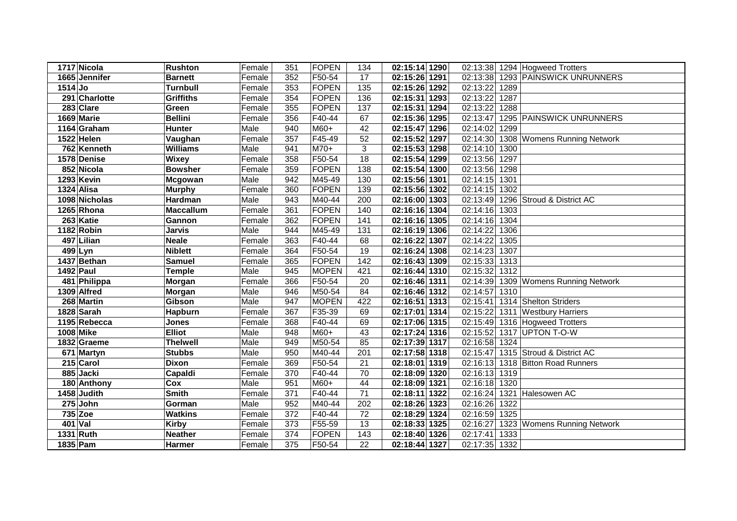| | | | | | | | | | | | |
|---|---|---|---|---|---|---|---|---|---|---|---|
| 1717 | Nicola | Rushton | Female | 351 | FOPEN | 134 | 02:15:14 | 1290 | 02:13:38 | 1294 | Hogweed Trotters |
| 1665 | Jennifer | Barnett | Female | 352 | F50-54 | 17 | 02:15:26 | 1291 | 02:13:38 | 1293 | PAINSWICK UNRUNNERS |
| 1514 | Jo | Turnbull | Female | 353 | FOPEN | 135 | 02:15:26 | 1292 | 02:13:22 | 1289 | |
| 291 | Charlotte | Griffiths | Female | 354 | FOPEN | 136 | 02:15:31 | 1293 | 02:13:22 | 1287 | |
| 283 | Clare | Green | Female | 355 | FOPEN | 137 | 02:15:31 | 1294 | 02:13:22 | 1288 | |
| 1669 | Marie | Bellini | Female | 356 | F40-44 | 67 | 02:15:36 | 1295 | 02:13:47 | 1295 | PAINSWICK UNRUNNERS |
| 1164 | Graham | Hunter | Male | 940 | M60+ | 42 | 02:15:47 | 1296 | 02:14:02 | 1299 | |
| 1522 | Helen | Vaughan | Female | 357 | F45-49 | 52 | 02:15:52 | 1297 | 02:14:30 | 1308 | Womens Running Network |
| 762 | Kenneth | Williams | Male | 941 | M70+ | 3 | 02:15:53 | 1298 | 02:14:10 | 1300 | |
| 1578 | Denise | Wixey | Female | 358 | F50-54 | 18 | 02:15:54 | 1299 | 02:13:56 | 1297 | |
| 852 | Nicola | Bowsher | Female | 359 | FOPEN | 138 | 02:15:54 | 1300 | 02:13:56 | 1298 | |
| 1293 | Kevin | Mcgowan | Male | 942 | M45-49 | 130 | 02:15:56 | 1301 | 02:14:15 | 1301 | |
| 1324 | Alisa | Murphy | Female | 360 | FOPEN | 139 | 02:15:56 | 1302 | 02:14:15 | 1302 | |
| 1098 | Nicholas | Hardman | Male | 943 | M40-44 | 200 | 02:16:00 | 1303 | 02:13:49 | 1296 | Stroud & District AC |
| 1265 | Rhona | Maccallum | Female | 361 | FOPEN | 140 | 02:16:16 | 1304 | 02:14:16 | 1303 | |
| 263 | Katie | Gannon | Female | 362 | FOPEN | 141 | 02:16:16 | 1305 | 02:14:16 | 1304 | |
| 1182 | Robin | Jarvis | Male | 944 | M45-49 | 131 | 02:16:19 | 1306 | 02:14:22 | 1306 | |
| 497 | Lilian | Neale | Female | 363 | F40-44 | 68 | 02:16:22 | 1307 | 02:14:22 | 1305 | |
| 499 | Lyn | Niblett | Female | 364 | F50-54 | 19 | 02:16:24 | 1308 | 02:14:23 | 1307 | |
| 1437 | Bethan | Samuel | Female | 365 | FOPEN | 142 | 02:16:43 | 1309 | 02:15:33 | 1313 | |
| 1492 | Paul | Temple | Male | 945 | MOPEN | 421 | 02:16:44 | 1310 | 02:15:32 | 1312 | |
| 481 | Philippa | Morgan | Female | 366 | F50-54 | 20 | 02:16:46 | 1311 | 02:14:39 | 1309 | Womens Running Network |
| 1309 | Alfred | Morgan | Male | 946 | M50-54 | 84 | 02:16:46 | 1312 | 02:14:57 | 1310 | |
| 268 | Martin | Gibson | Male | 947 | MOPEN | 422 | 02:16:51 | 1313 | 02:15:41 | 1314 | Shelton Striders |
| 1828 | Sarah | Hapburn | Female | 367 | F35-39 | 69 | 02:17:01 | 1314 | 02:15:22 | 1311 | Westbury Harriers |
| 1195 | Rebecca | Jones | Female | 368 | F40-44 | 69 | 02:17:06 | 1315 | 02:15:49 | 1316 | Hogweed Trotters |
| 1008 | Mike | Elliot | Male | 948 | M60+ | 43 | 02:17:24 | 1316 | 02:15:52 | 1317 | UPTON T-O-W |
| 1832 | Graeme | Thelwell | Male | 949 | M50-54 | 85 | 02:17:39 | 1317 | 02:16:58 | 1324 | |
| 671 | Martyn | Stubbs | Male | 950 | M40-44 | 201 | 02:17:58 | 1318 | 02:15:47 | 1315 | Stroud & District AC |
| 215 | Carol | Dixon | Female | 369 | F50-54 | 21 | 02:18:01 | 1319 | 02:16:13 | 1318 | Bitton Road Runners |
| 885 | Jacki | Capaldi | Female | 370 | F40-44 | 70 | 02:18:09 | 1320 | 02:16:13 | 1319 | |
| 180 | Anthony | Cox | Male | 951 | M60+ | 44 | 02:18:09 | 1321 | 02:16:18 | 1320 | |
| 1458 | Judith | Smith | Female | 371 | F40-44 | 71 | 02:18:11 | 1322 | 02:16:24 | 1321 | Halesowen AC |
| 275 | John | Gorman | Male | 952 | M40-44 | 202 | 02:18:26 | 1323 | 02:16:26 | 1322 | |
| 735 | Zoe | Watkins | Female | 372 | F40-44 | 72 | 02:18:29 | 1324 | 02:16:59 | 1325 | |
| 401 | Val | Kirby | Female | 373 | F55-59 | 13 | 02:18:33 | 1325 | 02:16:27 | 1323 | Womens Running Network |
| 1331 | Ruth | Neather | Female | 374 | FOPEN | 143 | 02:18:40 | 1326 | 02:17:41 | 1333 | |
| 1835 | Pam | Harmer | Female | 375 | F50-54 | 22 | 02:18:44 | 1327 | 02:17:35 | 1332 | |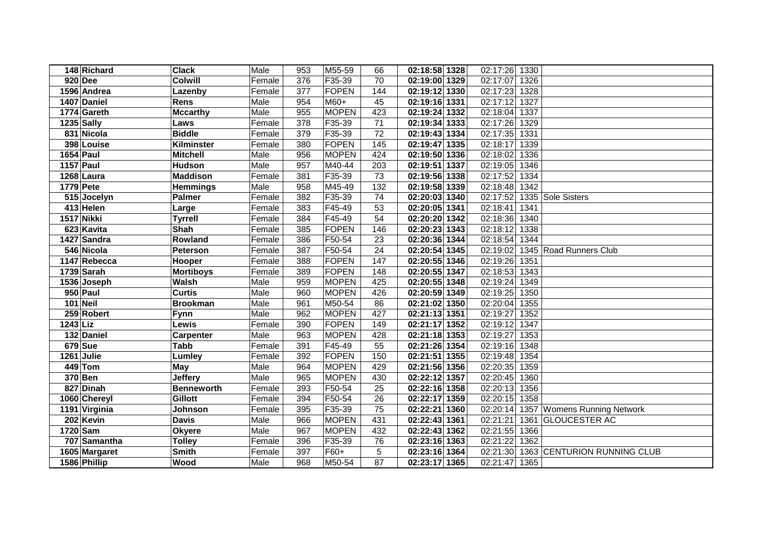| | | | | | | | | | | | |
|---|---|---|---|---|---|---|---|---|---|---|---|
| 148 | Richard | Clack | Male | 953 | M55-59 | 66 | 02:18:58 | 1328 | 02:17:26 | 1330 | |
| 920 | Dee | Colwill | Female | 376 | F35-39 | 70 | 02:19:00 | 1329 | 02:17:07 | 1326 | |
| 1596 | Andrea | Lazenby | Female | 377 | FOPEN | 144 | 02:19:12 | 1330 | 02:17:23 | 1328 | |
| 1407 | Daniel | Rens | Male | 954 | M60+ | 45 | 02:19:16 | 1331 | 02:17:12 | 1327 | |
| 1774 | Gareth | Mccarthy | Male | 955 | MOPEN | 423 | 02:19:24 | 1332 | 02:18:04 | 1337 | |
| 1235 | Sally | Laws | Female | 378 | F35-39 | 71 | 02:19:34 | 1333 | 02:17:26 | 1329 | |
| 831 | Nicola | Biddle | Female | 379 | F35-39 | 72 | 02:19:43 | 1334 | 02:17:35 | 1331 | |
| 398 | Louise | Kilminster | Female | 380 | FOPEN | 145 | 02:19:47 | 1335 | 02:18:17 | 1339 | |
| 1654 | Paul | Mitchell | Male | 956 | MOPEN | 424 | 02:19:50 | 1336 | 02:18:02 | 1336 | |
| 1157 | Paul | Hudson | Male | 957 | M40-44 | 203 | 02:19:51 | 1337 | 02:19:05 | 1346 | |
| 1268 | Laura | Maddison | Female | 381 | F35-39 | 73 | 02:19:56 | 1338 | 02:17:52 | 1334 | |
| 1779 | Pete | Hemmings | Male | 958 | M45-49 | 132 | 02:19:58 | 1339 | 02:18:48 | 1342 | |
| 515 | Jocelyn | Palmer | Female | 382 | F35-39 | 74 | 02:20:03 | 1340 | 02:17:52 | 1335 | Sole Sisters |
| 413 | Helen | Large | Female | 383 | F45-49 | 53 | 02:20:05 | 1341 | 02:18:41 | 1341 | |
| 1517 | Nikki | Tyrrell | Female | 384 | F45-49 | 54 | 02:20:20 | 1342 | 02:18:36 | 1340 | |
| 623 | Kavita | Shah | Female | 385 | FOPEN | 146 | 02:20:23 | 1343 | 02:18:12 | 1338 | |
| 1427 | Sandra | Rowland | Female | 386 | F50-54 | 23 | 02:20:36 | 1344 | 02:18:54 | 1344 | |
| 546 | Nicola | Peterson | Female | 387 | F50-54 | 24 | 02:20:54 | 1345 | 02:19:02 | 1345 | Road Runners Club |
| 1147 | Rebecca | Hooper | Female | 388 | FOPEN | 147 | 02:20:55 | 1346 | 02:19:26 | 1351 | |
| 1739 | Sarah | Mortiboys | Female | 389 | FOPEN | 148 | 02:20:55 | 1347 | 02:18:53 | 1343 | |
| 1536 | Joseph | Walsh | Male | 959 | MOPEN | 425 | 02:20:55 | 1348 | 02:19:24 | 1349 | |
| 950 | Paul | Curtis | Male | 960 | MOPEN | 426 | 02:20:59 | 1349 | 02:19:25 | 1350 | |
| 101 | Neil | Brookman | Male | 961 | M50-54 | 86 | 02:21:02 | 1350 | 02:20:04 | 1355 | |
| 259 | Robert | Fynn | Male | 962 | MOPEN | 427 | 02:21:13 | 1351 | 02:19:27 | 1352 | |
| 1243 | Liz | Lewis | Female | 390 | FOPEN | 149 | 02:21:17 | 1352 | 02:19:12 | 1347 | |
| 132 | Daniel | Carpenter | Male | 963 | MOPEN | 428 | 02:21:18 | 1353 | 02:19:27 | 1353 | |
| 679 | Sue | Tabb | Female | 391 | F45-49 | 55 | 02:21:26 | 1354 | 02:19:16 | 1348 | |
| 1261 | Julie | Lumley | Female | 392 | FOPEN | 150 | 02:21:51 | 1355 | 02:19:48 | 1354 | |
| 449 | Tom | May | Male | 964 | MOPEN | 429 | 02:21:56 | 1356 | 02:20:35 | 1359 | |
| 370 | Ben | Jeffery | Male | 965 | MOPEN | 430 | 02:22:12 | 1357 | 02:20:45 | 1360 | |
| 827 | Dinah | Benneworth | Female | 393 | F50-54 | 25 | 02:22:16 | 1358 | 02:20:13 | 1356 | |
| 1060 | Chereyl | Gillott | Female | 394 | F50-54 | 26 | 02:22:17 | 1359 | 02:20:15 | 1358 | |
| 1191 | Virginia | Johnson | Female | 395 | F35-39 | 75 | 02:22:21 | 1360 | 02:20:14 | 1357 | Womens Running Network |
| 202 | Kevin | Davis | Male | 966 | MOPEN | 431 | 02:22:43 | 1361 | 02:21:21 | 1361 | GLOUCESTER AC |
| 1720 | Sam | Okyere | Male | 967 | MOPEN | 432 | 02:22:43 | 1362 | 02:21:55 | 1366 | |
| 707 | Samantha | Tolley | Female | 396 | F35-39 | 76 | 02:23:16 | 1363 | 02:21:22 | 1362 | |
| 1605 | Margaret | Smith | Female | 397 | F60+ | 5 | 02:23:16 | 1364 | 02:21:30 | 1363 | CENTURION RUNNING CLUB |
| 1586 | Phillip | Wood | Male | 968 | M50-54 | 87 | 02:23:17 | 1365 | 02:21:47 | 1365 | |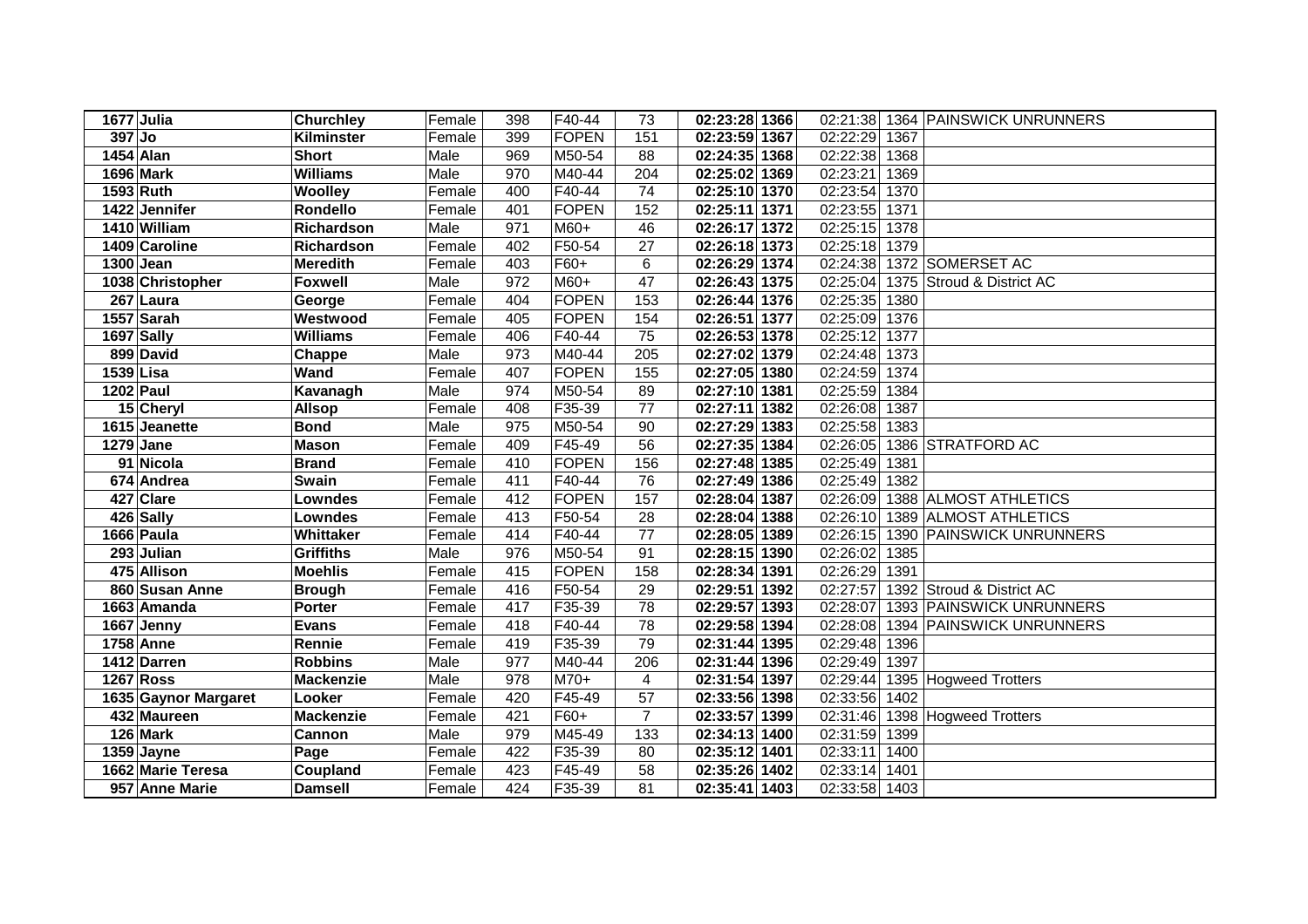| | | | | | | | | | | | |
|---|---|---|---|---|---|---|---|---|---|---|---|
| 1677 | Julia | Churchley | Female | 398 | F40-44 | 73 | 02:23:28 | 1366 | 02:21:38 | 1364 | PAINSWICK UNRUNNERS |
| 397 | Jo | Kilminster | Female | 399 | FOPEN | 151 | 02:23:59 | 1367 | 02:22:29 | 1367 | |
| 1454 | Alan | Short | Male | 969 | M50-54 | 88 | 02:24:35 | 1368 | 02:22:38 | 1368 | |
| 1696 | Mark | Williams | Male | 970 | M40-44 | 204 | 02:25:02 | 1369 | 02:23:21 | 1369 | |
| 1593 | Ruth | Woolley | Female | 400 | F40-44 | 74 | 02:25:10 | 1370 | 02:23:54 | 1370 | |
| 1422 | Jennifer | Rondello | Female | 401 | FOPEN | 152 | 02:25:11 | 1371 | 02:23:55 | 1371 | |
| 1410 | William | Richardson | Male | 971 | M60+ | 46 | 02:26:17 | 1372 | 02:25:15 | 1378 | |
| 1409 | Caroline | Richardson | Female | 402 | F50-54 | 27 | 02:26:18 | 1373 | 02:25:18 | 1379 | |
| 1300 | Jean | Meredith | Female | 403 | F60+ | 6 | 02:26:29 | 1374 | 02:24:38 | 1372 | SOMERSET AC |
| 1038 | Christopher | Foxwell | Male | 972 | M60+ | 47 | 02:26:43 | 1375 | 02:25:04 | 1375 | Stroud & District AC |
| 267 | Laura | George | Female | 404 | FOPEN | 153 | 02:26:44 | 1376 | 02:25:35 | 1380 | |
| 1557 | Sarah | Westwood | Female | 405 | FOPEN | 154 | 02:26:51 | 1377 | 02:25:09 | 1376 | |
| 1697 | Sally | Williams | Female | 406 | F40-44 | 75 | 02:26:53 | 1378 | 02:25:12 | 1377 | |
| 899 | David | Chappe | Male | 973 | M40-44 | 205 | 02:27:02 | 1379 | 02:24:48 | 1373 | |
| 1539 | Lisa | Wand | Female | 407 | FOPEN | 155 | 02:27:05 | 1380 | 02:24:59 | 1374 | |
| 1202 | Paul | Kavanagh | Male | 974 | M50-54 | 89 | 02:27:10 | 1381 | 02:25:59 | 1384 | |
| 15 | Cheryl | Allsop | Female | 408 | F35-39 | 77 | 02:27:11 | 1382 | 02:26:08 | 1387 | |
| 1615 | Jeanette | Bond | Male | 975 | M50-54 | 90 | 02:27:29 | 1383 | 02:25:58 | 1383 | |
| 1279 | Jane | Mason | Female | 409 | F45-49 | 56 | 02:27:35 | 1384 | 02:26:05 | 1386 | STRATFORD AC |
| 91 | Nicola | Brand | Female | 410 | FOPEN | 156 | 02:27:48 | 1385 | 02:25:49 | 1381 | |
| 674 | Andrea | Swain | Female | 411 | F40-44 | 76 | 02:27:49 | 1386 | 02:25:49 | 1382 | |
| 427 | Clare | Lowndes | Female | 412 | FOPEN | 157 | 02:28:04 | 1387 | 02:26:09 | 1388 | ALMOST ATHLETICS |
| 426 | Sally | Lowndes | Female | 413 | F50-54 | 28 | 02:28:04 | 1388 | 02:26:10 | 1389 | ALMOST ATHLETICS |
| 1666 | Paula | Whittaker | Female | 414 | F40-44 | 77 | 02:28:05 | 1389 | 02:26:15 | 1390 | PAINSWICK UNRUNNERS |
| 293 | Julian | Griffiths | Male | 976 | M50-54 | 91 | 02:28:15 | 1390 | 02:26:02 | 1385 | |
| 475 | Allison | Moehlis | Female | 415 | FOPEN | 158 | 02:28:34 | 1391 | 02:26:29 | 1391 | |
| 860 | Susan Anne | Brough | Female | 416 | F50-54 | 29 | 02:29:51 | 1392 | 02:27:57 | 1392 | Stroud & District AC |
| 1663 | Amanda | Porter | Female | 417 | F35-39 | 78 | 02:29:57 | 1393 | 02:28:07 | 1393 | PAINSWICK UNRUNNERS |
| 1667 | Jenny | Evans | Female | 418 | F40-44 | 78 | 02:29:58 | 1394 | 02:28:08 | 1394 | PAINSWICK UNRUNNERS |
| 1758 | Anne | Rennie | Female | 419 | F35-39 | 79 | 02:31:44 | 1395 | 02:29:48 | 1396 | |
| 1412 | Darren | Robbins | Male | 977 | M40-44 | 206 | 02:31:44 | 1396 | 02:29:49 | 1397 | |
| 1267 | Ross | Mackenzie | Male | 978 | M70+ | 4 | 02:31:54 | 1397 | 02:29:44 | 1395 | Hogweed Trotters |
| 1635 | Gaynor Margaret | Looker | Female | 420 | F45-49 | 57 | 02:33:56 | 1398 | 02:33:56 | 1402 | |
| 432 | Maureen | Mackenzie | Female | 421 | F60+ | 7 | 02:33:57 | 1399 | 02:31:46 | 1398 | Hogweed Trotters |
| 126 | Mark | Cannon | Male | 979 | M45-49 | 133 | 02:34:13 | 1400 | 02:31:59 | 1399 | |
| 1359 | Jayne | Page | Female | 422 | F35-39 | 80 | 02:35:12 | 1401 | 02:33:11 | 1400 | |
| 1662 | Marie Teresa | Coupland | Female | 423 | F45-49 | 58 | 02:35:26 | 1402 | 02:33:14 | 1401 | |
| 957 | Anne Marie | Damsell | Female | 424 | F35-39 | 81 | 02:35:41 | 1403 | 02:33:58 | 1403 | |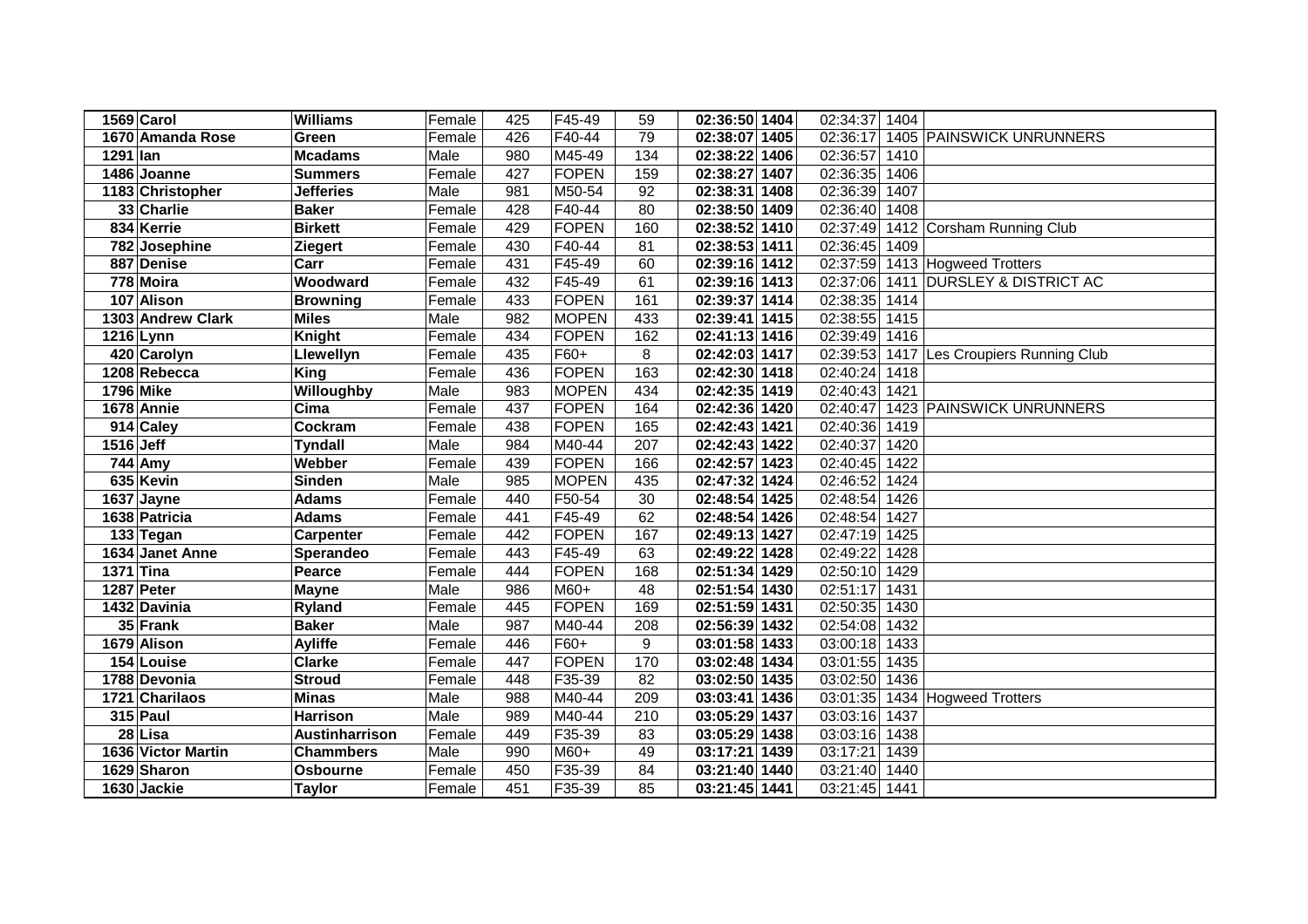| | | | | | | | | | | | |
|---|---|---|---|---|---|---|---|---|---|---|---|
| 1569 | Carol | Williams | Female | 425 | F45-49 | 59 | 02:36:50 | 1404 | 02:34:37 | 1404 | |
| 1670 | Amanda Rose | Green | Female | 426 | F40-44 | 79 | 02:38:07 | 1405 | 02:36:17 | 1405 | PAINSWICK UNRUNNERS |
| 1291 | Ian | Mcadams | Male | 980 | M45-49 | 134 | 02:38:22 | 1406 | 02:36:57 | 1410 | |
| 1486 | Joanne | Summers | Female | 427 | FOPEN | 159 | 02:38:27 | 1407 | 02:36:35 | 1406 | |
| 1183 | Christopher | Jefferies | Male | 981 | M50-54 | 92 | 02:38:31 | 1408 | 02:36:39 | 1407 | |
| 33 | Charlie | Baker | Female | 428 | F40-44 | 80 | 02:38:50 | 1409 | 02:36:40 | 1408 | |
| 834 | Kerrie | Birkett | Female | 429 | FOPEN | 160 | 02:38:52 | 1410 | 02:37:49 | 1412 | Corsham Running Club |
| 782 | Josephine | Ziegert | Female | 430 | F40-44 | 81 | 02:38:53 | 1411 | 02:36:45 | 1409 | |
| 887 | Denise | Carr | Female | 431 | F45-49 | 60 | 02:39:16 | 1412 | 02:37:59 | 1413 | Hogweed Trotters |
| 778 | Moira | Woodward | Female | 432 | F45-49 | 61 | 02:39:16 | 1413 | 02:37:06 | 1411 | DURSLEY & DISTRICT AC |
| 107 | Alison | Browning | Female | 433 | FOPEN | 161 | 02:39:37 | 1414 | 02:38:35 | 1414 | |
| 1303 | Andrew Clark | Miles | Male | 982 | MOPEN | 433 | 02:39:41 | 1415 | 02:38:55 | 1415 | |
| 1216 | Lynn | Knight | Female | 434 | FOPEN | 162 | 02:41:13 | 1416 | 02:39:49 | 1416 | |
| 420 | Carolyn | Llewellyn | Female | 435 | F60+ | 8 | 02:42:03 | 1417 | 02:39:53 | 1417 | Les Croupiers Running Club |
| 1208 | Rebecca | King | Female | 436 | FOPEN | 163 | 02:42:30 | 1418 | 02:40:24 | 1418 | |
| 1796 | Mike | Willoughby | Male | 983 | MOPEN | 434 | 02:42:35 | 1419 | 02:40:43 | 1421 | |
| 1678 | Annie | Cima | Female | 437 | FOPEN | 164 | 02:42:36 | 1420 | 02:40:47 | 1423 | PAINSWICK UNRUNNERS |
| 914 | Caley | Cockram | Female | 438 | FOPEN | 165 | 02:42:43 | 1421 | 02:40:36 | 1419 | |
| 1516 | Jeff | Tyndall | Male | 984 | M40-44 | 207 | 02:42:43 | 1422 | 02:40:37 | 1420 | |
| 744 | Amy | Webber | Female | 439 | FOPEN | 166 | 02:42:57 | 1423 | 02:40:45 | 1422 | |
| 635 | Kevin | Sinden | Male | 985 | MOPEN | 435 | 02:47:32 | 1424 | 02:46:52 | 1424 | |
| 1637 | Jayne | Adams | Female | 440 | F50-54 | 30 | 02:48:54 | 1425 | 02:48:54 | 1426 | |
| 1638 | Patricia | Adams | Female | 441 | F45-49 | 62 | 02:48:54 | 1426 | 02:48:54 | 1427 | |
| 133 | Tegan | Carpenter | Female | 442 | FOPEN | 167 | 02:49:13 | 1427 | 02:47:19 | 1425 | |
| 1634 | Janet Anne | Sperandeo | Female | 443 | F45-49 | 63 | 02:49:22 | 1428 | 02:49:22 | 1428 | |
| 1371 | Tina | Pearce | Female | 444 | FOPEN | 168 | 02:51:34 | 1429 | 02:50:10 | 1429 | |
| 1287 | Peter | Mayne | Male | 986 | M60+ | 48 | 02:51:54 | 1430 | 02:51:17 | 1431 | |
| 1432 | Davinia | Ryland | Female | 445 | FOPEN | 169 | 02:51:59 | 1431 | 02:50:35 | 1430 | |
| 35 | Frank | Baker | Male | 987 | M40-44 | 208 | 02:56:39 | 1432 | 02:54:08 | 1432 | |
| 1679 | Alison | Ayliffe | Female | 446 | F60+ | 9 | 03:01:58 | 1433 | 03:00:18 | 1433 | |
| 154 | Louise | Clarke | Female | 447 | FOPEN | 170 | 03:02:48 | 1434 | 03:01:55 | 1435 | |
| 1788 | Devonia | Stroud | Female | 448 | F35-39 | 82 | 03:02:50 | 1435 | 03:02:50 | 1436 | |
| 1721 | Charilaos | Minas | Male | 988 | M40-44 | 209 | 03:03:41 | 1436 | 03:01:35 | 1434 | Hogweed Trotters |
| 315 | Paul | Harrison | Male | 989 | M40-44 | 210 | 03:05:29 | 1437 | 03:03:16 | 1437 | |
| 28 | Lisa | Austinharrison | Female | 449 | F35-39 | 83 | 03:05:29 | 1438 | 03:03:16 | 1438 | |
| 1636 | Victor Martin | Chammbers | Male | 990 | M60+ | 49 | 03:17:21 | 1439 | 03:17:21 | 1439 | |
| 1629 | Sharon | Osbourne | Female | 450 | F35-39 | 84 | 03:21:40 | 1440 | 03:21:40 | 1440 | |
| 1630 | Jackie | Taylor | Female | 451 | F35-39 | 85 | 03:21:45 | 1441 | 03:21:45 | 1441 | |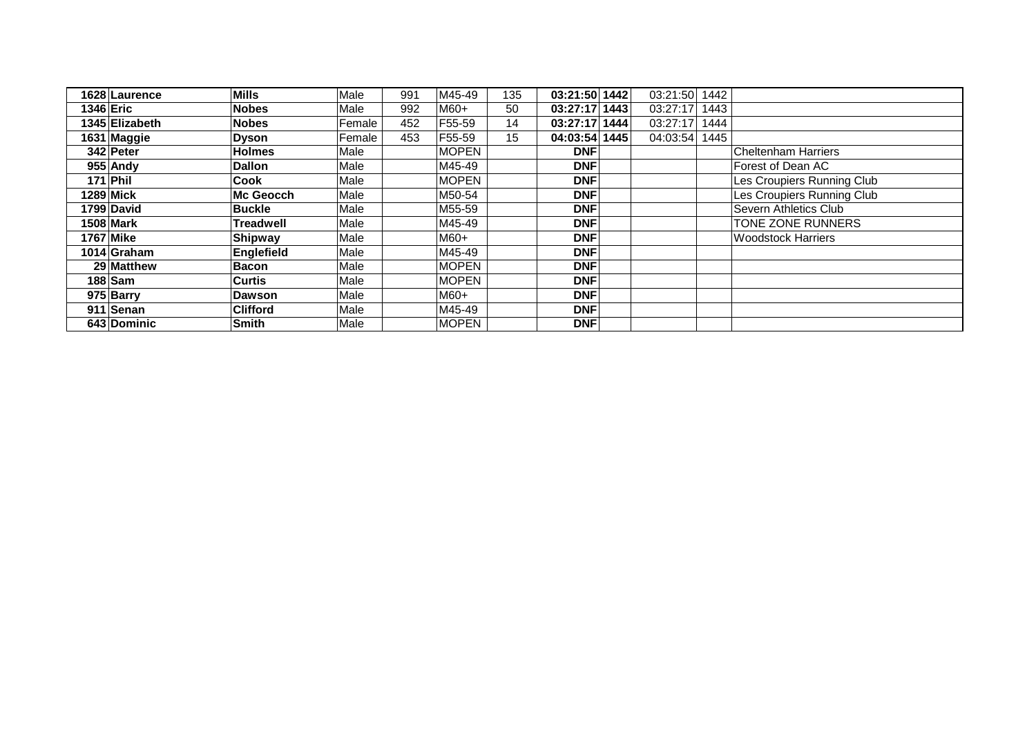| | | | | | | | | | | | |
|---|---|---|---|---|---|---|---|---|---|---|---|
| 1628 | **Laurence** | **Mills** | Male | 991 | M45-49 | 135 | **03:21:50** | **1442** | 03:21:50 | 1442 | |
| 1346 | **Eric** | **Nobes** | Male | 992 | M60+ | 50 | **03:27:17** | **1443** | 03:27:17 | 1443 | |
| 1345 | **Elizabeth** | **Nobes** | Female | 452 | F55-59 | 14 | **03:27:17** | **1444** | 03:27:17 | 1444 | |
| 1631 | **Maggie** | **Dyson** | Female | 453 | F55-59 | 15 | **04:03:54** | **1445** | 04:03:54 | 1445 | |
| 342 | **Peter** | **Holmes** | Male | | MOPEN | | **DNF** | | | | Cheltenham Harriers |
| 955 | **Andy** | **Dallon** | Male | | M45-49 | | **DNF** | | | | Forest of Dean AC |
| 171 | **Phil** | **Cook** | Male | | MOPEN | | **DNF** | | | | Les Croupiers Running Club |
| 1289 | **Mick** | **Mc Geocch** | Male | | M50-54 | | **DNF** | | | | Les Croupiers Running Club |
| 1799 | **David** | **Buckle** | Male | | M55-59 | | **DNF** | | | | Severn Athletics Club |
| 1508 | **Mark** | **Treadwell** | Male | | M45-49 | | **DNF** | | | | TONE ZONE RUNNERS |
| 1767 | **Mike** | **Shipway** | Male | | M60+ | | **DNF** | | | | Woodstock Harriers |
| 1014 | **Graham** | **Englefield** | Male | | M45-49 | | **DNF** | | | | |
| 29 | **Matthew** | **Bacon** | Male | | MOPEN | | **DNF** | | | | |
| 188 | **Sam** | **Curtis** | Male | | MOPEN | | **DNF** | | | | |
| 975 | **Barry** | **Dawson** | Male | | M60+ | | **DNF** | | | | |
| 911 | **Senan** | **Clifford** | Male | | M45-49 | | **DNF** | | | | |
| 643 | **Dominic** | **Smith** | Male | | MOPEN | | **DNF** | | | | |